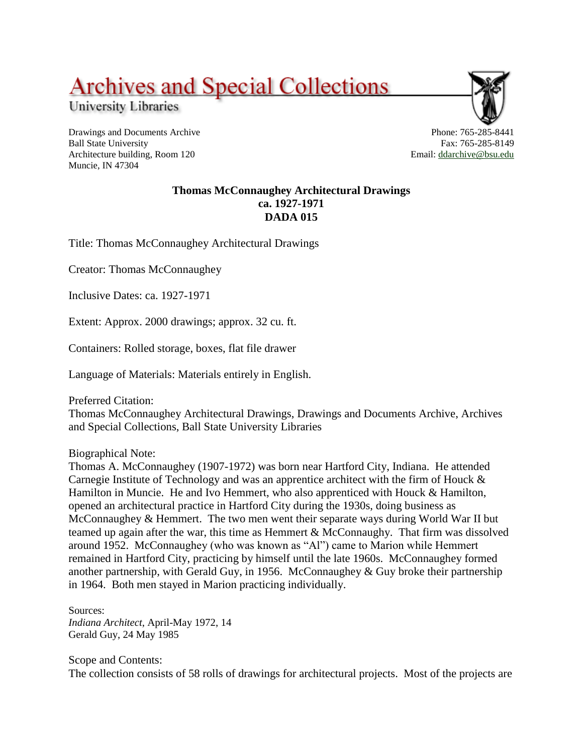# Archives and Special Collections

University Libraries

Drawings and Documents Archive
Ball State University
Architecture building, Room 120
Muncie, IN 47304

Phone: 765-285-8441
Fax: 765-285-8149
Email: ddarchive@bsu.edu

**Thomas McConnaughey Architectural Drawings**
**ca. 1927-1971**
**DADA 015**

Title: Thomas McConnaughey Architectural Drawings

Creator: Thomas McConnaughey

Inclusive Dates: ca. 1927-1971

Extent: Approx. 2000 drawings; approx. 32 cu. ft.

Containers: Rolled storage, boxes, flat file drawer

Language of Materials: Materials entirely in English.

Preferred Citation:
Thomas McConnaughey Architectural Drawings, Drawings and Documents Archive, Archives and Special Collections, Ball State University Libraries

Biographical Note:
Thomas A. McConnaughey (1907-1972) was born near Hartford City, Indiana. He attended Carnegie Institute of Technology and was an apprentice architect with the firm of Houck & Hamilton in Muncie. He and Ivo Hemmert, who also apprenticed with Houck & Hamilton, opened an architectural practice in Hartford City during the 1930s, doing business as McConnaughey & Hemmert. The two men went their separate ways during World War II but teamed up again after the war, this time as Hemmert & McConnaughy. That firm was dissolved around 1952. McConnaughey (who was known as "Al") came to Marion while Hemmert remained in Hartford City, practicing by himself until the late 1960s. McConnaughey formed another partnership, with Gerald Guy, in 1956. McConnaughey & Guy broke their partnership in 1964. Both men stayed in Marion practicing individually.

Sources:
*Indiana Architect*, April-May 1972, 14
Gerald Guy, 24 May 1985

Scope and Contents:
The collection consists of 58 rolls of drawings for architectural projects. Most of the projects are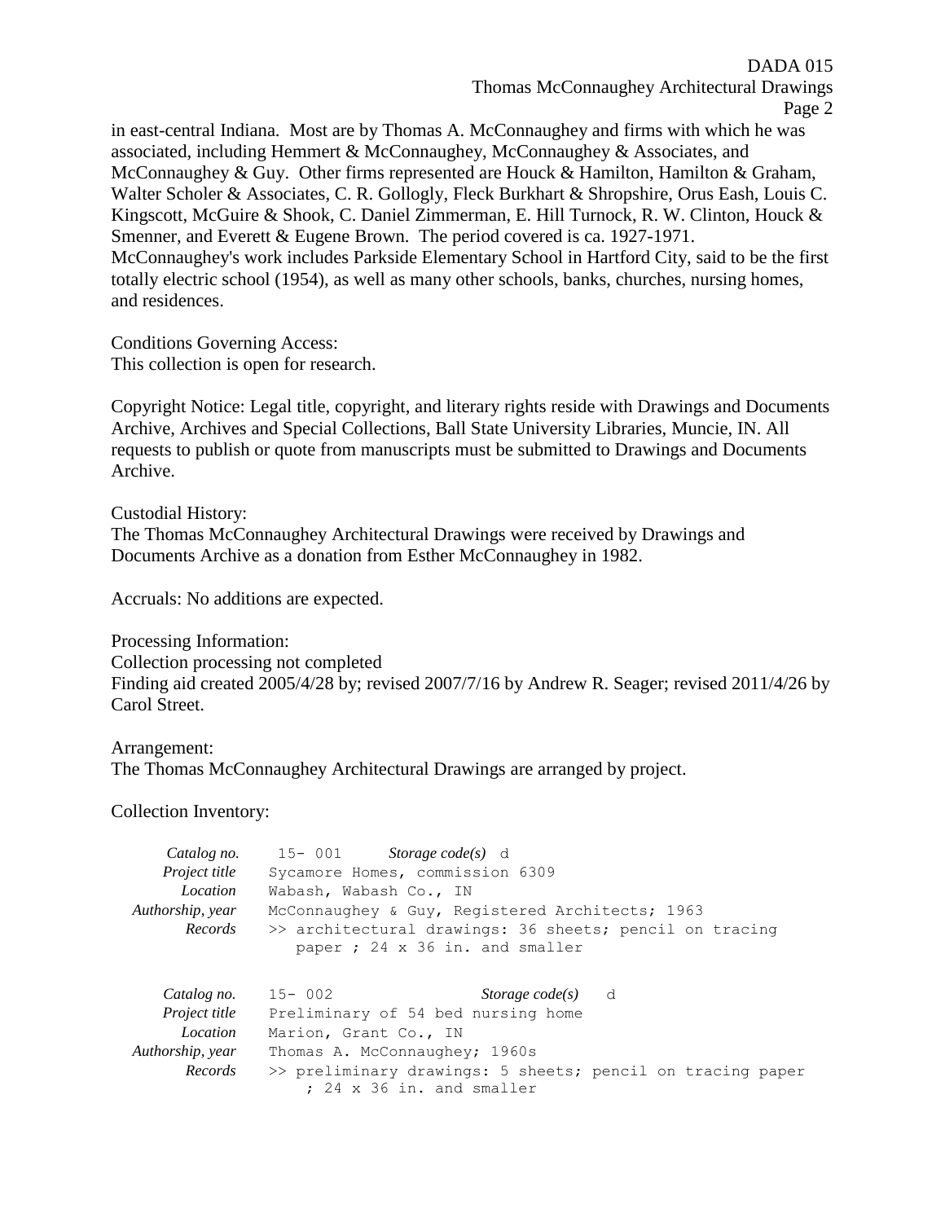in east-central Indiana. Most are by Thomas A. McConnaughey and firms with which he was associated, including Hemmert & McConnaughey, McConnaughey & Associates, and McConnaughey & Guy. Other firms represented are Houck & Hamilton, Hamilton & Graham, Walter Scholer & Associates, C. R. Gollogly, Fleck Burkhart & Shropshire, Orus Eash, Louis C. Kingscott, McGuire & Shook, C. Daniel Zimmerman, E. Hill Turnock, R. W. Clinton, Houck & Smenner, and Everett & Eugene Brown. The period covered is ca. 1927-1971. McConnaughey's work includes Parkside Elementary School in Hartford City, said to be the first totally electric school (1954), as well as many other schools, banks, churches, nursing homes, and residences.

Conditions Governing Access:
This collection is open for research.

Copyright Notice: Legal title, copyright, and literary rights reside with Drawings and Documents Archive, Archives and Special Collections, Ball State University Libraries, Muncie, IN. All requests to publish or quote from manuscripts must be submitted to Drawings and Documents Archive.

Custodial History:
The Thomas McConnaughey Architectural Drawings were received by Drawings and Documents Archive as a donation from Esther McConnaughey in 1982.

Accruals: No additions are expected.

Processing Information:
Collection processing not completed
Finding aid created 2005/4/28 by; revised 2007/7/16 by Andrew R. Seager; revised 2011/4/26 by Carol Street.

Arrangement:
The Thomas McConnaughey Architectural Drawings are arranged by project.

Collection Inventory:

*Catalog no.* 15- 001 *Storage code(s)* d
*Project title* Sycamore Homes, commission 6309
*Location* Wabash, Wabash Co., IN
*Authorship, year* McConnaughey & Guy, Registered Architects; 1963
*Records* >> architectural drawings: 36 sheets; pencil on tracing paper ; 24 x 36 in. and smaller

*Catalog no.* 15- 002 *Storage code(s)* d
*Project title* Preliminary of 54 bed nursing home
*Location* Marion, Grant Co., IN
*Authorship, year* Thomas A. McConnaughey; 1960s
*Records* >> preliminary drawings: 5 sheets; pencil on tracing paper ; 24 x 36 in. and smaller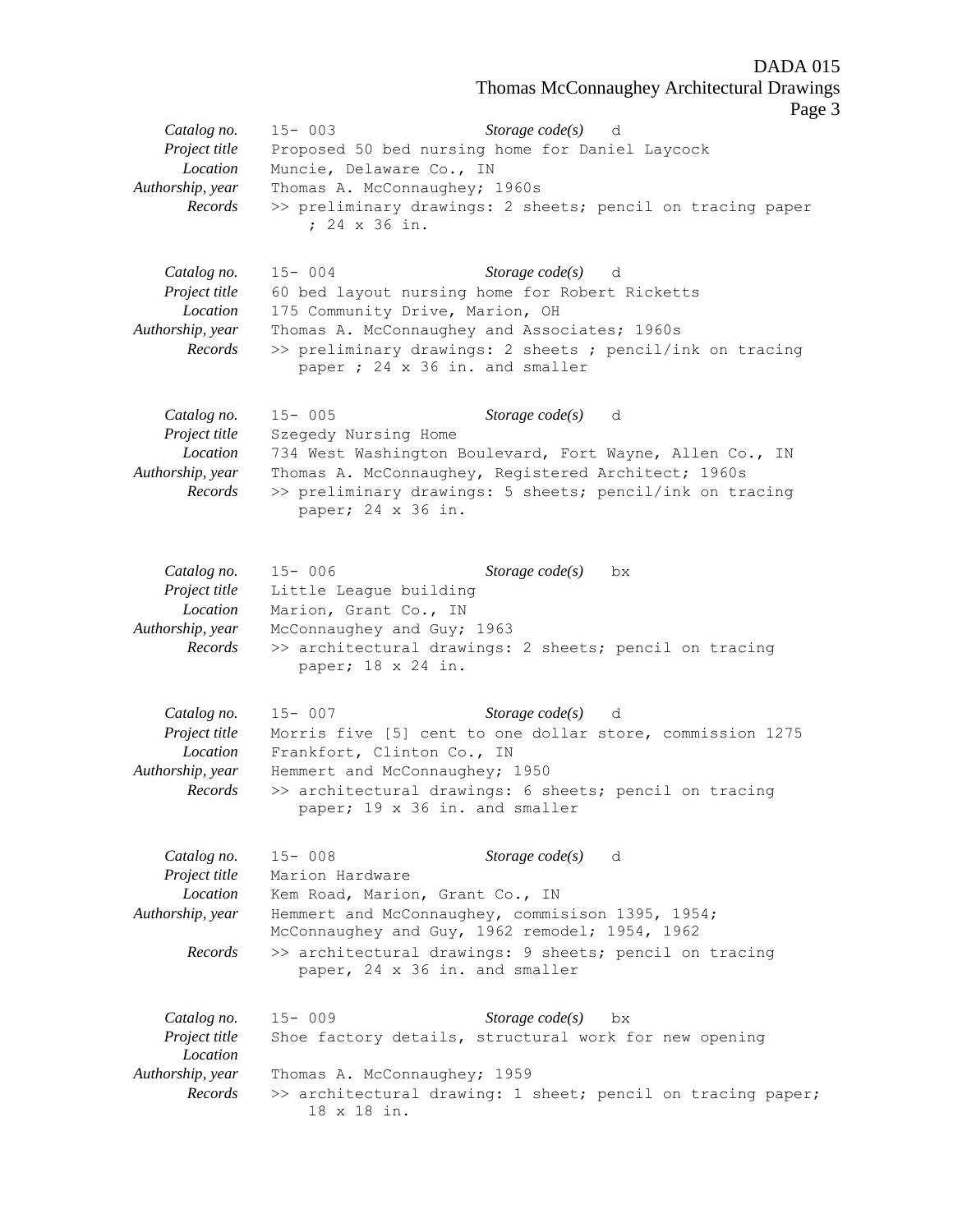| | |
|---|---|
| *Catalog no.* | 15- 003 *Storage code(s)* d |
| *Project title* | Proposed 50 bed nursing home for Daniel Laycock |
| *Location* | Muncie, Delaware Co., IN |
| *Authorship, year* | Thomas A. McConnaughey; 1960s |
| *Records* | >> preliminary drawings: 2 sheets; pencil on tracing paper ; 24 x 36 in. |

| | |
|---|---|
| *Catalog no.* | 15- 004 *Storage code(s)* d |
| *Project title* | 60 bed layout nursing home for Robert Ricketts |
| *Location* | 175 Community Drive, Marion, OH |
| *Authorship, year* | Thomas A. McConnaughey and Associates; 1960s |
| *Records* | >> preliminary drawings: 2 sheets ; pencil/ink on tracing paper ; 24 x 36 in. and smaller |

| | |
|---|---|
| *Catalog no.* | 15- 005 *Storage code(s)* d |
| *Project title* | Szegedy Nursing Home |
| *Location* | 734 West Washington Boulevard, Fort Wayne, Allen Co., IN |
| *Authorship, year* | Thomas A. McConnaughey, Registered Architect; 1960s |
| *Records* | >> preliminary drawings: 5 sheets; pencil/ink on tracing paper; 24 x 36 in. |

| | |
|---|---|
| *Catalog no.* | 15- 006 *Storage code(s)* bx |
| *Project title* | Little League building |
| *Location* | Marion, Grant Co., IN |
| *Authorship, year* | McConnaughey and Guy; 1963 |
| *Records* | >> architectural drawings: 2 sheets; pencil on tracing paper; 18 x 24 in. |

| | |
|---|---|
| *Catalog no.* | 15- 007 *Storage code(s)* d |
| *Project title* | Morris five [5] cent to one dollar store, commission 1275 |
| *Location* | Frankfort, Clinton Co., IN |
| *Authorship, year* | Hemmert and McConnaughey; 1950 |
| *Records* | >> architectural drawings: 6 sheets; pencil on tracing paper; 19 x 36 in. and smaller |

| | |
|---|---|
| *Catalog no.* | 15- 008 *Storage code(s)* d |
| *Project title* | Marion Hardware |
| *Location* | Kem Road, Marion, Grant Co., IN |
| *Authorship, year* | Hemmert and McConnaughey, commisison 1395, 1954; McConnaughey and Guy, 1962 remodel; 1954, 1962 |
| *Records* | >> architectural drawings: 9 sheets; pencil on tracing paper, 24 x 36 in. and smaller |

| | |
|---|---|
| *Catalog no.* | 15- 009 *Storage code(s)* bx |
| *Project title* | Shoe factory details, structural work for new opening |
| *Location* | |
| *Authorship, year* | Thomas A. McConnaughey; 1959 |
| *Records* | >> architectural drawing: 1 sheet; pencil on tracing paper; 18 x 18 in. |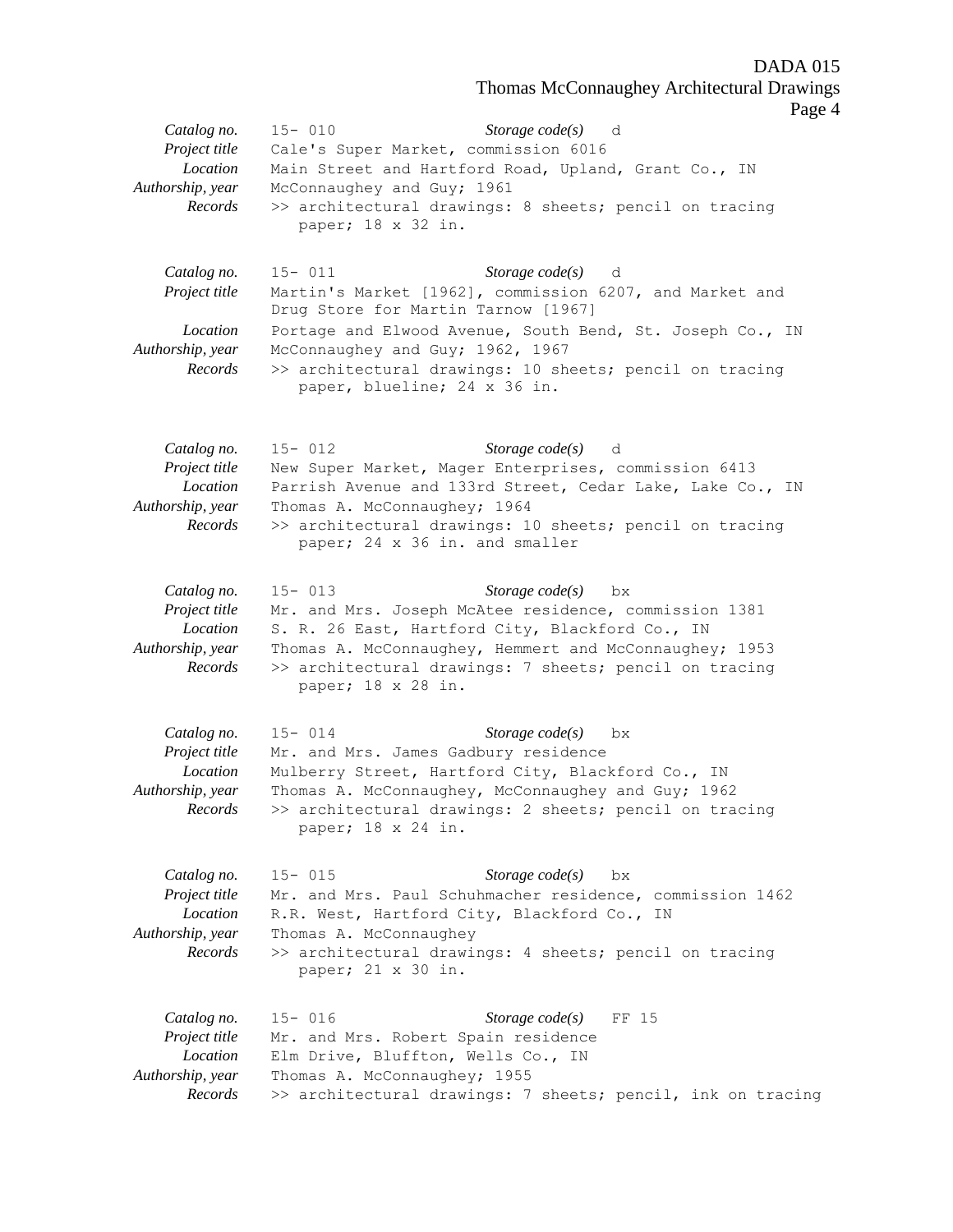*Catalog no.* 15- 010 *Storage code(s)* d
*Project title* Cale's Super Market, commission 6016
*Location* Main Street and Hartford Road, Upland, Grant Co., IN
*Authorship, year* McConnaughey and Guy; 1961
*Records* >> architectural drawings: 8 sheets; pencil on tracing paper; 18 x 32 in.

*Catalog no.* 15- 011 *Storage code(s)* d
*Project title* Martin's Market [1962], commission 6207, and Market and Drug Store for Martin Tarnow [1967]
*Location* Portage and Elwood Avenue, South Bend, St. Joseph Co., IN
*Authorship, year* McConnaughey and Guy; 1962, 1967
*Records* >> architectural drawings: 10 sheets; pencil on tracing paper, blueline; 24 x 36 in.

*Catalog no.* 15- 012 *Storage code(s)* d
*Project title* New Super Market, Mager Enterprises, commission 6413
*Location* Parrish Avenue and 133rd Street, Cedar Lake, Lake Co., IN
*Authorship, year* Thomas A. McConnaughey; 1964
*Records* >> architectural drawings: 10 sheets; pencil on tracing paper; 24 x 36 in. and smaller

*Catalog no.* 15- 013 *Storage code(s)* bx
*Project title* Mr. and Mrs. Joseph McAtee residence, commission 1381
*Location* S. R. 26 East, Hartford City, Blackford Co., IN
*Authorship, year* Thomas A. McConnaughey, Hemmert and McConnaughey; 1953
*Records* >> architectural drawings: 7 sheets; pencil on tracing paper; 18 x 28 in.

*Catalog no.* 15- 014 *Storage code(s)* bx
*Project title* Mr. and Mrs. James Gadbury residence
*Location* Mulberry Street, Hartford City, Blackford Co., IN
*Authorship, year* Thomas A. McConnaughey, McConnaughey and Guy; 1962
*Records* >> architectural drawings: 2 sheets; pencil on tracing paper; 18 x 24 in.

*Catalog no.* 15- 015 *Storage code(s)* bx
*Project title* Mr. and Mrs. Paul Schuhmacher residence, commission 1462
*Location* R.R. West, Hartford City, Blackford Co., IN
*Authorship, year* Thomas A. McConnaughey
*Records* >> architectural drawings: 4 sheets; pencil on tracing paper; 21 x 30 in.

*Catalog no.* 15- 016 *Storage code(s)* FF 15
*Project title* Mr. and Mrs. Robert Spain residence
*Location* Elm Drive, Bluffton, Wells Co., IN
*Authorship, year* Thomas A. McConnaughey; 1955
*Records* >> architectural drawings: 7 sheets; pencil, ink on tracing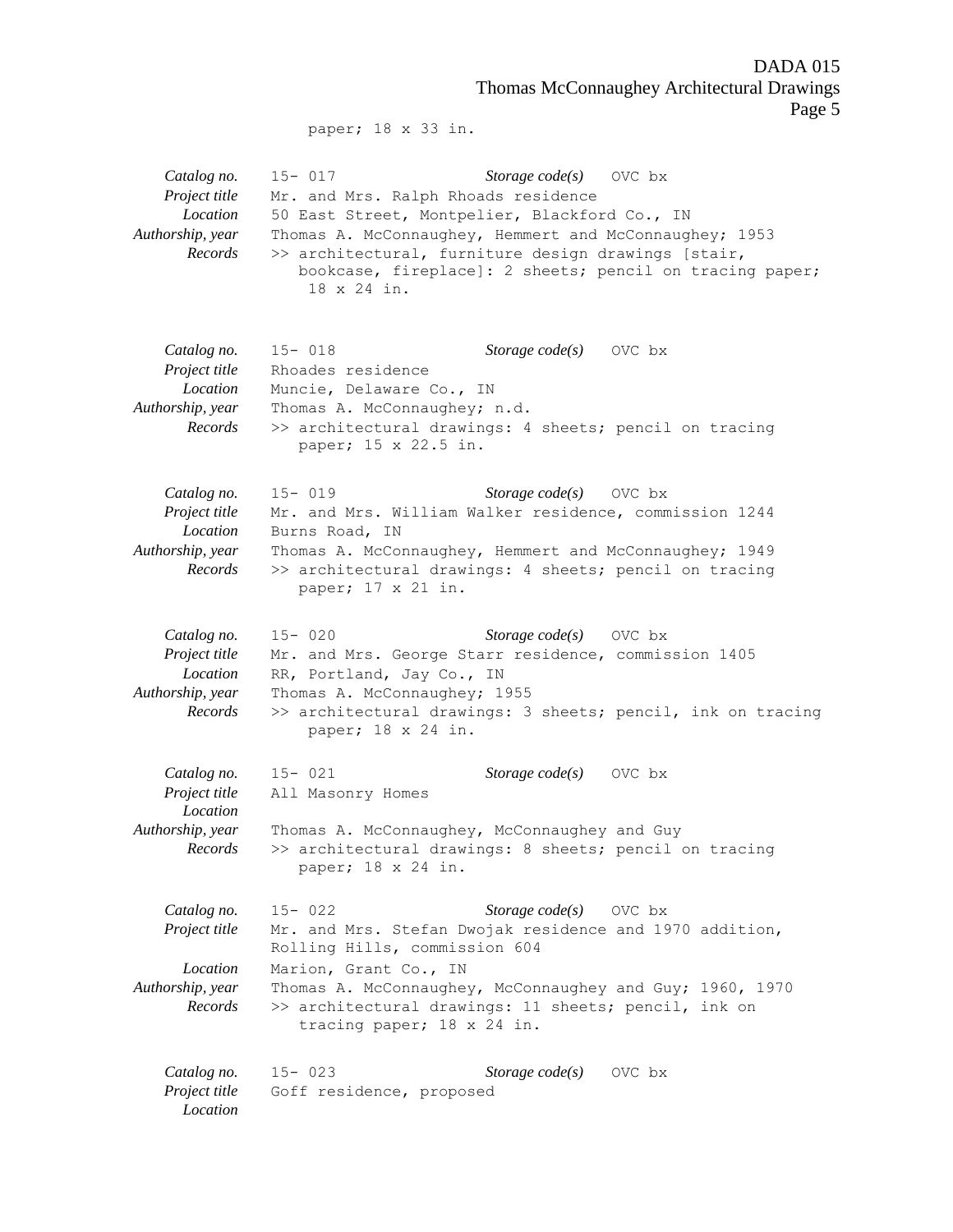paper; 18 x 33 in.

*Catalog no.* 15- 017 *Storage code(s)* OVC bx
*Project title* Mr. and Mrs. Ralph Rhoads residence
*Location* 50 East Street, Montpelier, Blackford Co., IN
*Authorship, year* Thomas A. McConnaughey, Hemmert and McConnaughey; 1953
*Records* >> architectural, furniture design drawings [stair, bookcase, fireplace]: 2 sheets; pencil on tracing paper; 18 x 24 in.

*Catalog no.* 15- 018 *Storage code(s)* OVC bx
*Project title* Rhoades residence
*Location* Muncie, Delaware Co., IN
*Authorship, year* Thomas A. McConnaughey; n.d.
*Records* >> architectural drawings: 4 sheets; pencil on tracing paper; 15 x 22.5 in.

*Catalog no.* 15- 019 *Storage code(s)* OVC bx
*Project title* Mr. and Mrs. William Walker residence, commission 1244
*Location* Burns Road, IN
*Authorship, year* Thomas A. McConnaughey, Hemmert and McConnaughey; 1949
*Records* >> architectural drawings: 4 sheets; pencil on tracing paper; 17 x 21 in.

*Catalog no.* 15- 020 *Storage code(s)* OVC bx
*Project title* Mr. and Mrs. George Starr residence, commission 1405
*Location* RR, Portland, Jay Co., IN
*Authorship, year* Thomas A. McConnaughey; 1955
*Records* >> architectural drawings: 3 sheets; pencil, ink on tracing paper; 18 x 24 in.

*Catalog no.* 15- 021 *Storage code(s)* OVC bx
*Project title* All Masonry Homes
*Location*
*Authorship, year* Thomas A. McConnaughey, McConnaughey and Guy
*Records* >> architectural drawings: 8 sheets; pencil on tracing paper; 18 x 24 in.

*Catalog no.* 15- 022 *Storage code(s)* OVC bx
*Project title* Mr. and Mrs. Stefan Dwojak residence and 1970 addition, Rolling Hills, commission 604
*Location* Marion, Grant Co., IN
*Authorship, year* Thomas A. McConnaughey, McConnaughey and Guy; 1960, 1970
*Records* >> architectural drawings: 11 sheets; pencil, ink on tracing paper; 18 x 24 in.

*Catalog no.* 15- 023 *Storage code(s)* OVC bx
*Project title* Goff residence, proposed
*Location*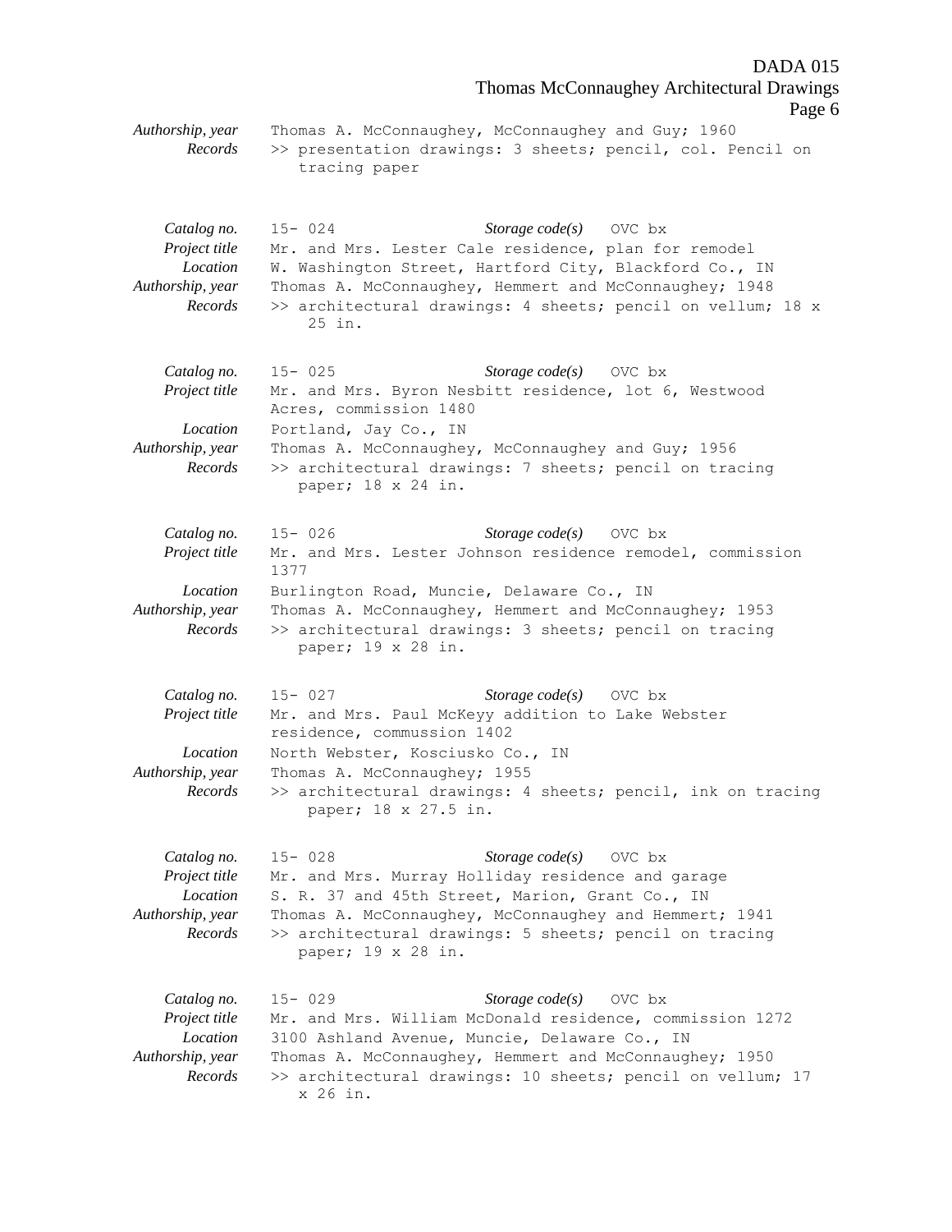*Authorship, year* Thomas A. McConnaughey, McConnaughey and Guy; 1960
*Records* >> presentation drawings: 3 sheets; pencil, col. Pencil on tracing paper

*Catalog no.* 15- 024 *Storage code(s)* OVC bx
*Project title* Mr. and Mrs. Lester Cale residence, plan for remodel
*Location* W. Washington Street, Hartford City, Blackford Co., IN
*Authorship, year* Thomas A. McConnaughey, Hemmert and McConnaughey; 1948
*Records* >> architectural drawings: 4 sheets; pencil on vellum; 18 x 25 in.

*Catalog no.* 15- 025 *Storage code(s)* OVC bx
*Project title* Mr. and Mrs. Byron Nesbitt residence, lot 6, Westwood Acres, commission 1480
*Location* Portland, Jay Co., IN
*Authorship, year* Thomas A. McConnaughey, McConnaughey and Guy; 1956
*Records* >> architectural drawings: 7 sheets; pencil on tracing paper; 18 x 24 in.

*Catalog no.* 15- 026 *Storage code(s)* OVC bx
*Project title* Mr. and Mrs. Lester Johnson residence remodel, commission 1377
*Location* Burlington Road, Muncie, Delaware Co., IN
*Authorship, year* Thomas A. McConnaughey, Hemmert and McConnaughey; 1953
*Records* >> architectural drawings: 3 sheets; pencil on tracing paper; 19 x 28 in.

*Catalog no.* 15- 027 *Storage code(s)* OVC bx
*Project title* Mr. and Mrs. Paul McKeyy addition to Lake Webster residence, commussion 1402
*Location* North Webster, Kosciusko Co., IN
*Authorship, year* Thomas A. McConnaughey; 1955
*Records* >> architectural drawings: 4 sheets; pencil, ink on tracing paper; 18 x 27.5 in.

*Catalog no.* 15- 028 *Storage code(s)* OVC bx
*Project title* Mr. and Mrs. Murray Holliday residence and garage
*Location* S. R. 37 and 45th Street, Marion, Grant Co., IN
*Authorship, year* Thomas A. McConnaughey, McConnaughey and Hemmert; 1941
*Records* >> architectural drawings: 5 sheets; pencil on tracing paper; 19 x 28 in.

*Catalog no.* 15- 029 *Storage code(s)* OVC bx
*Project title* Mr. and Mrs. William McDonald residence, commission 1272
*Location* 3100 Ashland Avenue, Muncie, Delaware Co., IN
*Authorship, year* Thomas A. McConnaughey, Hemmert and McConnaughey; 1950
*Records* >> architectural drawings: 10 sheets; pencil on vellum; 17 x 26 in.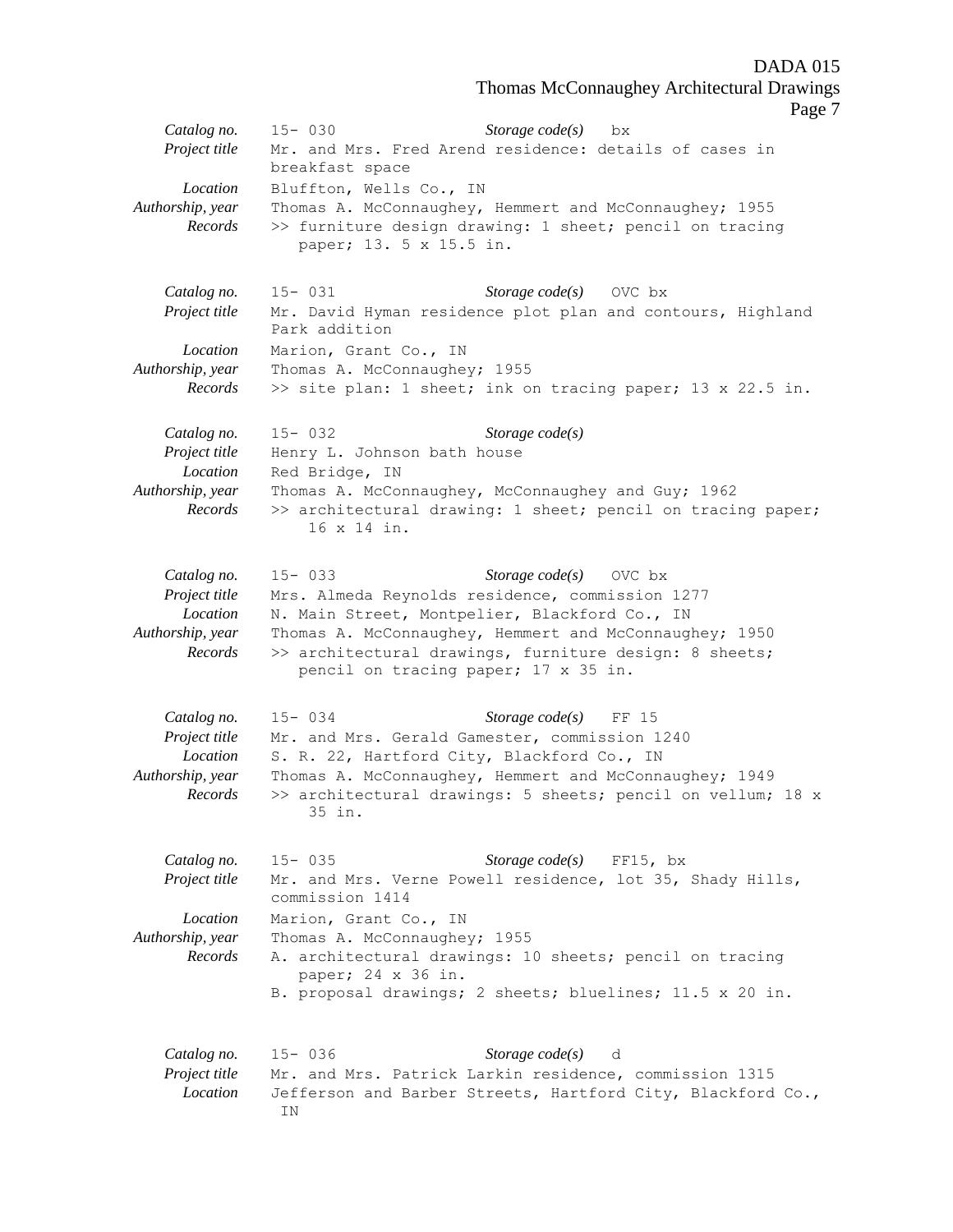*Catalog no.* 15- 030 *Storage code(s)* bx
*Project title* Mr. and Mrs. Fred Arend residence: details of cases in breakfast space
*Location* Bluffton, Wells Co., IN
*Authorship, year* Thomas A. McConnaughey, Hemmert and McConnaughey; 1955
*Records* >> furniture design drawing: 1 sheet; pencil on tracing paper; 13. 5 x 15.5 in.

*Catalog no.* 15- 031 *Storage code(s)* OVC bx
*Project title* Mr. David Hyman residence plot plan and contours, Highland Park addition
*Location* Marion, Grant Co., IN
*Authorship, year* Thomas A. McConnaughey; 1955
*Records* >> site plan: 1 sheet; ink on tracing paper; 13 x 22.5 in.

*Catalog no.* 15- 032 *Storage code(s)*
*Project title* Henry L. Johnson bath house
*Location* Red Bridge, IN
*Authorship, year* Thomas A. McConnaughey, McConnaughey and Guy; 1962
*Records* >> architectural drawing: 1 sheet; pencil on tracing paper; 16 x 14 in.

*Catalog no.* 15- 033 *Storage code(s)* OVC bx
*Project title* Mrs. Almeda Reynolds residence, commission 1277
*Location* N. Main Street, Montpelier, Blackford Co., IN
*Authorship, year* Thomas A. McConnaughey, Hemmert and McConnaughey; 1950
*Records* >> architectural drawings, furniture design: 8 sheets; pencil on tracing paper; 17 x 35 in.

*Catalog no.* 15- 034 *Storage code(s)* FF 15
*Project title* Mr. and Mrs. Gerald Gamester, commission 1240
*Location* S. R. 22, Hartford City, Blackford Co., IN
*Authorship, year* Thomas A. McConnaughey, Hemmert and McConnaughey; 1949
*Records* >> architectural drawings: 5 sheets; pencil on vellum; 18 x 35 in.

*Catalog no.* 15- 035 *Storage code(s)* FF15, bx
*Project title* Mr. and Mrs. Verne Powell residence, lot 35, Shady Hills, commission 1414
*Location* Marion, Grant Co., IN
*Authorship, year* Thomas A. McConnaughey; 1955
*Records* A. architectural drawings: 10 sheets; pencil on tracing paper; 24 x 36 in.
B. proposal drawings; 2 sheets; bluelines; 11.5 x 20 in.

*Catalog no.* 15- 036 *Storage code(s)* d
*Project title* Mr. and Mrs. Patrick Larkin residence, commission 1315
*Location* Jefferson and Barber Streets, Hartford City, Blackford Co., IN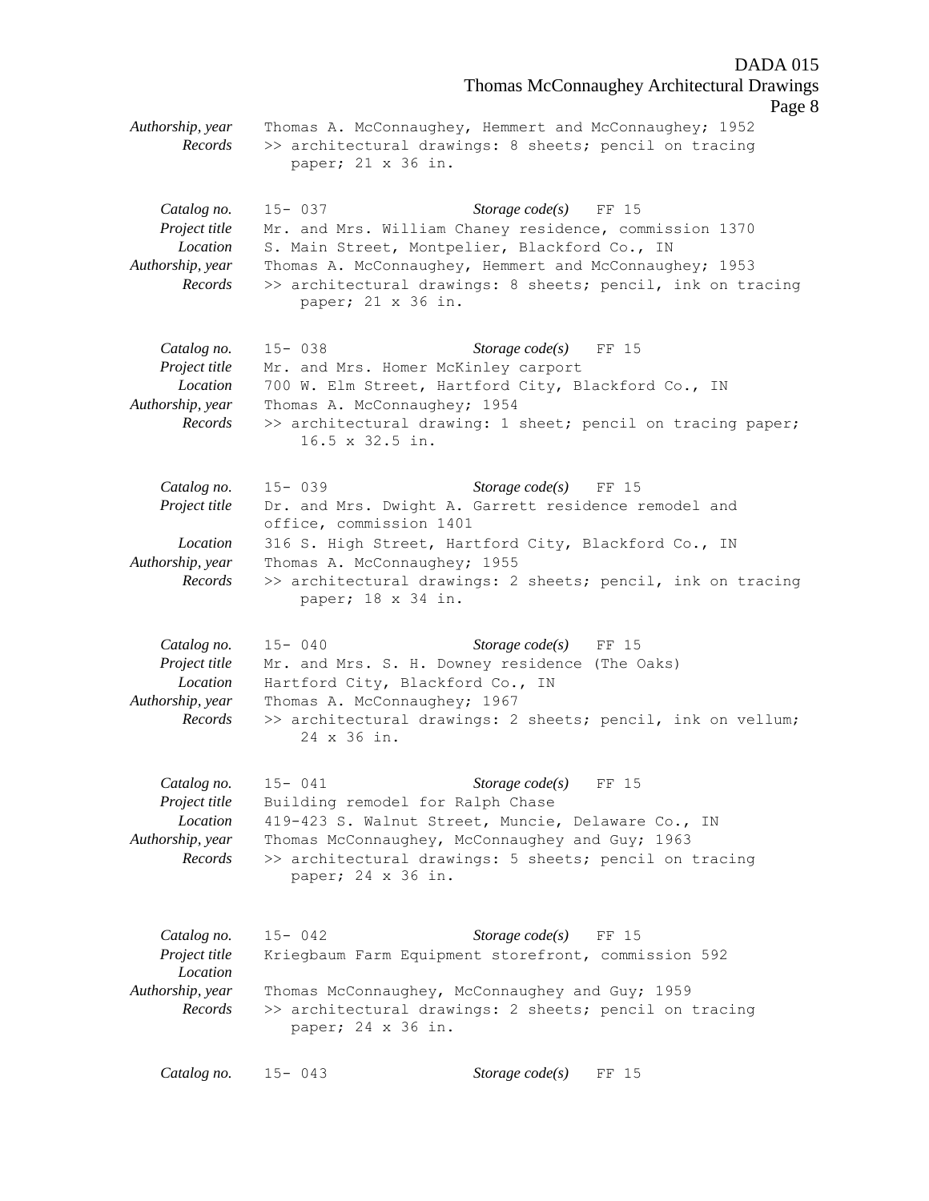*Authorship, year* Thomas A. McConnaughey, Hemmert and McConnaughey; 1952
*Records* >> architectural drawings: 8 sheets; pencil on tracing paper; 21 x 36 in.

*Catalog no.* 15- 037 *Storage code(s)* FF 15
*Project title* Mr. and Mrs. William Chaney residence, commission 1370
*Location* S. Main Street, Montpelier, Blackford Co., IN
*Authorship, year* Thomas A. McConnaughey, Hemmert and McConnaughey; 1953
*Records* >> architectural drawings: 8 sheets; pencil, ink on tracing paper; 21 x 36 in.

*Catalog no.* 15- 038 *Storage code(s)* FF 15
*Project title* Mr. and Mrs. Homer McKinley carport
*Location* 700 W. Elm Street, Hartford City, Blackford Co., IN
*Authorship, year* Thomas A. McConnaughey; 1954
*Records* >> architectural drawing: 1 sheet; pencil on tracing paper; 16.5 x 32.5 in.

*Catalog no.* 15- 039 *Storage code(s)* FF 15
*Project title* Dr. and Mrs. Dwight A. Garrett residence remodel and office, commission 1401
*Location* 316 S. High Street, Hartford City, Blackford Co., IN
*Authorship, year* Thomas A. McConnaughey; 1955
*Records* >> architectural drawings: 2 sheets; pencil, ink on tracing paper; 18 x 34 in.

*Catalog no.* 15- 040 *Storage code(s)* FF 15
*Project title* Mr. and Mrs. S. H. Downey residence (The Oaks)
*Location* Hartford City, Blackford Co., IN
*Authorship, year* Thomas A. McConnaughey; 1967
*Records* >> architectural drawings: 2 sheets; pencil, ink on vellum; 24 x 36 in.

*Catalog no.* 15- 041 *Storage code(s)* FF 15
*Project title* Building remodel for Ralph Chase
*Location* 419-423 S. Walnut Street, Muncie, Delaware Co., IN
*Authorship, year* Thomas McConnaughey, McConnaughey and Guy; 1963
*Records* >> architectural drawings: 5 sheets; pencil on tracing paper; 24 x 36 in.

*Catalog no.* 15- 042 *Storage code(s)* FF 15
*Project title* Kriegbaum Farm Equipment storefront, commission 592
*Location*
*Authorship, year* Thomas McConnaughey, McConnaughey and Guy; 1959
*Records* >> architectural drawings: 2 sheets; pencil on tracing paper; 24 x 36 in.

*Catalog no.* 15- 043 *Storage code(s)* FF 15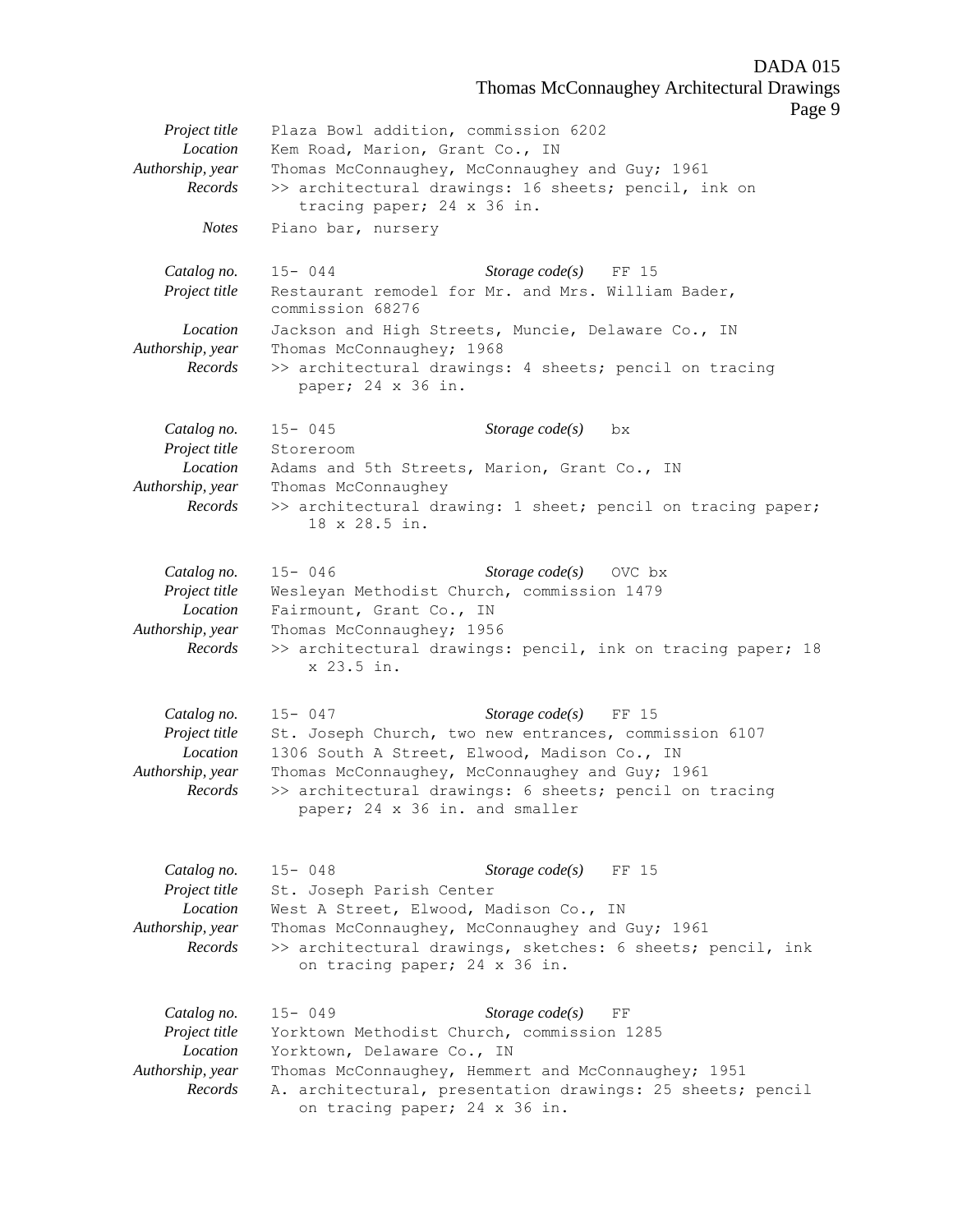*Project title* Plaza Bowl addition, commission 6202
*Location* Kem Road, Marion, Grant Co., IN
*Authorship, year* Thomas McConnaughey, McConnaughey and Guy; 1961
*Records* >> architectural drawings: 16 sheets; pencil, ink on tracing paper; 24 x 36 in.
*Notes* Piano bar, nursery

*Catalog no.* 15- 044 *Storage code(s)* FF 15
*Project title* Restaurant remodel for Mr. and Mrs. William Bader, commission 68276
*Location* Jackson and High Streets, Muncie, Delaware Co., IN
*Authorship, year* Thomas McConnaughey; 1968
*Records* >> architectural drawings: 4 sheets; pencil on tracing paper; 24 x 36 in.

*Catalog no.* 15- 045 *Storage code(s)* bx
*Project title* Storeroom
*Location* Adams and 5th Streets, Marion, Grant Co., IN
*Authorship, year* Thomas McConnaughey
*Records* >> architectural drawing: 1 sheet; pencil on tracing paper; 18 x 28.5 in.

*Catalog no.* 15- 046 *Storage code(s)* OVC bx
*Project title* Wesleyan Methodist Church, commission 1479
*Location* Fairmount, Grant Co., IN
*Authorship, year* Thomas McConnaughey; 1956
*Records* >> architectural drawings: pencil, ink on tracing paper; 18 x 23.5 in.

*Catalog no.* 15- 047 *Storage code(s)* FF 15
*Project title* St. Joseph Church, two new entrances, commission 6107
*Location* 1306 South A Street, Elwood, Madison Co., IN
*Authorship, year* Thomas McConnaughey, McConnaughey and Guy; 1961
*Records* >> architectural drawings: 6 sheets; pencil on tracing paper; 24 x 36 in. and smaller

*Catalog no.* 15- 048 *Storage code(s)* FF 15
*Project title* St. Joseph Parish Center
*Location* West A Street, Elwood, Madison Co., IN
*Authorship, year* Thomas McConnaughey, McConnaughey and Guy; 1961
*Records* >> architectural drawings, sketches: 6 sheets; pencil, ink on tracing paper; 24 x 36 in.

*Catalog no.* 15- 049 *Storage code(s)* FF
*Project title* Yorktown Methodist Church, commission 1285
*Location* Yorktown, Delaware Co., IN
*Authorship, year* Thomas McConnaughey, Hemmert and McConnaughey; 1951
*Records* A. architectural, presentation drawings: 25 sheets; pencil on tracing paper; 24 x 36 in.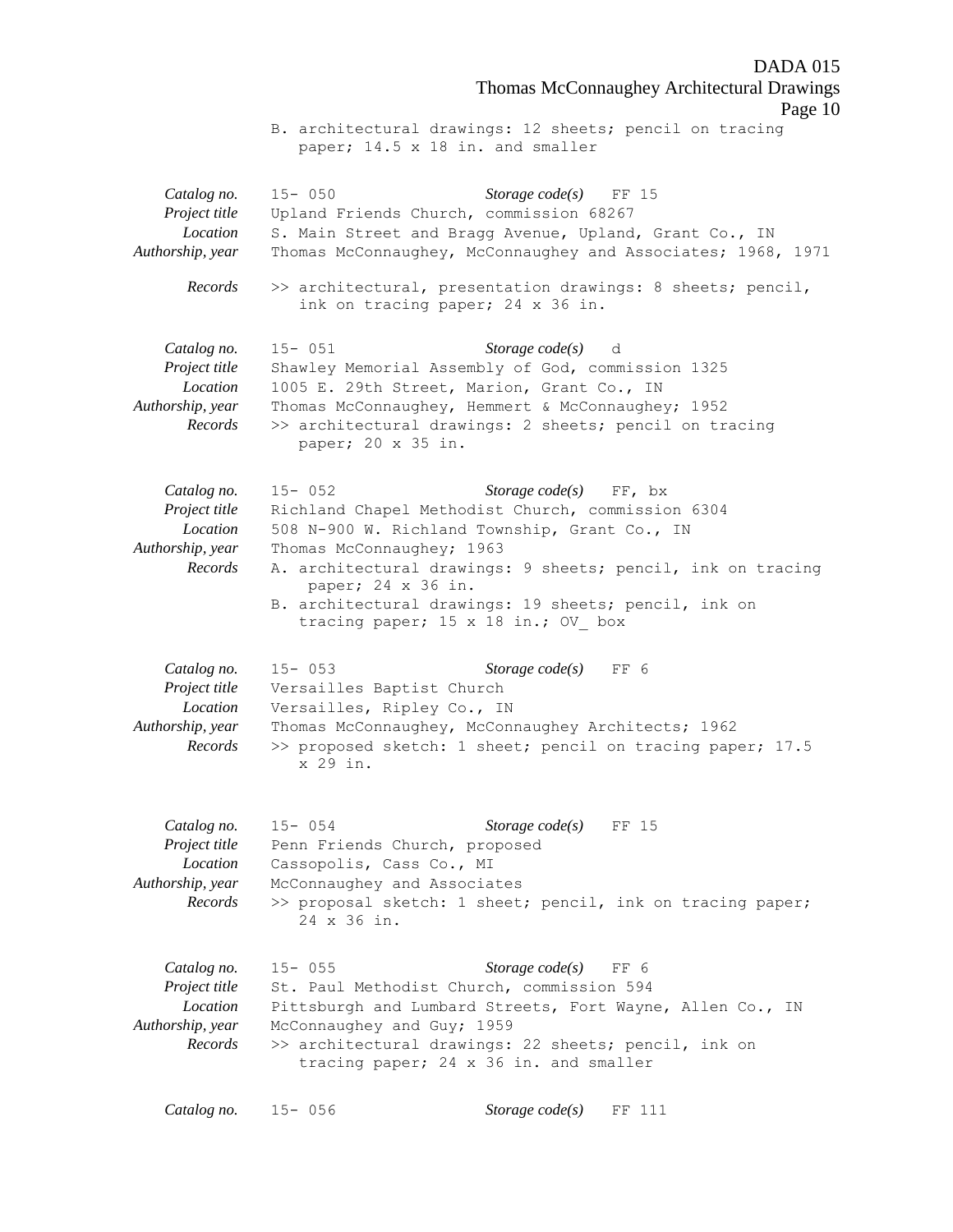B. architectural drawings: 12 sheets; pencil on tracing paper; 14.5 x 18 in. and smaller

| | |
|---|---|
| *Catalog no.* | 15- 050 &nbsp;&nbsp;&nbsp; *Storage code(s)* FF 15 |
| *Project title* | Upland Friends Church, commission 68267 |
| *Location* | S. Main Street and Bragg Avenue, Upland, Grant Co., IN |
| *Authorship, year* | Thomas McConnaughey, McConnaughey and Associates; 1968, 1971 |
| *Records* | >> architectural, presentation drawings: 8 sheets; pencil, ink on tracing paper; 24 x 36 in. |

| | |
|---|---|
| *Catalog no.* | 15- 051 &nbsp;&nbsp;&nbsp; *Storage code(s)* d |
| *Project title* | Shawley Memorial Assembly of God, commission 1325 |
| *Location* | 1005 E. 29th Street, Marion, Grant Co., IN |
| *Authorship, year* | Thomas McConnaughey, Hemmert & McConnaughey; 1952 |
| *Records* | >> architectural drawings: 2 sheets; pencil on tracing paper; 20 x 35 in. |

| | |
|---|---|
| *Catalog no.* | 15- 052 &nbsp;&nbsp;&nbsp; *Storage code(s)* FF, bx |
| *Project title* | Richland Chapel Methodist Church, commission 6304 |
| *Location* | 508 N-900 W. Richland Township, Grant Co., IN |
| *Authorship, year* | Thomas McConnaughey; 1963 |
| *Records* | A. architectural drawings: 9 sheets; pencil, ink on tracing paper; 24 x 36 in.<br>B. architectural drawings: 19 sheets; pencil, ink on tracing paper; 15 x 18 in.; OV_ box |

| | |
|---|---|
| *Catalog no.* | 15- 053 &nbsp;&nbsp;&nbsp; *Storage code(s)* FF 6 |
| *Project title* | Versailles Baptist Church |
| *Location* | Versailles, Ripley Co., IN |
| *Authorship, year* | Thomas McConnaughey, McConnaughey Architects; 1962 |
| *Records* | >> proposed sketch: 1 sheet; pencil on tracing paper; 17.5 x 29 in. |

| | |
|---|---|
| *Catalog no.* | 15- 054 &nbsp;&nbsp;&nbsp; *Storage code(s)* FF 15 |
| *Project title* | Penn Friends Church, proposed |
| *Location* | Cassopolis, Cass Co., MI |
| *Authorship, year* | McConnaughey and Associates |
| *Records* | >> proposal sketch: 1 sheet; pencil, ink on tracing paper; 24 x 36 in. |

| | |
|---|---|
| *Catalog no.* | 15- 055 &nbsp;&nbsp;&nbsp; *Storage code(s)* FF 6 |
| *Project title* | St. Paul Methodist Church, commission 594 |
| *Location* | Pittsburgh and Lumbard Streets, Fort Wayne, Allen Co., IN |
| *Authorship, year* | McConnaughey and Guy; 1959 |
| *Records* | >> architectural drawings: 22 sheets; pencil, ink on tracing paper; 24 x 36 in. and smaller |

| | |
|---|---|
| *Catalog no.* | 15- 056 &nbsp;&nbsp;&nbsp; *Storage code(s)* FF 111 |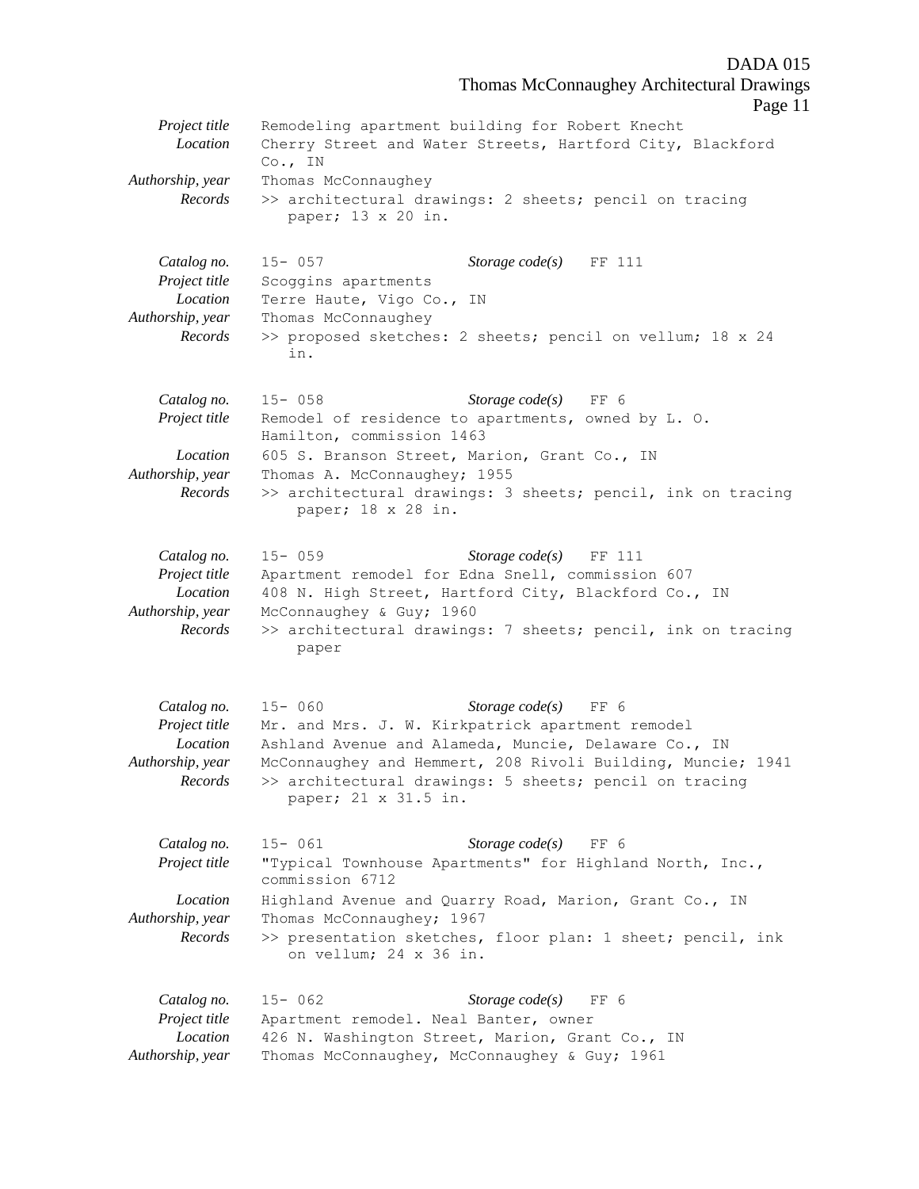*Project title* Remodeling apartment building for Robert Knecht
*Location* Cherry Street and Water Streets, Hartford City, Blackford Co., IN
*Authorship, year* Thomas McConnaughey
*Records* >> architectural drawings: 2 sheets; pencil on tracing paper; 13 x 20 in.

*Catalog no.* 15- 057 *Storage code(s)* FF 111
*Project title* Scoggins apartments
*Location* Terre Haute, Vigo Co., IN
*Authorship, year* Thomas McConnaughey
*Records* >> proposed sketches: 2 sheets; pencil on vellum; 18 x 24 in.

*Catalog no.* 15- 058 *Storage code(s)* FF 6
*Project title* Remodel of residence to apartments, owned by L. O. Hamilton, commission 1463
*Location* 605 S. Branson Street, Marion, Grant Co., IN
*Authorship, year* Thomas A. McConnaughey; 1955
*Records* >> architectural drawings: 3 sheets; pencil, ink on tracing paper; 18 x 28 in.

*Catalog no.* 15- 059 *Storage code(s)* FF 111
*Project title* Apartment remodel for Edna Snell, commission 607
*Location* 408 N. High Street, Hartford City, Blackford Co., IN
*Authorship, year* McConnaughey & Guy; 1960
*Records* >> architectural drawings: 7 sheets; pencil, ink on tracing paper

*Catalog no.* 15- 060 *Storage code(s)* FF 6
*Project title* Mr. and Mrs. J. W. Kirkpatrick apartment remodel
*Location* Ashland Avenue and Alameda, Muncie, Delaware Co., IN
*Authorship, year* McConnaughey and Hemmert, 208 Rivoli Building, Muncie; 1941
*Records* >> architectural drawings: 5 sheets; pencil on tracing paper; 21 x 31.5 in.

*Catalog no.* 15- 061 *Storage code(s)* FF 6
*Project title* "Typical Townhouse Apartments" for Highland North, Inc., commission 6712
*Location* Highland Avenue and Quarry Road, Marion, Grant Co., IN
*Authorship, year* Thomas McConnaughey; 1967
*Records* >> presentation sketches, floor plan: 1 sheet; pencil, ink on vellum; 24 x 36 in.

*Catalog no.* 15- 062 *Storage code(s)* FF 6
*Project title* Apartment remodel. Neal Banter, owner
*Location* 426 N. Washington Street, Marion, Grant Co., IN
*Authorship, year* Thomas McConnaughey, McConnaughey & Guy; 1961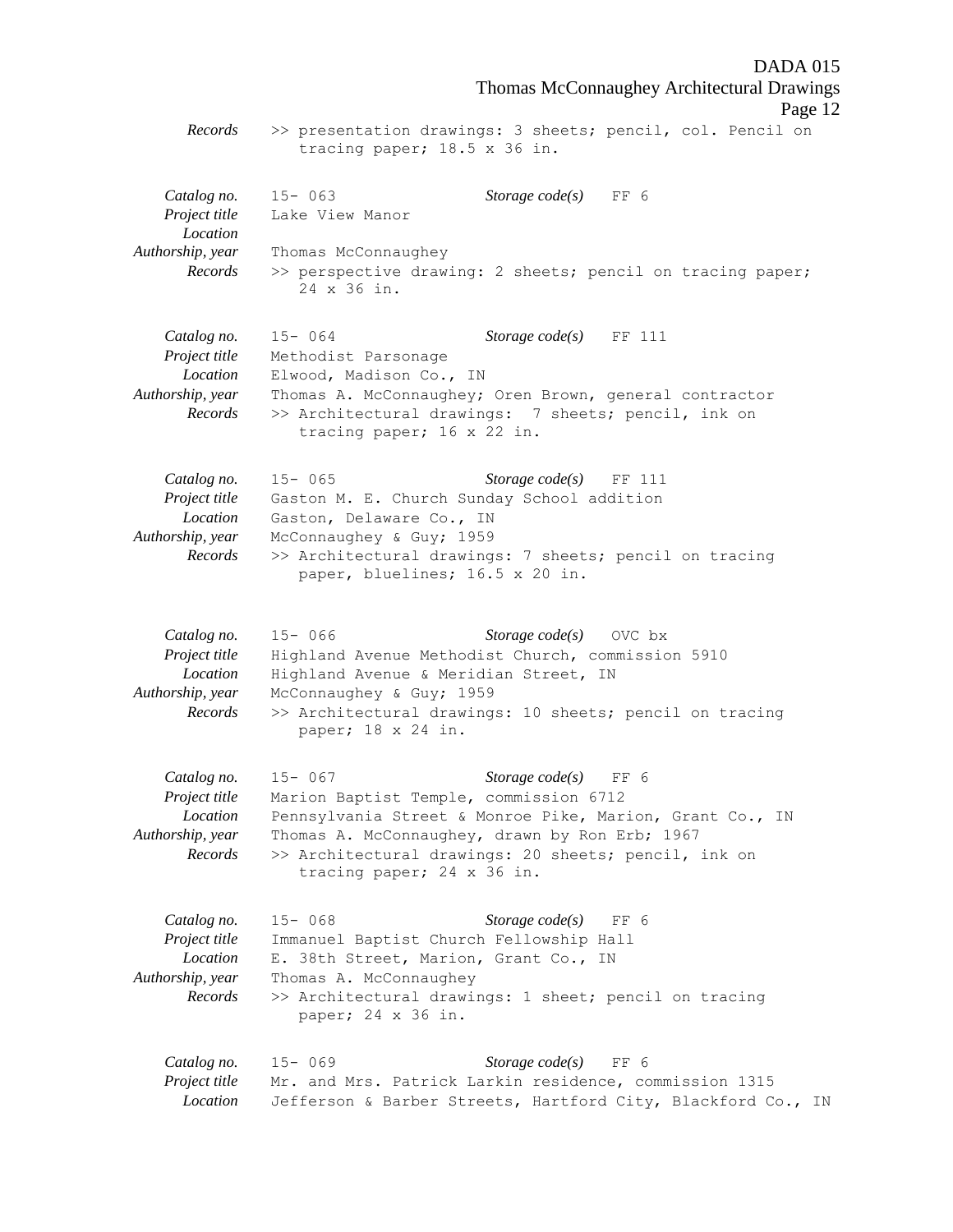*Records* >> presentation drawings: 3 sheets; pencil, col. Pencil on tracing paper; 18.5 x 36 in.

*Catalog no.* 15- 063 *Storage code(s)* FF 6
*Project title* Lake View Manor
*Location*
*Authorship, year* Thomas McConnaughey
*Records* >> perspective drawing: 2 sheets; pencil on tracing paper; 24 x 36 in.

*Catalog no.* 15- 064 *Storage code(s)* FF 111
*Project title* Methodist Parsonage
*Location* Elwood, Madison Co., IN
*Authorship, year* Thomas A. McConnaughey; Oren Brown, general contractor
*Records* >> Architectural drawings: 7 sheets; pencil, ink on tracing paper; 16 x 22 in.

*Catalog no.* 15- 065 *Storage code(s)* FF 111
*Project title* Gaston M. E. Church Sunday School addition
*Location* Gaston, Delaware Co., IN
*Authorship, year* McConnaughey & Guy; 1959
*Records* >> Architectural drawings: 7 sheets; pencil on tracing paper, bluelines; 16.5 x 20 in.

*Catalog no.* 15- 066 *Storage code(s)* OVC bx
*Project title* Highland Avenue Methodist Church, commission 5910
*Location* Highland Avenue & Meridian Street, IN
*Authorship, year* McConnaughey & Guy; 1959
*Records* >> Architectural drawings: 10 sheets; pencil on tracing paper; 18 x 24 in.

*Catalog no.* 15- 067 *Storage code(s)* FF 6
*Project title* Marion Baptist Temple, commission 6712
*Location* Pennsylvania Street & Monroe Pike, Marion, Grant Co., IN
*Authorship, year* Thomas A. McConnaughey, drawn by Ron Erb; 1967
*Records* >> Architectural drawings: 20 sheets; pencil, ink on tracing paper; 24 x 36 in.

*Catalog no.* 15- 068 *Storage code(s)* FF 6
*Project title* Immanuel Baptist Church Fellowship Hall
*Location* E. 38th Street, Marion, Grant Co., IN
*Authorship, year* Thomas A. McConnaughey
*Records* >> Architectural drawings: 1 sheet; pencil on tracing paper; 24 x 36 in.

*Catalog no.* 15- 069 *Storage code(s)* FF 6
*Project title* Mr. and Mrs. Patrick Larkin residence, commission 1315
*Location* Jefferson & Barber Streets, Hartford City, Blackford Co., IN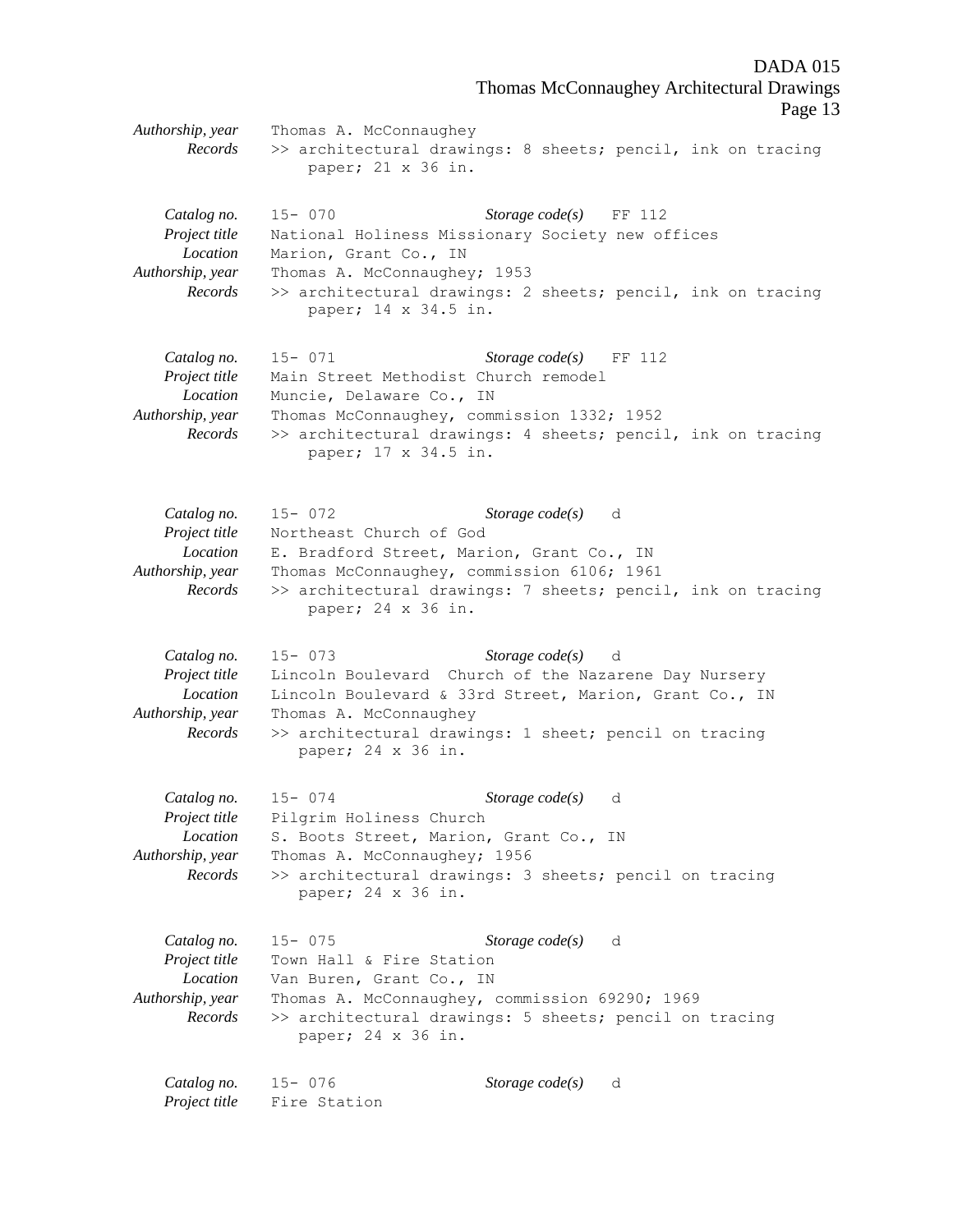*Authorship, year* Thomas A. McConnaughey
*Records* >> architectural drawings: 8 sheets; pencil, ink on tracing paper; 21 x 36 in.

*Catalog no.* 15- 070 *Storage code(s)* FF 112
*Project title* National Holiness Missionary Society new offices
*Location* Marion, Grant Co., IN
*Authorship, year* Thomas A. McConnaughey; 1953
*Records* >> architectural drawings: 2 sheets; pencil, ink on tracing paper; 14 x 34.5 in.

*Catalog no.* 15- 071 *Storage code(s)* FF 112
*Project title* Main Street Methodist Church remodel
*Location* Muncie, Delaware Co., IN
*Authorship, year* Thomas McConnaughey, commission 1332; 1952
*Records* >> architectural drawings: 4 sheets; pencil, ink on tracing paper; 17 x 34.5 in.

*Catalog no.* 15- 072 *Storage code(s)* d
*Project title* Northeast Church of God
*Location* E. Bradford Street, Marion, Grant Co., IN
*Authorship, year* Thomas McConnaughey, commission 6106; 1961
*Records* >> architectural drawings: 7 sheets; pencil, ink on tracing paper; 24 x 36 in.

*Catalog no.* 15- 073 *Storage code(s)* d
*Project title* Lincoln Boulevard Church of the Nazarene Day Nursery
*Location* Lincoln Boulevard & 33rd Street, Marion, Grant Co., IN
*Authorship, year* Thomas A. McConnaughey
*Records* >> architectural drawings: 1 sheet; pencil on tracing paper; 24 x 36 in.

*Catalog no.* 15- 074 *Storage code(s)* d
*Project title* Pilgrim Holiness Church
*Location* S. Boots Street, Marion, Grant Co., IN
*Authorship, year* Thomas A. McConnaughey; 1956
*Records* >> architectural drawings: 3 sheets; pencil on tracing paper; 24 x 36 in.

*Catalog no.* 15- 075 *Storage code(s)* d
*Project title* Town Hall & Fire Station
*Location* Van Buren, Grant Co., IN
*Authorship, year* Thomas A. McConnaughey, commission 69290; 1969
*Records* >> architectural drawings: 5 sheets; pencil on tracing paper; 24 x 36 in.

*Catalog no.* 15- 076 *Storage code(s)* d
*Project title* Fire Station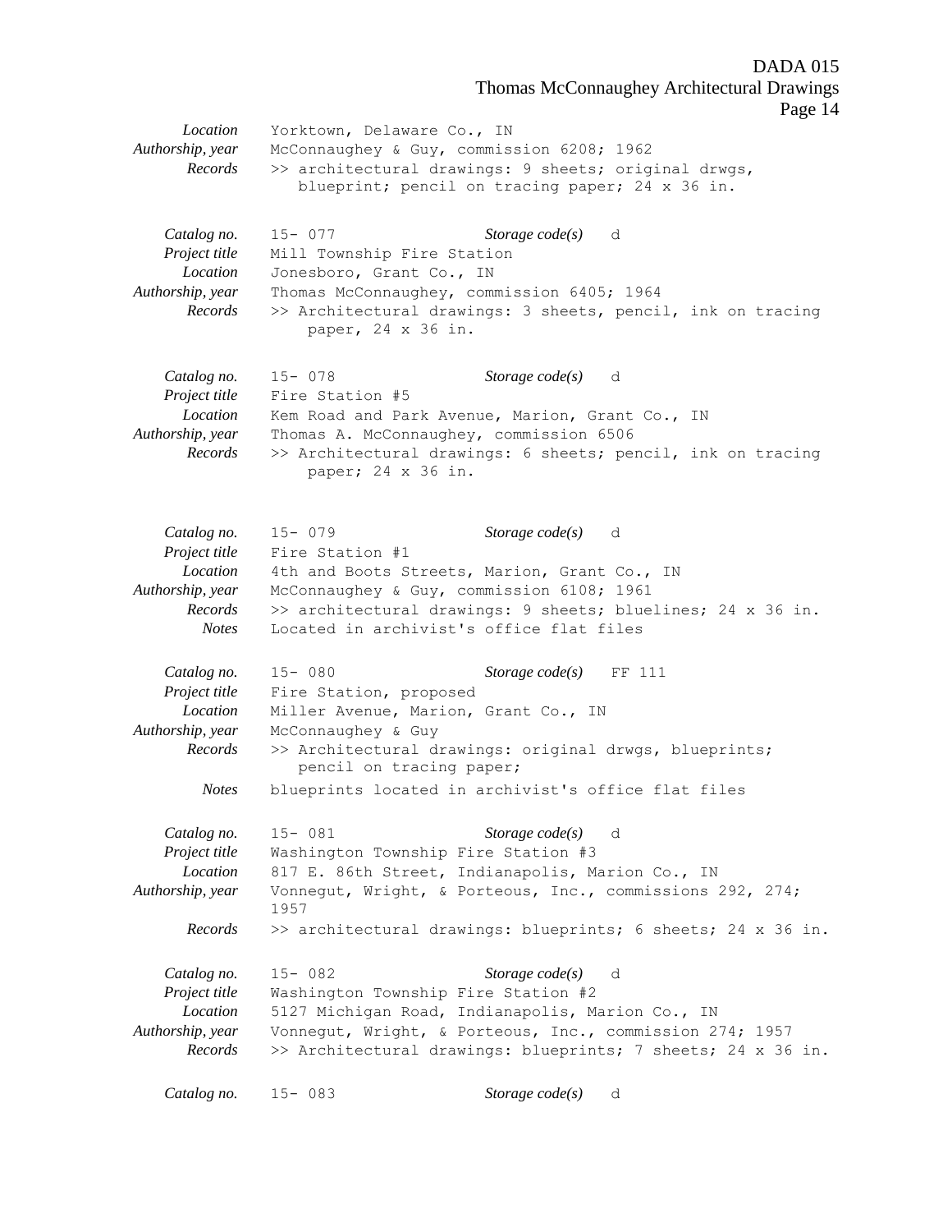| | |
|---|---|
| *Location* | Yorktown, Delaware Co., IN |
| *Authorship, year* | McConnaughey & Guy, commission 6208; 1962 |
| *Records* | >> architectural drawings: 9 sheets; original drwgs, blueprint; pencil on tracing paper; 24 x 36 in. |

| | |
|---|---|
| *Catalog no.* | 15- 077 &nbsp;&nbsp;&nbsp; *Storage code(s)* d |
| *Project title* | Mill Township Fire Station |
| *Location* | Jonesboro, Grant Co., IN |
| *Authorship, year* | Thomas McConnaughey, commission 6405; 1964 |
| *Records* | >> Architectural drawings: 3 sheets, pencil, ink on tracing paper, 24 x 36 in. |

| | |
|---|---|
| *Catalog no.* | 15- 078 &nbsp;&nbsp;&nbsp; *Storage code(s)* d |
| *Project title* | Fire Station #5 |
| *Location* | Kem Road and Park Avenue, Marion, Grant Co., IN |
| *Authorship, year* | Thomas A. McConnaughey, commission 6506 |
| *Records* | >> Architectural drawings: 6 sheets; pencil, ink on tracing paper; 24 x 36 in. |

| | |
|---|---|
| *Catalog no.* | 15- 079 &nbsp;&nbsp;&nbsp; *Storage code(s)* d |
| *Project title* | Fire Station #1 |
| *Location* | 4th and Boots Streets, Marion, Grant Co., IN |
| *Authorship, year* | McConnaughey & Guy, commission 6108; 1961 |
| *Records* | >> architectural drawings: 9 sheets; bluelines; 24 x 36 in. |
| *Notes* | Located in archivist's office flat files |

| | |
|---|---|
| *Catalog no.* | 15- 080 &nbsp;&nbsp;&nbsp; *Storage code(s)* FF 111 |
| *Project title* | Fire Station, proposed |
| *Location* | Miller Avenue, Marion, Grant Co., IN |
| *Authorship, year* | McConnaughey & Guy |
| *Records* | >> Architectural drawings: original drwgs, blueprints; pencil on tracing paper; |
| *Notes* | blueprints located in archivist's office flat files |

| | |
|---|---|
| *Catalog no.* | 15- 081 &nbsp;&nbsp;&nbsp; *Storage code(s)* d |
| *Project title* | Washington Township Fire Station #3 |
| *Location* | 817 E. 86th Street, Indianapolis, Marion Co., IN |
| *Authorship, year* | Vonnegut, Wright, & Porteous, Inc., commissions 292, 274; 1957 |
| *Records* | >> architectural drawings: blueprints; 6 sheets; 24 x 36 in. |

| | |
|---|---|
| *Catalog no.* | 15- 082 &nbsp;&nbsp;&nbsp; *Storage code(s)* d |
| *Project title* | Washington Township Fire Station #2 |
| *Location* | 5127 Michigan Road, Indianapolis, Marion Co., IN |
| *Authorship, year* | Vonnegut, Wright, & Porteous, Inc., commission 274; 1957 |
| *Records* | >> Architectural drawings: blueprints; 7 sheets; 24 x 36 in. |

| | |
|---|---|
| *Catalog no.* | 15- 083 &nbsp;&nbsp;&nbsp; *Storage code(s)* d |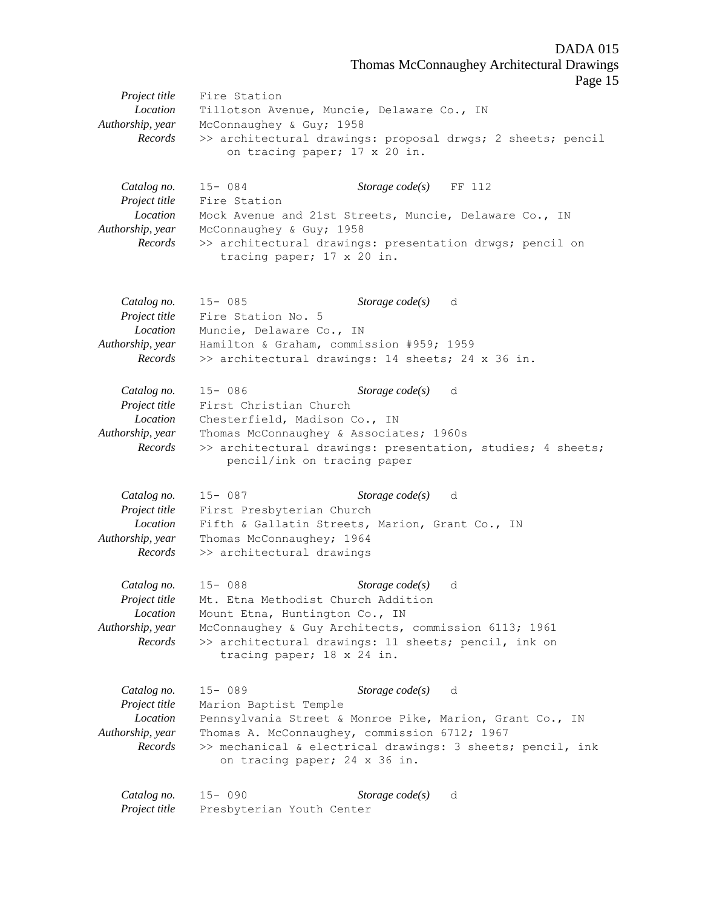*Project title* Fire Station
*Location* Tillotson Avenue, Muncie, Delaware Co., IN
*Authorship, year* McConnaughey & Guy; 1958
*Records* >> architectural drawings: proposal drwgs; 2 sheets; pencil on tracing paper; 17 x 20 in.

*Catalog no.* 15- 084 *Storage code(s)* FF 112
*Project title* Fire Station
*Location* Mock Avenue and 21st Streets, Muncie, Delaware Co., IN
*Authorship, year* McConnaughey & Guy; 1958
*Records* >> architectural drawings: presentation drwgs; pencil on tracing paper; 17 x 20 in.

*Catalog no.* 15- 085 *Storage code(s)* d
*Project title* Fire Station No. 5
*Location* Muncie, Delaware Co., IN
*Authorship, year* Hamilton & Graham, commission #959; 1959
*Records* >> architectural drawings: 14 sheets; 24 x 36 in.

*Catalog no.* 15- 086 *Storage code(s)* d
*Project title* First Christian Church
*Location* Chesterfield, Madison Co., IN
*Authorship, year* Thomas McConnaughey & Associates; 1960s
*Records* >> architectural drawings: presentation, studies; 4 sheets; pencil/ink on tracing paper

*Catalog no.* 15- 087 *Storage code(s)* d
*Project title* First Presbyterian Church
*Location* Fifth & Gallatin Streets, Marion, Grant Co., IN
*Authorship, year* Thomas McConnaughey; 1964
*Records* >> architectural drawings

*Catalog no.* 15- 088 *Storage code(s)* d
*Project title* Mt. Etna Methodist Church Addition
*Location* Mount Etna, Huntington Co., IN
*Authorship, year* McConnaughey & Guy Architects, commission 6113; 1961
*Records* >> architectural drawings: 11 sheets; pencil, ink on tracing paper; 18 x 24 in.

*Catalog no.* 15- 089 *Storage code(s)* d
*Project title* Marion Baptist Temple
*Location* Pennsylvania Street & Monroe Pike, Marion, Grant Co., IN
*Authorship, year* Thomas A. McConnaughey, commission 6712; 1967
*Records* >> mechanical & electrical drawings: 3 sheets; pencil, ink on tracing paper; 24 x 36 in.

*Catalog no.* 15- 090 *Storage code(s)* d
*Project title* Presbyterian Youth Center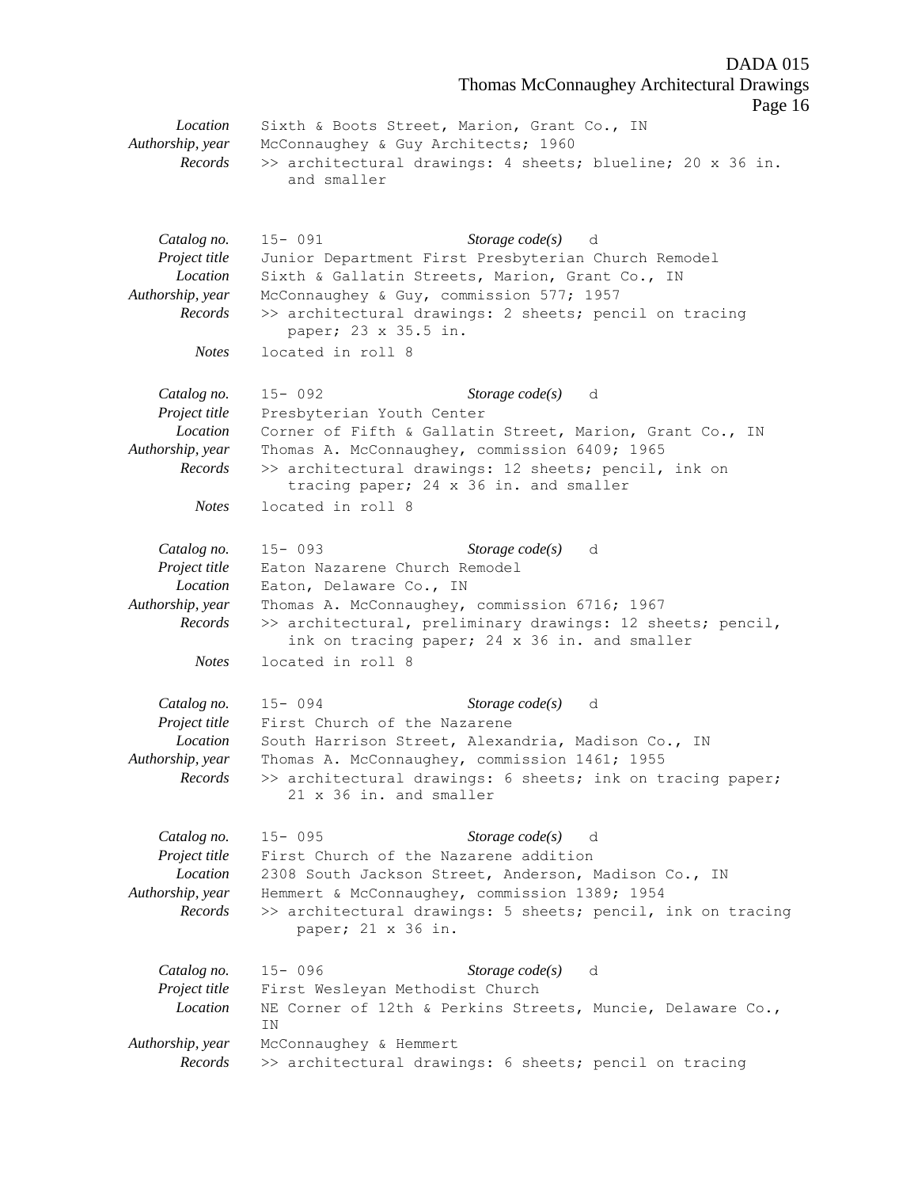*Location* Sixth & Boots Street, Marion, Grant Co., IN
*Authorship, year* McConnaughey & Guy Architects; 1960
*Records* >> architectural drawings: 4 sheets; blueline; 20 x 36 in. and smaller

*Catalog no.* 15- 091 *Storage code(s)* d
*Project title* Junior Department First Presbyterian Church Remodel
*Location* Sixth & Gallatin Streets, Marion, Grant Co., IN
*Authorship, year* McConnaughey & Guy, commission 577; 1957
*Records* >> architectural drawings: 2 sheets; pencil on tracing paper; 23 x 35.5 in.
*Notes* located in roll 8

*Catalog no.* 15- 092 *Storage code(s)* d
*Project title* Presbyterian Youth Center
*Location* Corner of Fifth & Gallatin Street, Marion, Grant Co., IN
*Authorship, year* Thomas A. McConnaughey, commission 6409; 1965
*Records* >> architectural drawings: 12 sheets; pencil, ink on tracing paper; 24 x 36 in. and smaller
*Notes* located in roll 8

*Catalog no.* 15- 093 *Storage code(s)* d
*Project title* Eaton Nazarene Church Remodel
*Location* Eaton, Delaware Co., IN
*Authorship, year* Thomas A. McConnaughey, commission 6716; 1967
*Records* >> architectural, preliminary drawings: 12 sheets; pencil, ink on tracing paper; 24 x 36 in. and smaller
*Notes* located in roll 8

*Catalog no.* 15- 094 *Storage code(s)* d
*Project title* First Church of the Nazarene
*Location* South Harrison Street, Alexandria, Madison Co., IN
*Authorship, year* Thomas A. McConnaughey, commission 1461; 1955
*Records* >> architectural drawings: 6 sheets; ink on tracing paper; 21 x 36 in. and smaller

*Catalog no.* 15- 095 *Storage code(s)* d
*Project title* First Church of the Nazarene addition
*Location* 2308 South Jackson Street, Anderson, Madison Co., IN
*Authorship, year* Hemmert & McConnaughey, commission 1389; 1954
*Records* >> architectural drawings: 5 sheets; pencil, ink on tracing paper; 21 x 36 in.

*Catalog no.* 15- 096 *Storage code(s)* d
*Project title* First Wesleyan Methodist Church
*Location* NE Corner of 12th & Perkins Streets, Muncie, Delaware Co., IN
*Authorship, year* McConnaughey & Hemmert
*Records* >> architectural drawings: 6 sheets; pencil on tracing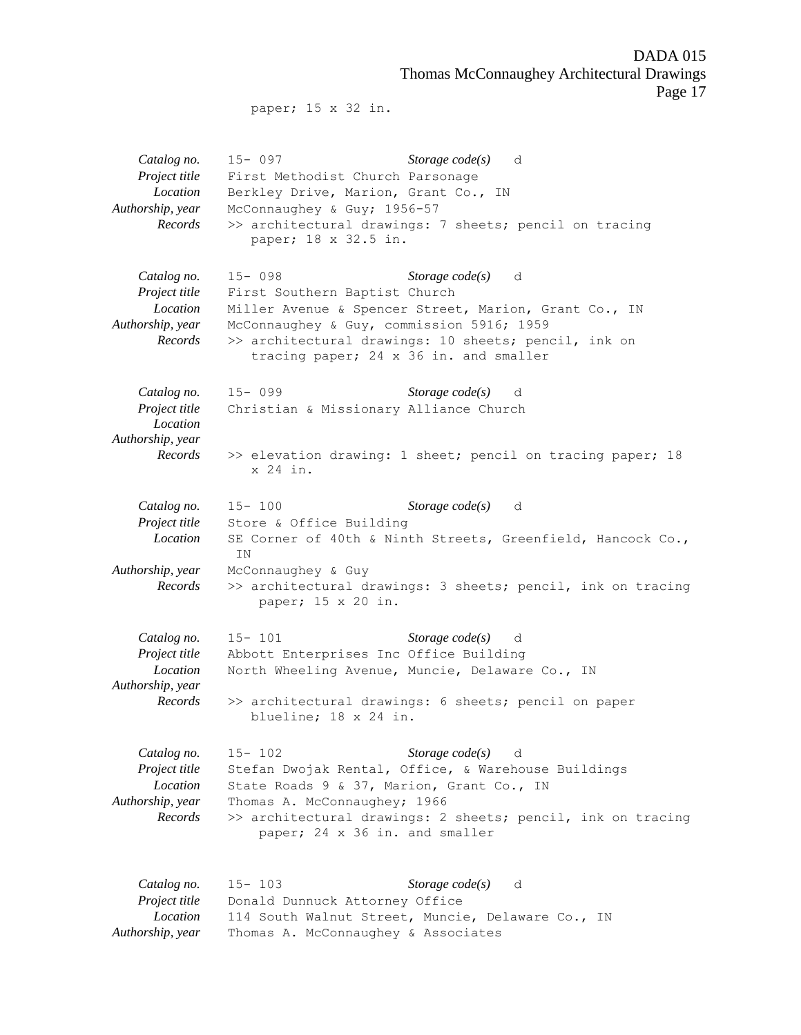paper; 15 x 32 in.

*Catalog no.* 15- 097 *Storage code(s)* d
*Project title* First Methodist Church Parsonage
*Location* Berkley Drive, Marion, Grant Co., IN
*Authorship, year* McConnaughey & Guy; 1956-57
*Records* >> architectural drawings: 7 sheets; pencil on tracing paper; 18 x 32.5 in.

*Catalog no.* 15- 098 *Storage code(s)* d
*Project title* First Southern Baptist Church
*Location* Miller Avenue & Spencer Street, Marion, Grant Co., IN
*Authorship, year* McConnaughey & Guy, commission 5916; 1959
*Records* >> architectural drawings: 10 sheets; pencil, ink on tracing paper; 24 x 36 in. and smaller

*Catalog no.* 15- 099 *Storage code(s)* d
*Project title* Christian & Missionary Alliance Church
*Location*
*Authorship, year*
*Records* >> elevation drawing: 1 sheet; pencil on tracing paper; 18 x 24 in.

*Catalog no.* 15- 100 *Storage code(s)* d
*Project title* Store & Office Building
*Location* SE Corner of 40th & Ninth Streets, Greenfield, Hancock Co., IN
*Authorship, year* McConnaughey & Guy
*Records* >> architectural drawings: 3 sheets; pencil, ink on tracing paper; 15 x 20 in.

*Catalog no.* 15- 101 *Storage code(s)* d
*Project title* Abbott Enterprises Inc Office Building
*Location* North Wheeling Avenue, Muncie, Delaware Co., IN
*Authorship, year*
*Records* >> architectural drawings: 6 sheets; pencil on paper blueline; 18 x 24 in.

*Catalog no.* 15- 102 *Storage code(s)* d
*Project title* Stefan Dwojak Rental, Office, & Warehouse Buildings
*Location* State Roads 9 & 37, Marion, Grant Co., IN
*Authorship, year* Thomas A. McConnaughey; 1966
*Records* >> architectural drawings: 2 sheets; pencil, ink on tracing paper; 24 x 36 in. and smaller

*Catalog no.* 15- 103 *Storage code(s)* d
*Project title* Donald Dunnuck Attorney Office
*Location* 114 South Walnut Street, Muncie, Delaware Co., IN
*Authorship, year* Thomas A. McConnaughey & Associates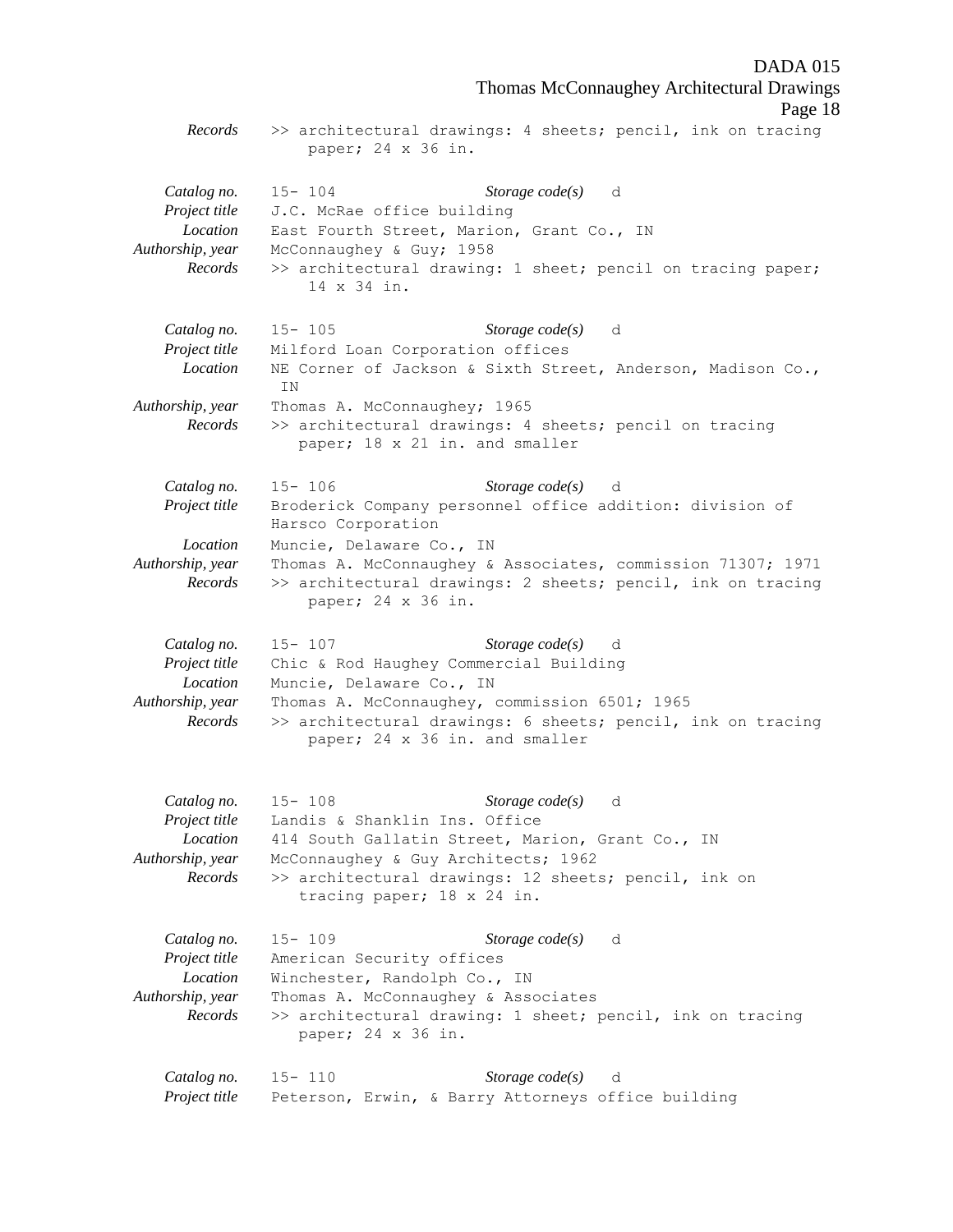*Records* >> architectural drawings: 4 sheets; pencil, ink on tracing paper; 24 x 36 in.

*Catalog no.* 15- 104 *Storage code(s)* d
*Project title* J.C. McRae office building
*Location* East Fourth Street, Marion, Grant Co., IN
*Authorship, year* McConnaughey & Guy; 1958
*Records* >> architectural drawing: 1 sheet; pencil on tracing paper; 14 x 34 in.

*Catalog no.* 15- 105 *Storage code(s)* d
*Project title* Milford Loan Corporation offices
*Location* NE Corner of Jackson & Sixth Street, Anderson, Madison Co., IN
*Authorship, year* Thomas A. McConnaughey; 1965
*Records* >> architectural drawings: 4 sheets; pencil on tracing paper; 18 x 21 in. and smaller

*Catalog no.* 15- 106 *Storage code(s)* d
*Project title* Broderick Company personnel office addition: division of Harsco Corporation
*Location* Muncie, Delaware Co., IN
*Authorship, year* Thomas A. McConnaughey & Associates, commission 71307; 1971
*Records* >> architectural drawings: 2 sheets; pencil, ink on tracing paper; 24 x 36 in.

*Catalog no.* 15- 107 *Storage code(s)* d
*Project title* Chic & Rod Haughey Commercial Building
*Location* Muncie, Delaware Co., IN
*Authorship, year* Thomas A. McConnaughey, commission 6501; 1965
*Records* >> architectural drawings: 6 sheets; pencil, ink on tracing paper; 24 x 36 in. and smaller

*Catalog no.* 15- 108 *Storage code(s)* d
*Project title* Landis & Shanklin Ins. Office
*Location* 414 South Gallatin Street, Marion, Grant Co., IN
*Authorship, year* McConnaughey & Guy Architects; 1962
*Records* >> architectural drawings: 12 sheets; pencil, ink on tracing paper; 18 x 24 in.

*Catalog no.* 15- 109 *Storage code(s)* d
*Project title* American Security offices
*Location* Winchester, Randolph Co., IN
*Authorship, year* Thomas A. McConnaughey & Associates
*Records* >> architectural drawing: 1 sheet; pencil, ink on tracing paper; 24 x 36 in.

*Catalog no.* 15- 110 *Storage code(s)* d
*Project title* Peterson, Erwin, & Barry Attorneys office building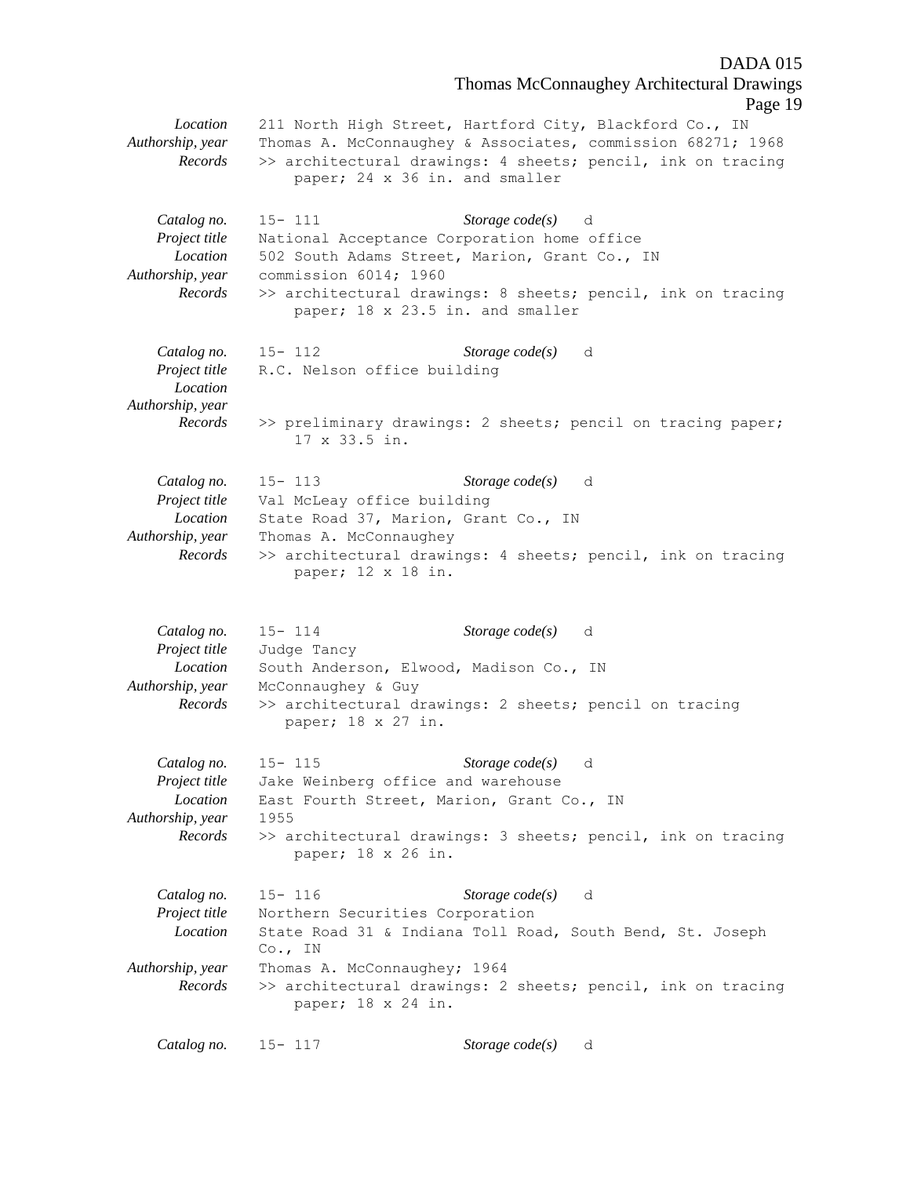*Location* 211 North High Street, Hartford City, Blackford Co., IN
*Authorship, year* Thomas A. McConnaughey & Associates, commission 68271; 1968
*Records* >> architectural drawings: 4 sheets; pencil, ink on tracing paper; 24 x 36 in. and smaller

*Catalog no.* 15- 111 *Storage code(s)* d
*Project title* National Acceptance Corporation home office
*Location* 502 South Adams Street, Marion, Grant Co., IN
*Authorship, year* commission 6014; 1960
*Records* >> architectural drawings: 8 sheets; pencil, ink on tracing paper; 18 x 23.5 in. and smaller

*Catalog no.* 15- 112 *Storage code(s)* d
*Project title* R.C. Nelson office building
*Location*
*Authorship, year*
*Records* >> preliminary drawings: 2 sheets; pencil on tracing paper; 17 x 33.5 in.

*Catalog no.* 15- 113 *Storage code(s)* d
*Project title* Val McLeay office building
*Location* State Road 37, Marion, Grant Co., IN
*Authorship, year* Thomas A. McConnaughey
*Records* >> architectural drawings: 4 sheets; pencil, ink on tracing paper; 12 x 18 in.

*Catalog no.* 15- 114 *Storage code(s)* d
*Project title* Judge Tancy
*Location* South Anderson, Elwood, Madison Co., IN
*Authorship, year* McConnaughey & Guy
*Records* >> architectural drawings: 2 sheets; pencil on tracing paper; 18 x 27 in.

*Catalog no.* 15- 115 *Storage code(s)* d
*Project title* Jake Weinberg office and warehouse
*Location* East Fourth Street, Marion, Grant Co., IN
*Authorship, year* 1955
*Records* >> architectural drawings: 3 sheets; pencil, ink on tracing paper; 18 x 26 in.

*Catalog no.* 15- 116 *Storage code(s)* d
*Project title* Northern Securities Corporation
*Location* State Road 31 & Indiana Toll Road, South Bend, St. Joseph Co., IN
*Authorship, year* Thomas A. McConnaughey; 1964
*Records* >> architectural drawings: 2 sheets; pencil, ink on tracing paper; 18 x 24 in.

*Catalog no.* 15- 117 *Storage code(s)* d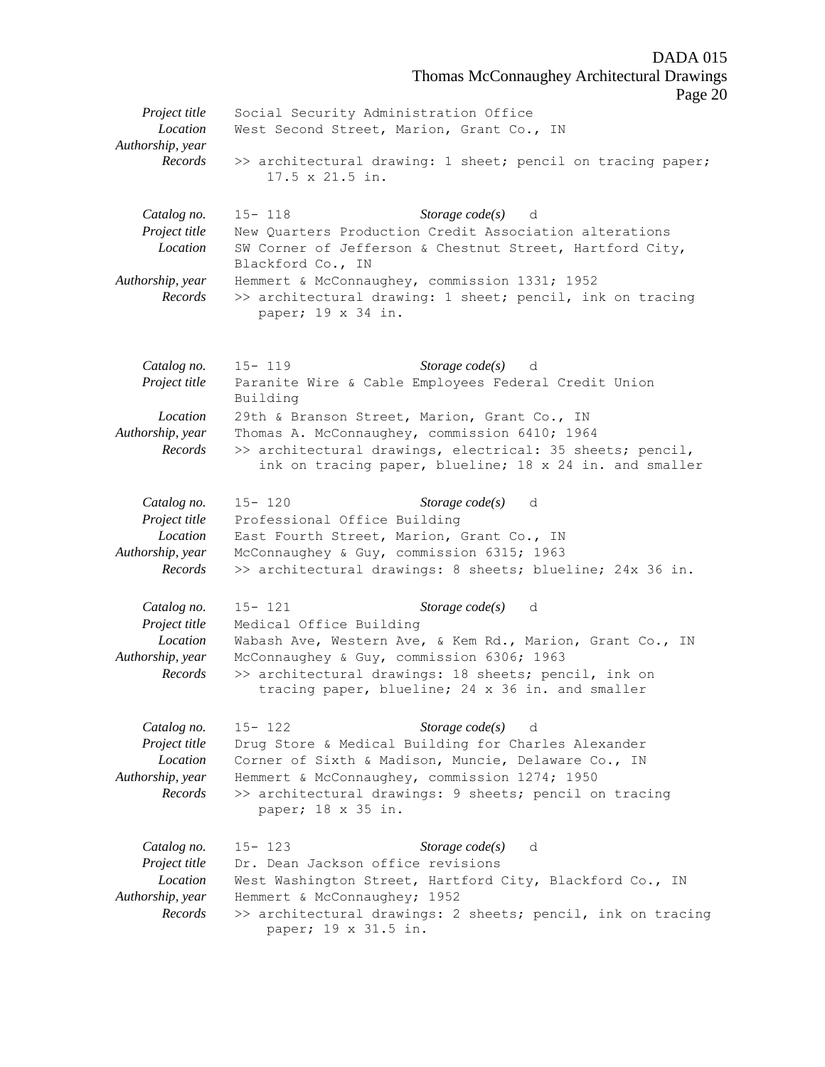*Project title* Social Security Administration Office
*Location* West Second Street, Marion, Grant Co., IN
*Authorship, year*
*Records* >> architectural drawing: 1 sheet; pencil on tracing paper; 17.5 x 21.5 in.

*Catalog no.* 15- 118 *Storage code(s)* d
*Project title* New Quarters Production Credit Association alterations
*Location* SW Corner of Jefferson & Chestnut Street, Hartford City, Blackford Co., IN
*Authorship, year* Hemmert & McConnaughey, commission 1331; 1952
*Records* >> architectural drawing: 1 sheet; pencil, ink on tracing paper; 19 x 34 in.

*Catalog no.* 15- 119 *Storage code(s)* d
*Project title* Paranite Wire & Cable Employees Federal Credit Union Building
*Location* 29th & Branson Street, Marion, Grant Co., IN
*Authorship, year* Thomas A. McConnaughey, commission 6410; 1964
*Records* >> architectural drawings, electrical: 35 sheets; pencil, ink on tracing paper, blueline; 18 x 24 in. and smaller

*Catalog no.* 15- 120 *Storage code(s)* d
*Project title* Professional Office Building
*Location* East Fourth Street, Marion, Grant Co., IN
*Authorship, year* McConnaughey & Guy, commission 6315; 1963
*Records* >> architectural drawings: 8 sheets; blueline; 24x 36 in.

*Catalog no.* 15- 121 *Storage code(s)* d
*Project title* Medical Office Building
*Location* Wabash Ave, Western Ave, & Kem Rd., Marion, Grant Co., IN
*Authorship, year* McConnaughey & Guy, commission 6306; 1963
*Records* >> architectural drawings: 18 sheets; pencil, ink on tracing paper, blueline; 24 x 36 in. and smaller

*Catalog no.* 15- 122 *Storage code(s)* d
*Project title* Drug Store & Medical Building for Charles Alexander
*Location* Corner of Sixth & Madison, Muncie, Delaware Co., IN
*Authorship, year* Hemmert & McConnaughey, commission 1274; 1950
*Records* >> architectural drawings: 9 sheets; pencil on tracing paper; 18 x 35 in.

*Catalog no.* 15- 123 *Storage code(s)* d
*Project title* Dr. Dean Jackson office revisions
*Location* West Washington Street, Hartford City, Blackford Co., IN
*Authorship, year* Hemmert & McConnaughey; 1952
*Records* >> architectural drawings: 2 sheets; pencil, ink on tracing paper; 19 x 31.5 in.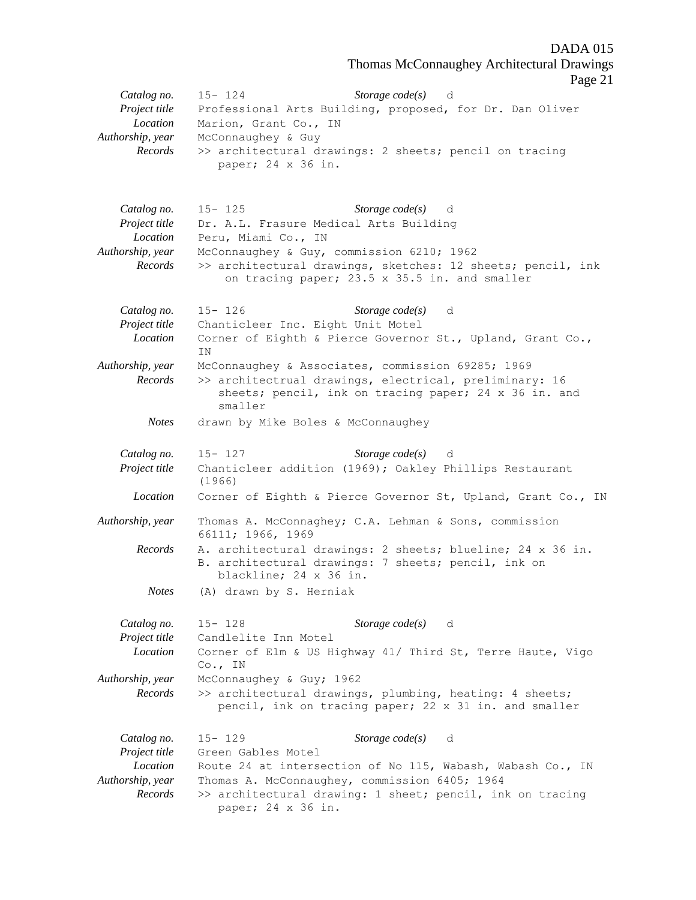*Catalog no.* 15- 124 *Storage code(s)* d
*Project title* Professional Arts Building, proposed, for Dr. Dan Oliver
*Location* Marion, Grant Co., IN
*Authorship, year* McConnaughey & Guy
*Records* >> architectural drawings: 2 sheets; pencil on tracing paper; 24 x 36 in.

*Catalog no.* 15- 125 *Storage code(s)* d
*Project title* Dr. A.L. Frasure Medical Arts Building
*Location* Peru, Miami Co., IN
*Authorship, year* McConnaughey & Guy, commission 6210; 1962
*Records* >> architectural drawings, sketches: 12 sheets; pencil, ink on tracing paper; 23.5 x 35.5 in. and smaller

*Catalog no.* 15- 126 *Storage code(s)* d
*Project title* Chanticleer Inc. Eight Unit Motel
*Location* Corner of Eighth & Pierce Governor St., Upland, Grant Co., IN
*Authorship, year* McConnaughey & Associates, commission 69285; 1969
*Records* >> architectrual drawings, electrical, preliminary: 16 sheets; pencil, ink on tracing paper; 24 x 36 in. and smaller
*Notes* drawn by Mike Boles & McConnaughey

*Catalog no.* 15- 127 *Storage code(s)* d
*Project title* Chanticleer addition (1969); Oakley Phillips Restaurant (1966)
*Location* Corner of Eighth & Pierce Governor St, Upland, Grant Co., IN
*Authorship, year* Thomas A. McConnaghey; C.A. Lehman & Sons, commission 66111; 1966, 1969
*Records* A. architectural drawings: 2 sheets; blueline; 24 x 36 in.
B. architectural drawings: 7 sheets; pencil, ink on blackline; 24 x 36 in.
*Notes* (A) drawn by S. Herniak

*Catalog no.* 15- 128 *Storage code(s)* d
*Project title* Candlelite Inn Motel
*Location* Corner of Elm & US Highway 41/ Third St, Terre Haute, Vigo Co., IN
*Authorship, year* McConnaughey & Guy; 1962
*Records* >> architectural drawings, plumbing, heating: 4 sheets; pencil, ink on tracing paper; 22 x 31 in. and smaller

*Catalog no.* 15- 129 *Storage code(s)* d
*Project title* Green Gables Motel
*Location* Route 24 at intersection of No 115, Wabash, Wabash Co., IN
*Authorship, year* Thomas A. McConnaughey, commission 6405; 1964
*Records* >> architectural drawing: 1 sheet; pencil, ink on tracing paper; 24 x 36 in.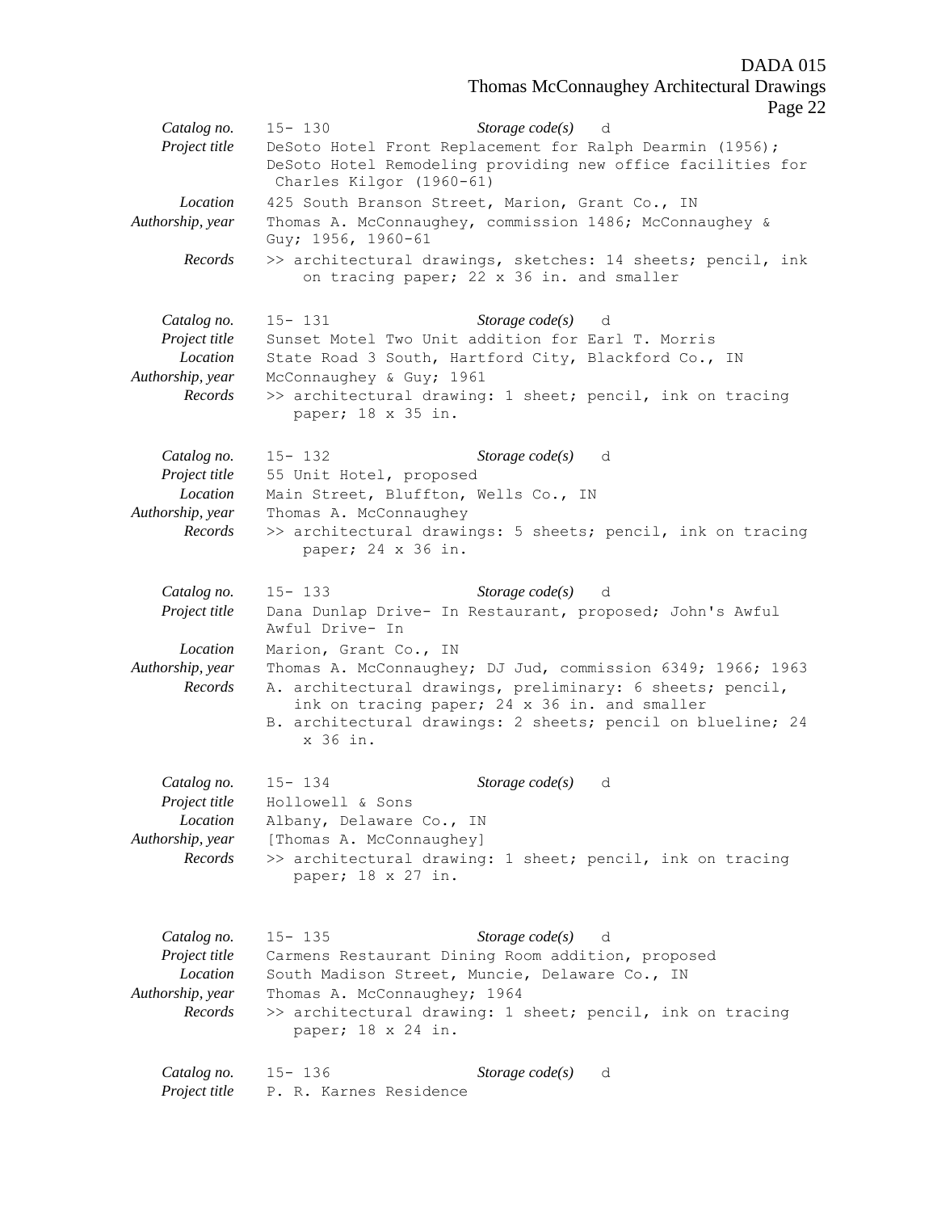*Catalog no.* 15- 130 *Storage code(s)* d
*Project title* DeSoto Hotel Front Replacement for Ralph Dearmin (1956); DeSoto Hotel Remodeling providing new office facilities for Charles Kilgor (1960-61)
*Location* 425 South Branson Street, Marion, Grant Co., IN
*Authorship, year* Thomas A. McConnaughey, commission 1486; McConnaughey & Guy; 1956, 1960-61
*Records* >> architectural drawings, sketches: 14 sheets; pencil, ink on tracing paper; 22 x 36 in. and smaller

*Catalog no.* 15- 131 *Storage code(s)* d
*Project title* Sunset Motel Two Unit addition for Earl T. Morris
*Location* State Road 3 South, Hartford City, Blackford Co., IN
*Authorship, year* McConnaughey & Guy; 1961
*Records* >> architectural drawing: 1 sheet; pencil, ink on tracing paper; 18 x 35 in.

*Catalog no.* 15- 132 *Storage code(s)* d
*Project title* 55 Unit Hotel, proposed
*Location* Main Street, Bluffton, Wells Co., IN
*Authorship, year* Thomas A. McConnaughey
*Records* >> architectural drawings: 5 sheets; pencil, ink on tracing paper; 24 x 36 in.

*Catalog no.* 15- 133 *Storage code(s)* d
*Project title* Dana Dunlap Drive- In Restaurant, proposed; John's Awful Awful Drive- In
*Location* Marion, Grant Co., IN
*Authorship, year* Thomas A. McConnaughey; DJ Jud, commission 6349; 1966; 1963
*Records* A. architectural drawings, preliminary: 6 sheets; pencil, ink on tracing paper; 24 x 36 in. and smaller
B. architectural drawings: 2 sheets; pencil on blueline; 24 x 36 in.

*Catalog no.* 15- 134 *Storage code(s)* d
*Project title* Hollowell & Sons
*Location* Albany, Delaware Co., IN
*Authorship, year* [Thomas A. McConnaughey]
*Records* >> architectural drawing: 1 sheet; pencil, ink on tracing paper; 18 x 27 in.

*Catalog no.* 15- 135 *Storage code(s)* d
*Project title* Carmens Restaurant Dining Room addition, proposed
*Location* South Madison Street, Muncie, Delaware Co., IN
*Authorship, year* Thomas A. McConnaughey; 1964
*Records* >> architectural drawing: 1 sheet; pencil, ink on tracing paper; 18 x 24 in.

*Catalog no.* 15- 136 *Storage code(s)* d
*Project title* P. R. Karnes Residence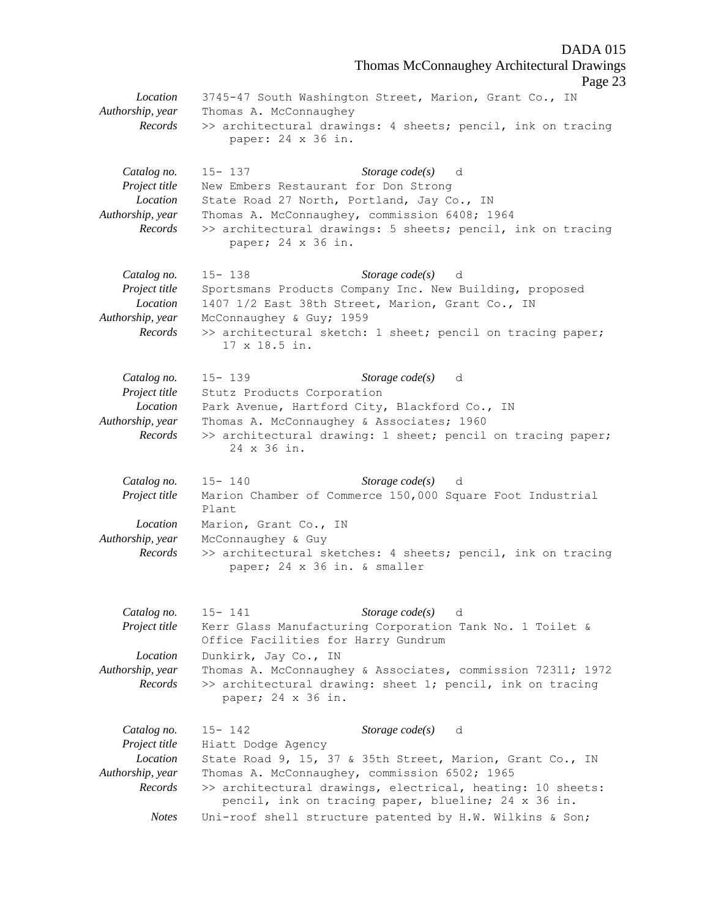*Location* 3745-47 South Washington Street, Marion, Grant Co., IN
*Authorship, year* Thomas A. McConnaughey
*Records* >> architectural drawings: 4 sheets; pencil, ink on tracing paper: 24 x 36 in.

*Catalog no.* 15- 137 *Storage code(s)* d
*Project title* New Embers Restaurant for Don Strong
*Location* State Road 27 North, Portland, Jay Co., IN
*Authorship, year* Thomas A. McConnaughey, commission 6408; 1964
*Records* >> architectural drawings: 5 sheets; pencil, ink on tracing paper; 24 x 36 in.

*Catalog no.* 15- 138 *Storage code(s)* d
*Project title* Sportsmans Products Company Inc. New Building, proposed
*Location* 1407 1/2 East 38th Street, Marion, Grant Co., IN
*Authorship, year* McConnaughey & Guy; 1959
*Records* >> architectural sketch: 1 sheet; pencil on tracing paper; 17 x 18.5 in.

*Catalog no.* 15- 139 *Storage code(s)* d
*Project title* Stutz Products Corporation
*Location* Park Avenue, Hartford City, Blackford Co., IN
*Authorship, year* Thomas A. McConnaughey & Associates; 1960
*Records* >> architectural drawing: 1 sheet; pencil on tracing paper; 24 x 36 in.

*Catalog no.* 15- 140 *Storage code(s)* d
*Project title* Marion Chamber of Commerce 150,000 Square Foot Industrial Plant
*Location* Marion, Grant Co., IN
*Authorship, year* McConnaughey & Guy
*Records* >> architectural sketches: 4 sheets; pencil, ink on tracing paper; 24 x 36 in. & smaller

*Catalog no.* 15- 141 *Storage code(s)* d
*Project title* Kerr Glass Manufacturing Corporation Tank No. 1 Toilet & Office Facilities for Harry Gundrum
*Location* Dunkirk, Jay Co., IN
*Authorship, year* Thomas A. McConnaughey & Associates, commission 72311; 1972
*Records* >> architectural drawing: sheet 1; pencil, ink on tracing paper; 24 x 36 in.

*Catalog no.* 15- 142 *Storage code(s)* d
*Project title* Hiatt Dodge Agency
*Location* State Road 9, 15, 37 & 35th Street, Marion, Grant Co., IN
*Authorship, year* Thomas A. McConnaughey, commission 6502; 1965
*Records* >> architectural drawings, electrical, heating: 10 sheets: pencil, ink on tracing paper, blueline; 24 x 36 in.
*Notes* Uni-roof shell structure patented by H.W. Wilkins & Son;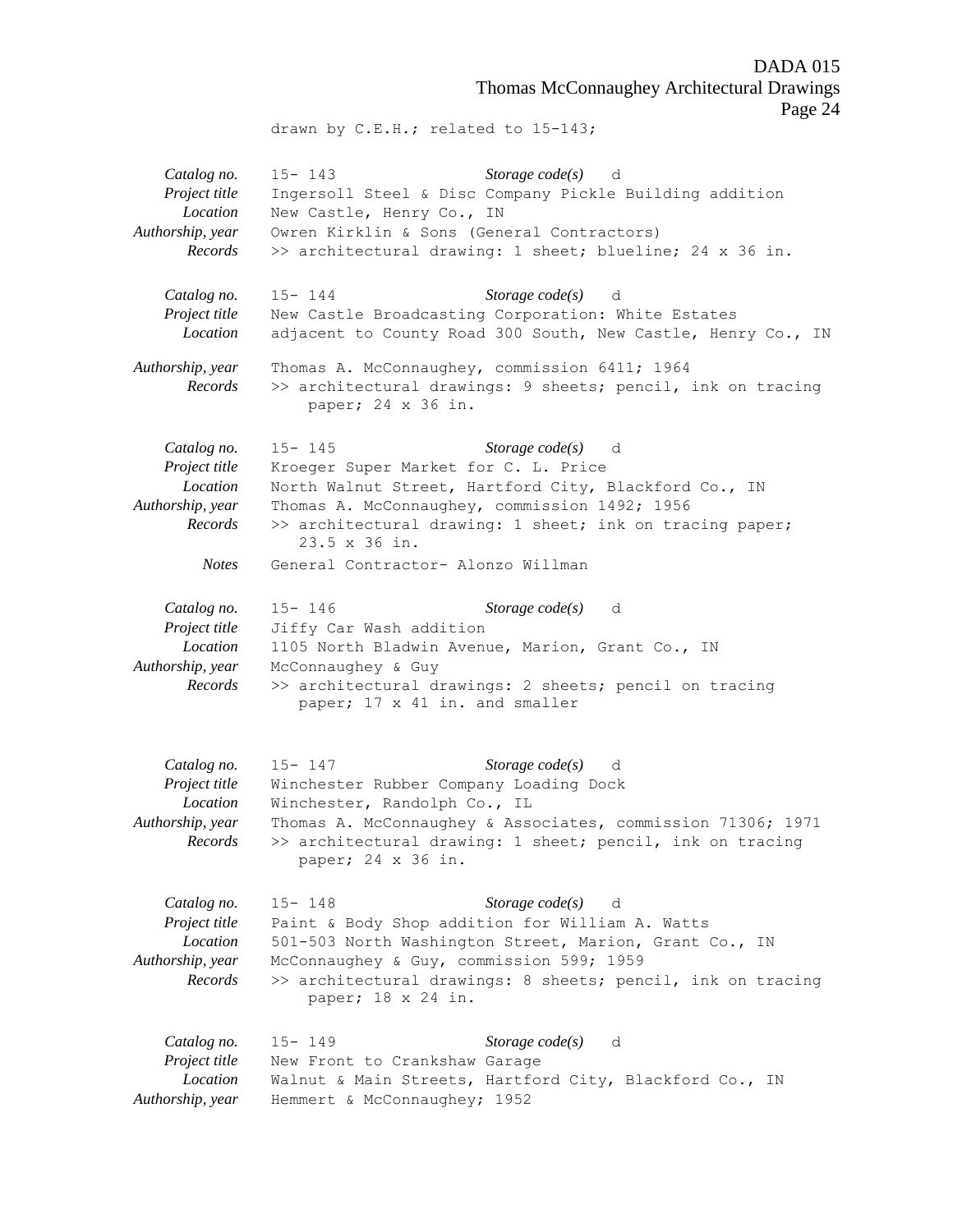drawn by C.E.H.; related to 15-143;

*Catalog no.* 15- 143 *Storage code(s)* d
*Project title* Ingersoll Steel & Disc Company Pickle Building addition
*Location* New Castle, Henry Co., IN
*Authorship, year* Owren Kirklin & Sons (General Contractors)
*Records* >> architectural drawing: 1 sheet; blueline; 24 x 36 in.

*Catalog no.* 15- 144 *Storage code(s)* d
*Project title* New Castle Broadcasting Corporation: White Estates
*Location* adjacent to County Road 300 South, New Castle, Henry Co., IN
*Authorship, year* Thomas A. McConnaughey, commission 6411; 1964
*Records* >> architectural drawings: 9 sheets; pencil, ink on tracing paper; 24 x 36 in.

*Catalog no.* 15- 145 *Storage code(s)* d
*Project title* Kroeger Super Market for C. L. Price
*Location* North Walnut Street, Hartford City, Blackford Co., IN
*Authorship, year* Thomas A. McConnaughey, commission 1492; 1956
*Records* >> architectural drawing: 1 sheet; ink on tracing paper; 23.5 x 36 in.
*Notes* General Contractor- Alonzo Willman

*Catalog no.* 15- 146 *Storage code(s)* d
*Project title* Jiffy Car Wash addition
*Location* 1105 North Bladwin Avenue, Marion, Grant Co., IN
*Authorship, year* McConnaughey & Guy
*Records* >> architectural drawings: 2 sheets; pencil on tracing paper; 17 x 41 in. and smaller

*Catalog no.* 15- 147 *Storage code(s)* d
*Project title* Winchester Rubber Company Loading Dock
*Location* Winchester, Randolph Co., IL
*Authorship, year* Thomas A. McConnaughey & Associates, commission 71306; 1971
*Records* >> architectural drawing: 1 sheet; pencil, ink on tracing paper; 24 x 36 in.

*Catalog no.* 15- 148 *Storage code(s)* d
*Project title* Paint & Body Shop addition for William A. Watts
*Location* 501-503 North Washington Street, Marion, Grant Co., IN
*Authorship, year* McConnaughey & Guy, commission 599; 1959
*Records* >> architectural drawings: 8 sheets; pencil, ink on tracing paper; 18 x 24 in.

*Catalog no.* 15- 149 *Storage code(s)* d
*Project title* New Front to Crankshaw Garage
*Location* Walnut & Main Streets, Hartford City, Blackford Co., IN
*Authorship, year* Hemmert & McConnaughey; 1952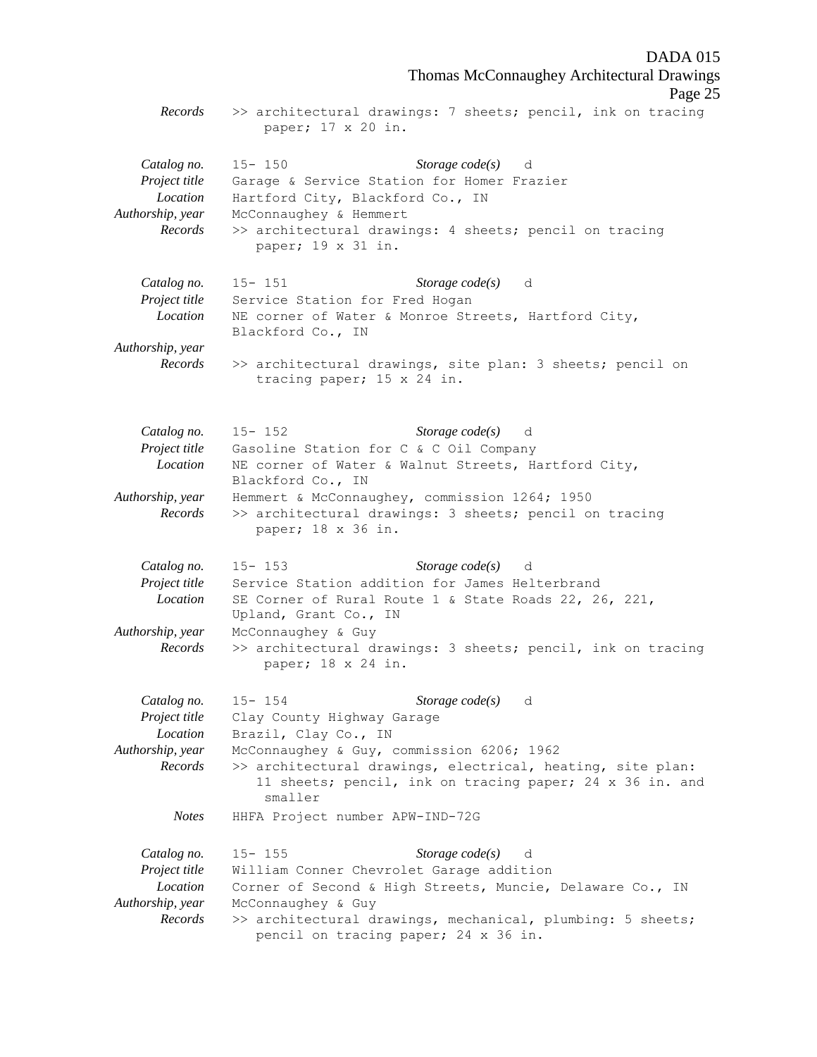*Records* >> architectural drawings: 7 sheets; pencil, ink on tracing paper; 17 x 20 in.

| | |
|---|---|
| *Catalog no.* | 15- 150 *Storage code(s)* d |
| *Project title* | Garage & Service Station for Homer Frazier |
| *Location* | Hartford City, Blackford Co., IN |
| *Authorship, year* | McConnaughey & Hemmert |
| *Records* | >> architectural drawings: 4 sheets; pencil on tracing paper; 19 x 31 in. |

| | |
|---|---|
| *Catalog no.* | 15- 151 *Storage code(s)* d |
| *Project title* | Service Station for Fred Hogan |
| *Location* | NE corner of Water & Monroe Streets, Hartford City, Blackford Co., IN |
| *Authorship, year* | |
| *Records* | >> architectural drawings, site plan: 3 sheets; pencil on tracing paper; 15 x 24 in. |

| | |
|---|---|
| *Catalog no.* | 15- 152 *Storage code(s)* d |
| *Project title* | Gasoline Station for C & C Oil Company |
| *Location* | NE corner of Water & Walnut Streets, Hartford City, Blackford Co., IN |
| *Authorship, year* | Hemmert & McConnaughey, commission 1264; 1950 |
| *Records* | >> architectural drawings: 3 sheets; pencil on tracing paper; 18 x 36 in. |

| | |
|---|---|
| *Catalog no.* | 15- 153 *Storage code(s)* d |
| *Project title* | Service Station addition for James Helterbrand |
| *Location* | SE Corner of Rural Route 1 & State Roads 22, 26, 221, Upland, Grant Co., IN |
| *Authorship, year* | McConnaughey & Guy |
| *Records* | >> architectural drawings: 3 sheets; pencil, ink on tracing paper; 18 x 24 in. |

| | |
|---|---|
| *Catalog no.* | 15- 154 *Storage code(s)* d |
| *Project title* | Clay County Highway Garage |
| *Location* | Brazil, Clay Co., IN |
| *Authorship, year* | McConnaughey & Guy, commission 6206; 1962 |
| *Records* | >> architectural drawings, electrical, heating, site plan: 11 sheets; pencil, ink on tracing paper; 24 x 36 in. and smaller |
| *Notes* | HHFA Project number APW-IND-72G |

| | |
|---|---|
| *Catalog no.* | 15- 155 *Storage code(s)* d |
| *Project title* | William Conner Chevrolet Garage addition |
| *Location* | Corner of Second & High Streets, Muncie, Delaware Co., IN |
| *Authorship, year* | McConnaughey & Guy |
| *Records* | >> architectural drawings, mechanical, plumbing: 5 sheets; pencil on tracing paper; 24 x 36 in. |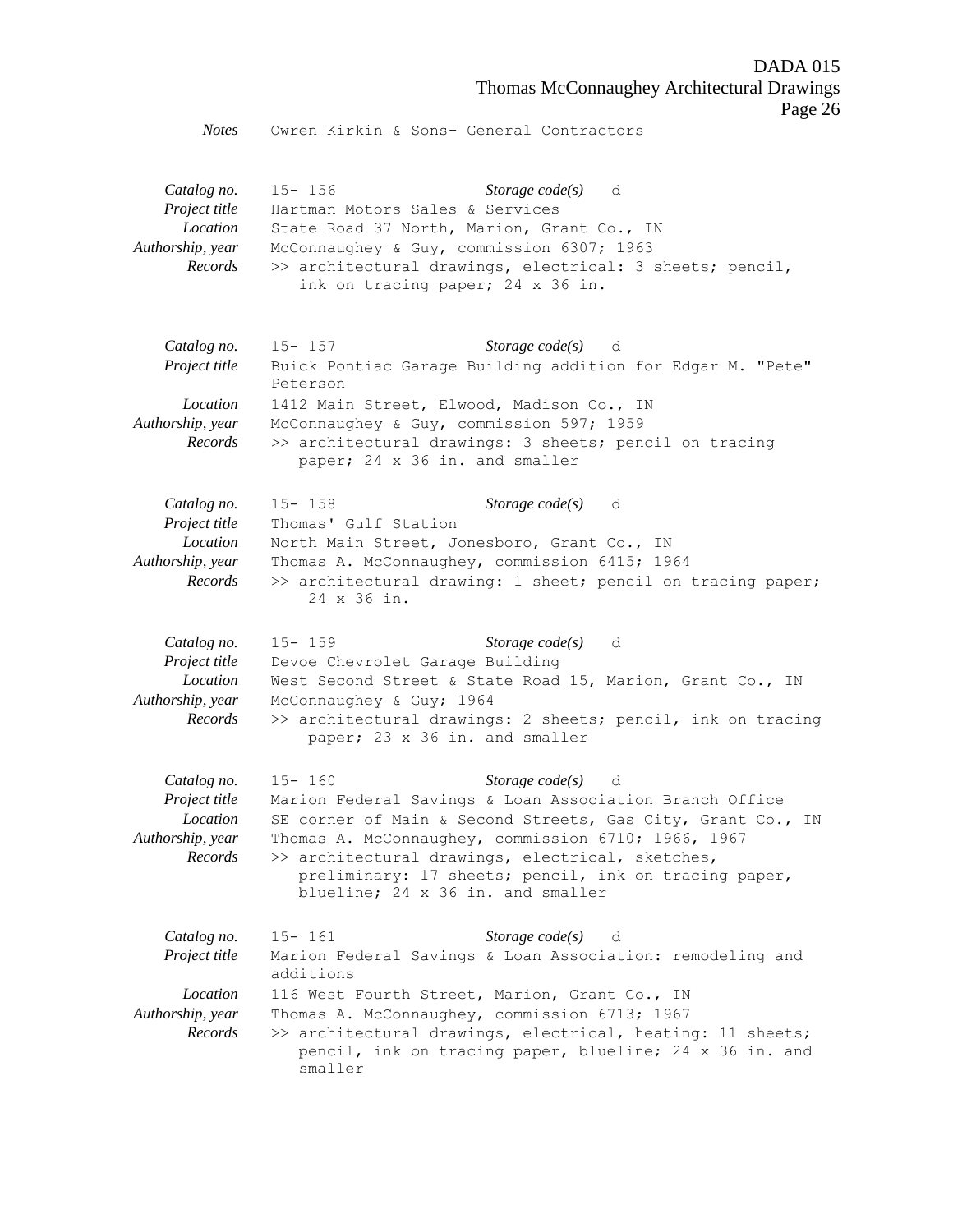*Notes* Owren Kirkin & Sons- General Contractors

*Catalog no.* 15- 156 *Storage code(s)* d
*Project title* Hartman Motors Sales & Services
*Location* State Road 37 North, Marion, Grant Co., IN
*Authorship, year* McConnaughey & Guy, commission 6307; 1963
*Records* >> architectural drawings, electrical: 3 sheets; pencil, ink on tracing paper; 24 x 36 in.

*Catalog no.* 15- 157 *Storage code(s)* d
*Project title* Buick Pontiac Garage Building addition for Edgar M. "Pete" Peterson
*Location* 1412 Main Street, Elwood, Madison Co., IN
*Authorship, year* McConnaughey & Guy, commission 597; 1959
*Records* >> architectural drawings: 3 sheets; pencil on tracing paper; 24 x 36 in. and smaller

*Catalog no.* 15- 158 *Storage code(s)* d
*Project title* Thomas' Gulf Station
*Location* North Main Street, Jonesboro, Grant Co., IN
*Authorship, year* Thomas A. McConnaughey, commission 6415; 1964
*Records* >> architectural drawing: 1 sheet; pencil on tracing paper; 24 x 36 in.

*Catalog no.* 15- 159 *Storage code(s)* d
*Project title* Devoe Chevrolet Garage Building
*Location* West Second Street & State Road 15, Marion, Grant Co., IN
*Authorship, year* McConnaughey & Guy; 1964
*Records* >> architectural drawings: 2 sheets; pencil, ink on tracing paper; 23 x 36 in. and smaller

*Catalog no.* 15- 160 *Storage code(s)* d
*Project title* Marion Federal Savings & Loan Association Branch Office
*Location* SE corner of Main & Second Streets, Gas City, Grant Co., IN
*Authorship, year* Thomas A. McConnaughey, commission 6710; 1966, 1967
*Records* >> architectural drawings, electrical, sketches, preliminary: 17 sheets; pencil, ink on tracing paper, blueline; 24 x 36 in. and smaller

*Catalog no.* 15- 161 *Storage code(s)* d
*Project title* Marion Federal Savings & Loan Association: remodeling and additions
*Location* 116 West Fourth Street, Marion, Grant Co., IN
*Authorship, year* Thomas A. McConnaughey, commission 6713; 1967
*Records* >> architectural drawings, electrical, heating: 11 sheets; pencil, ink on tracing paper, blueline; 24 x 36 in. and smaller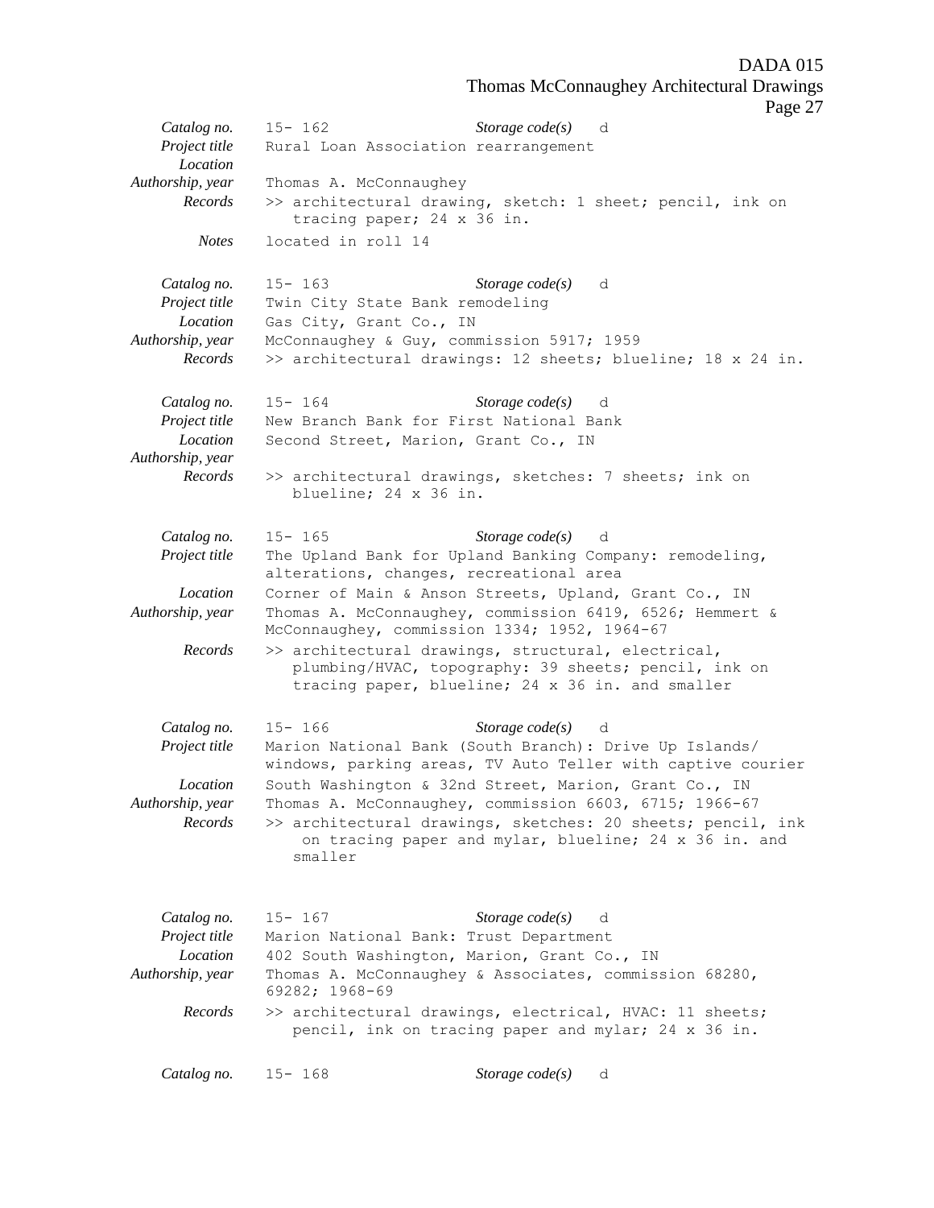*Catalog no.* 15- 162 *Storage code(s)* d
*Project title* Rural Loan Association rearrangement
*Location*
*Authorship, year* Thomas A. McConnaughey
*Records* >> architectural drawing, sketch: 1 sheet; pencil, ink on tracing paper; 24 x 36 in.
*Notes* located in roll 14

*Catalog no.* 15- 163 *Storage code(s)* d
*Project title* Twin City State Bank remodeling
*Location* Gas City, Grant Co., IN
*Authorship, year* McConnaughey & Guy, commission 5917; 1959
*Records* >> architectural drawings: 12 sheets; blueline; 18 x 24 in.

*Catalog no.* 15- 164 *Storage code(s)* d
*Project title* New Branch Bank for First National Bank
*Location* Second Street, Marion, Grant Co., IN
*Authorship, year*
*Records* >> architectural drawings, sketches: 7 sheets; ink on blueline; 24 x 36 in.

*Catalog no.* 15- 165 *Storage code(s)* d
*Project title* The Upland Bank for Upland Banking Company: remodeling, alterations, changes, recreational area
*Location* Corner of Main & Anson Streets, Upland, Grant Co., IN
*Authorship, year* Thomas A. McConnaughey, commission 6419, 6526; Hemmert & McConnaughey, commission 1334; 1952, 1964-67
*Records* >> architectural drawings, structural, electrical, plumbing/HVAC, topography: 39 sheets; pencil, ink on tracing paper, blueline; 24 x 36 in. and smaller

*Catalog no.* 15- 166 *Storage code(s)* d
*Project title* Marion National Bank (South Branch): Drive Up Islands/ windows, parking areas, TV Auto Teller with captive courier
*Location* South Washington & 32nd Street, Marion, Grant Co., IN
*Authorship, year* Thomas A. McConnaughey, commission 6603, 6715; 1966-67
*Records* >> architectural drawings, sketches: 20 sheets; pencil, ink on tracing paper and mylar, blueline; 24 x 36 in. and smaller

*Catalog no.* 15- 167 *Storage code(s)* d
*Project title* Marion National Bank: Trust Department
*Location* 402 South Washington, Marion, Grant Co., IN
*Authorship, year* Thomas A. McConnaughey & Associates, commission 68280, 69282; 1968-69
*Records* >> architectural drawings, electrical, HVAC: 11 sheets; pencil, ink on tracing paper and mylar; 24 x 36 in.

*Catalog no.* 15- 168 *Storage code(s)* d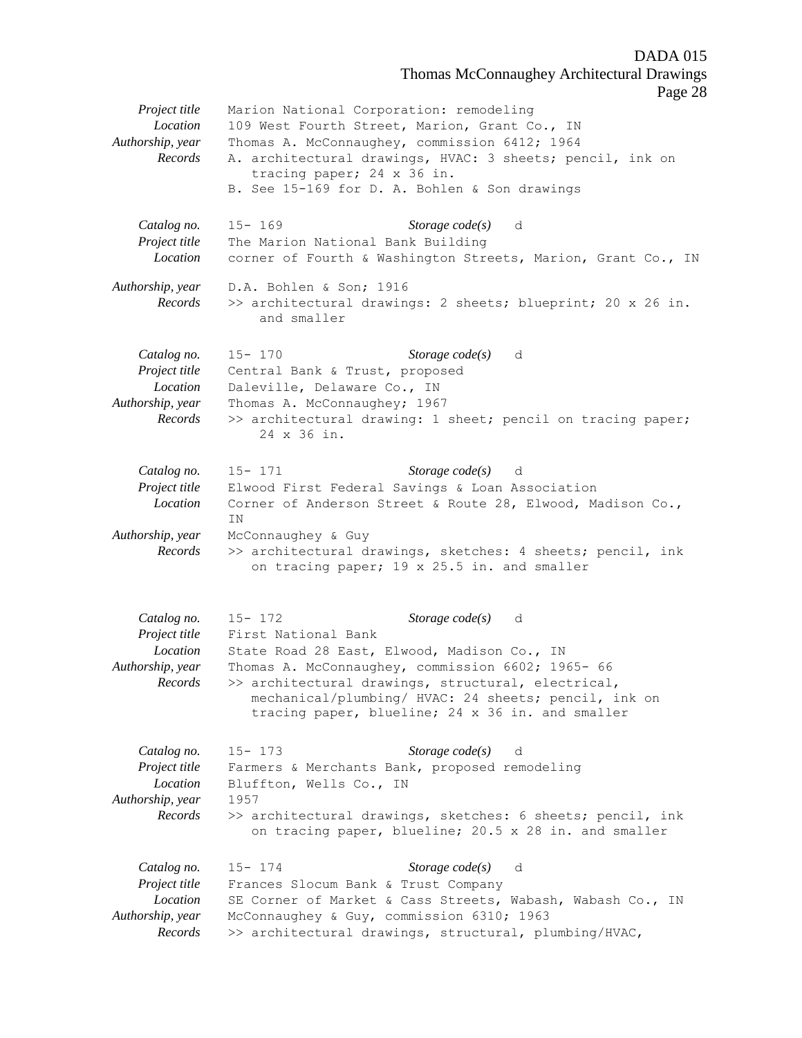| | |
|---|---|
| *Project title* | Marion National Corporation: remodeling |
| *Location* | 109 West Fourth Street, Marion, Grant Co., IN |
| *Authorship, year* | Thomas A. McConnaughey, commission 6412; 1964 |
| *Records* | A. architectural drawings, HVAC: 3 sheets; pencil, ink on tracing paper; 24 x 36 in. |
| | B. See 15-169 for D. A. Bohlen & Son drawings |

| | |
|---|---|
| *Catalog no.* | 15- 169 &nbsp;&nbsp;&nbsp; *Storage code(s)* d |
| *Project title* | The Marion National Bank Building |
| *Location* | corner of Fourth & Washington Streets, Marion, Grant Co., IN |
| *Authorship, year* | D.A. Bohlen & Son; 1916 |
| *Records* | >> architectural drawings: 2 sheets; blueprint; 20 x 26 in. and smaller |

| | |
|---|---|
| *Catalog no.* | 15- 170 &nbsp;&nbsp;&nbsp; *Storage code(s)* d |
| *Project title* | Central Bank & Trust, proposed |
| *Location* | Daleville, Delaware Co., IN |
| *Authorship, year* | Thomas A. McConnaughey; 1967 |
| *Records* | >> architectural drawing: 1 sheet; pencil on tracing paper; 24 x 36 in. |

| | |
|---|---|
| *Catalog no.* | 15- 171 &nbsp;&nbsp;&nbsp; *Storage code(s)* d |
| *Project title* | Elwood First Federal Savings & Loan Association |
| *Location* | Corner of Anderson Street & Route 28, Elwood, Madison Co., IN |
| *Authorship, year* | McConnaughey & Guy |
| *Records* | >> architectural drawings, sketches: 4 sheets; pencil, ink on tracing paper; 19 x 25.5 in. and smaller |

| | |
|---|---|
| *Catalog no.* | 15- 172 &nbsp;&nbsp;&nbsp; *Storage code(s)* d |
| *Project title* | First National Bank |
| *Location* | State Road 28 East, Elwood, Madison Co., IN |
| *Authorship, year* | Thomas A. McConnaughey, commission 6602; 1965- 66 |
| *Records* | >> architectural drawings, structural, electrical, mechanical/plumbing/ HVAC: 24 sheets; pencil, ink on tracing paper, blueline; 24 x 36 in. and smaller |

| | |
|---|---|
| *Catalog no.* | 15- 173 &nbsp;&nbsp;&nbsp; *Storage code(s)* d |
| *Project title* | Farmers & Merchants Bank, proposed remodeling |
| *Location* | Bluffton, Wells Co., IN |
| *Authorship, year* | 1957 |
| *Records* | >> architectural drawings, sketches: 6 sheets; pencil, ink on tracing paper, blueline; 20.5 x 28 in. and smaller |

| | |
|---|---|
| *Catalog no.* | 15- 174 &nbsp;&nbsp;&nbsp; *Storage code(s)* d |
| *Project title* | Frances Slocum Bank & Trust Company |
| *Location* | SE Corner of Market & Cass Streets, Wabash, Wabash Co., IN |
| *Authorship, year* | McConnaughey & Guy, commission 6310; 1963 |
| *Records* | >> architectural drawings, structural, plumbing/HVAC, |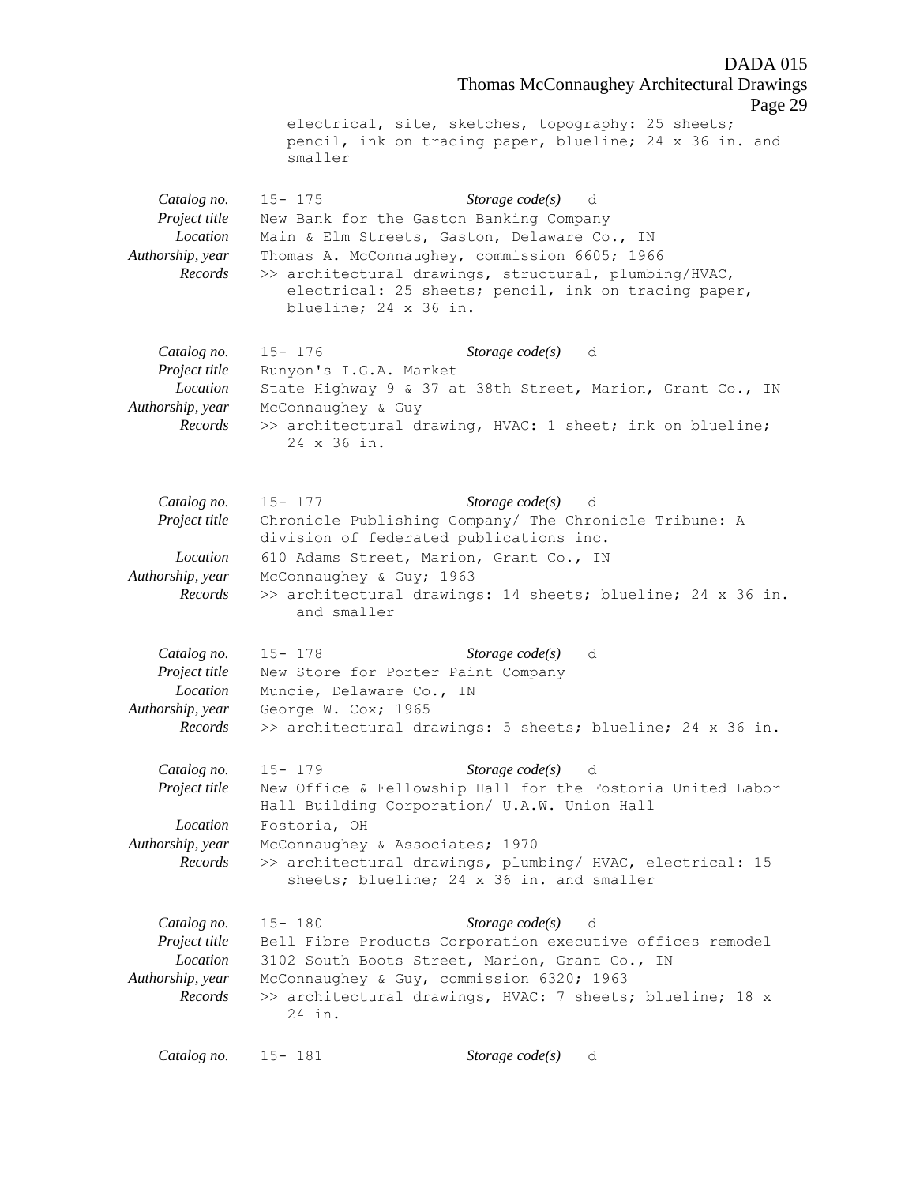electrical, site, sketches, topography: 25 sheets; pencil, ink on tracing paper, blueline; 24 x 36 in. and smaller

*Catalog no.* 15- 175 *Storage code(s)* d
*Project title* New Bank for the Gaston Banking Company
*Location* Main & Elm Streets, Gaston, Delaware Co., IN
*Authorship, year* Thomas A. McConnaughey, commission 6605; 1966
*Records* >> architectural drawings, structural, plumbing/HVAC, electrical: 25 sheets; pencil, ink on tracing paper, blueline; 24 x 36 in.

*Catalog no.* 15- 176 *Storage code(s)* d
*Project title* Runyon's I.G.A. Market
*Location* State Highway 9 & 37 at 38th Street, Marion, Grant Co., IN
*Authorship, year* McConnaughey & Guy
*Records* >> architectural drawing, HVAC: 1 sheet; ink on blueline; 24 x 36 in.

*Catalog no.* 15- 177 *Storage code(s)* d
*Project title* Chronicle Publishing Company/ The Chronicle Tribune: A division of federated publications inc.
*Location* 610 Adams Street, Marion, Grant Co., IN
*Authorship, year* McConnaughey & Guy; 1963
*Records* >> architectural drawings: 14 sheets; blueline; 24 x 36 in. and smaller

*Catalog no.* 15- 178 *Storage code(s)* d
*Project title* New Store for Porter Paint Company
*Location* Muncie, Delaware Co., IN
*Authorship, year* George W. Cox; 1965
*Records* >> architectural drawings: 5 sheets; blueline; 24 x 36 in.

*Catalog no.* 15- 179 *Storage code(s)* d
*Project title* New Office & Fellowship Hall for the Fostoria United Labor Hall Building Corporation/ U.A.W. Union Hall
*Location* Fostoria, OH
*Authorship, year* McConnaughey & Associates; 1970
*Records* >> architectural drawings, plumbing/ HVAC, electrical: 15 sheets; blueline; 24 x 36 in. and smaller

*Catalog no.* 15- 180 *Storage code(s)* d
*Project title* Bell Fibre Products Corporation executive offices remodel
*Location* 3102 South Boots Street, Marion, Grant Co., IN
*Authorship, year* McConnaughey & Guy, commission 6320; 1963
*Records* >> architectural drawings, HVAC: 7 sheets; blueline; 18 x 24 in.

*Catalog no.* 15- 181 *Storage code(s)* d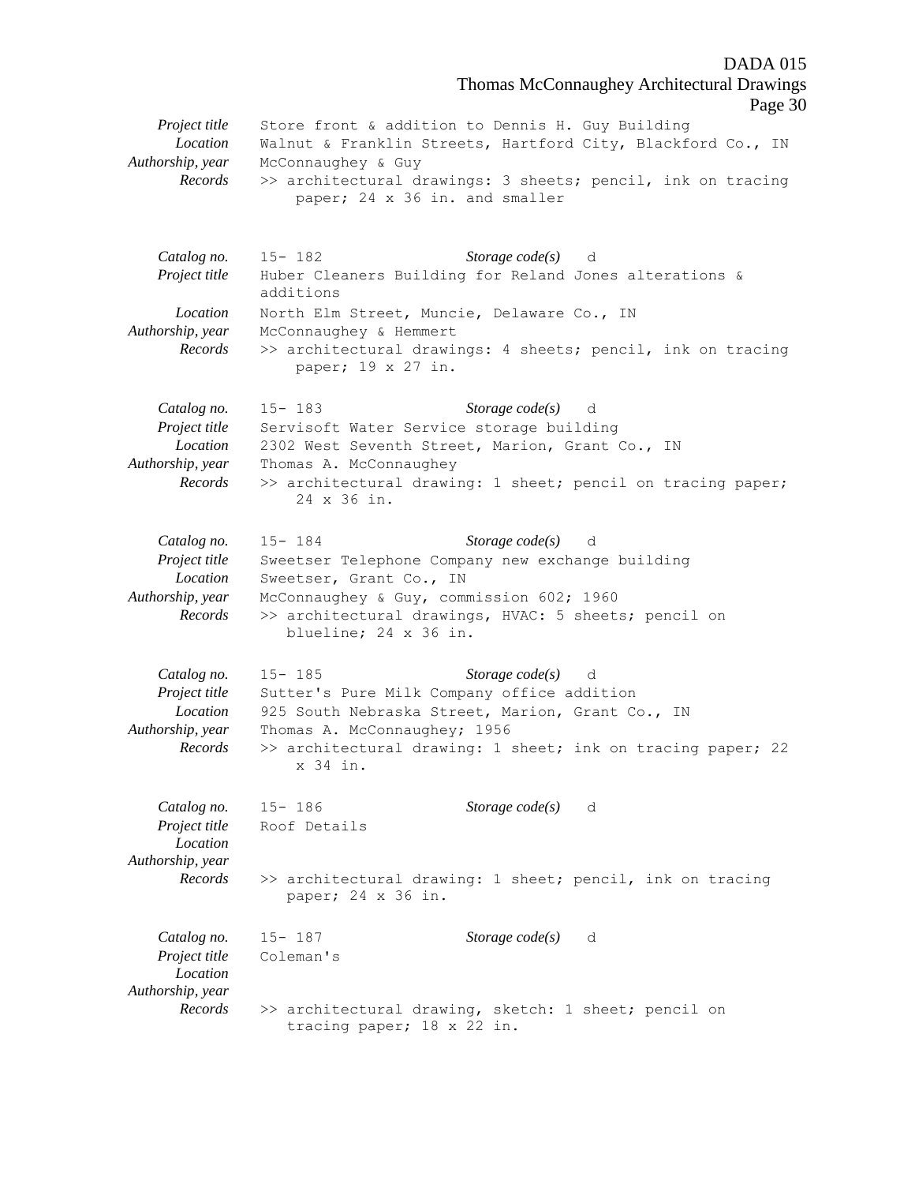| | |
|---|---|
| *Project title* | Store front & addition to Dennis H. Guy Building |
| *Location* | Walnut & Franklin Streets, Hartford City, Blackford Co., IN |
| *Authorship, year* | McConnaughey & Guy |
| *Records* | >> architectural drawings: 3 sheets; pencil, ink on tracing paper; 24 x 36 in. and smaller |

| | |
|---|---|
| *Catalog no.* | 15- 182 &nbsp;&nbsp;&nbsp; *Storage code(s)* d |
| *Project title* | Huber Cleaners Building for Reland Jones alterations & additions |
| *Location* | North Elm Street, Muncie, Delaware Co., IN |
| *Authorship, year* | McConnaughey & Hemmert |
| *Records* | >> architectural drawings: 4 sheets; pencil, ink on tracing paper; 19 x 27 in. |

| | |
|---|---|
| *Catalog no.* | 15- 183 &nbsp;&nbsp;&nbsp; *Storage code(s)* d |
| *Project title* | Servisoft Water Service storage building |
| *Location* | 2302 West Seventh Street, Marion, Grant Co., IN |
| *Authorship, year* | Thomas A. McConnaughey |
| *Records* | >> architectural drawing: 1 sheet; pencil on tracing paper; 24 x 36 in. |

| | |
|---|---|
| *Catalog no.* | 15- 184 &nbsp;&nbsp;&nbsp; *Storage code(s)* d |
| *Project title* | Sweetser Telephone Company new exchange building |
| *Location* | Sweetser, Grant Co., IN |
| *Authorship, year* | McConnaughey & Guy, commission 602; 1960 |
| *Records* | >> architectural drawings, HVAC: 5 sheets; pencil on blueline; 24 x 36 in. |

| | |
|---|---|
| *Catalog no.* | 15- 185 &nbsp;&nbsp;&nbsp; *Storage code(s)* d |
| *Project title* | Sutter's Pure Milk Company office addition |
| *Location* | 925 South Nebraska Street, Marion, Grant Co., IN |
| *Authorship, year* | Thomas A. McConnaughey; 1956 |
| *Records* | >> architectural drawing: 1 sheet; ink on tracing paper; 22 x 34 in. |

| | |
|---|---|
| *Catalog no.* | 15- 186 &nbsp;&nbsp;&nbsp; *Storage code(s)* d |
| *Project title* | Roof Details |
| *Location* | |
| *Authorship, year* | |
| *Records* | >> architectural drawing: 1 sheet; pencil, ink on tracing paper; 24 x 36 in. |

| | |
|---|---|
| *Catalog no.* | 15- 187 &nbsp;&nbsp;&nbsp; *Storage code(s)* d |
| *Project title* | Coleman's |
| *Location* | |
| *Authorship, year* | |
| *Records* | >> architectural drawing, sketch: 1 sheet; pencil on tracing paper; 18 x 22 in. |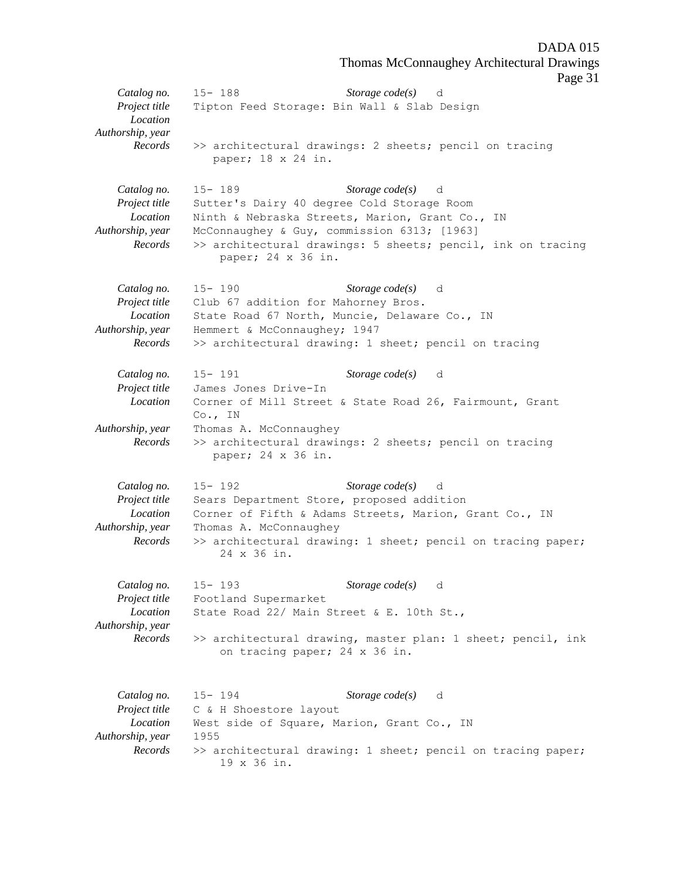*Catalog no.* 15- 188 *Storage code(s)* d
*Project title* Tipton Feed Storage: Bin Wall & Slab Design
*Location*
*Authorship, year*
*Records* >> architectural drawings: 2 sheets; pencil on tracing paper; 18 x 24 in.

*Catalog no.* 15- 189 *Storage code(s)* d
*Project title* Sutter's Dairy 40 degree Cold Storage Room
*Location* Ninth & Nebraska Streets, Marion, Grant Co., IN
*Authorship, year* McConnaughey & Guy, commission 6313; [1963]
*Records* >> architectural drawings: 5 sheets; pencil, ink on tracing paper; 24 x 36 in.

*Catalog no.* 15- 190 *Storage code(s)* d
*Project title* Club 67 addition for Mahorney Bros.
*Location* State Road 67 North, Muncie, Delaware Co., IN
*Authorship, year* Hemmert & McConnaughey; 1947
*Records* >> architectural drawing: 1 sheet; pencil on tracing

*Catalog no.* 15- 191 *Storage code(s)* d
*Project title* James Jones Drive-In
*Location* Corner of Mill Street & State Road 26, Fairmount, Grant Co., IN
*Authorship, year* Thomas A. McConnaughey
*Records* >> architectural drawings: 2 sheets; pencil on tracing paper; 24 x 36 in.

*Catalog no.* 15- 192 *Storage code(s)* d
*Project title* Sears Department Store, proposed addition
*Location* Corner of Fifth & Adams Streets, Marion, Grant Co., IN
*Authorship, year* Thomas A. McConnaughey
*Records* >> architectural drawing: 1 sheet; pencil on tracing paper; 24 x 36 in.

*Catalog no.* 15- 193 *Storage code(s)* d
*Project title* Footland Supermarket
*Location* State Road 22/ Main Street & E. 10th St.,
*Authorship, year*
*Records* >> architectural drawing, master plan: 1 sheet; pencil, ink on tracing paper; 24 x 36 in.

*Catalog no.* 15- 194 *Storage code(s)* d
*Project title* C & H Shoestore layout
*Location* West side of Square, Marion, Grant Co., IN
*Authorship, year* 1955
*Records* >> architectural drawing: 1 sheet; pencil on tracing paper; 19 x 36 in.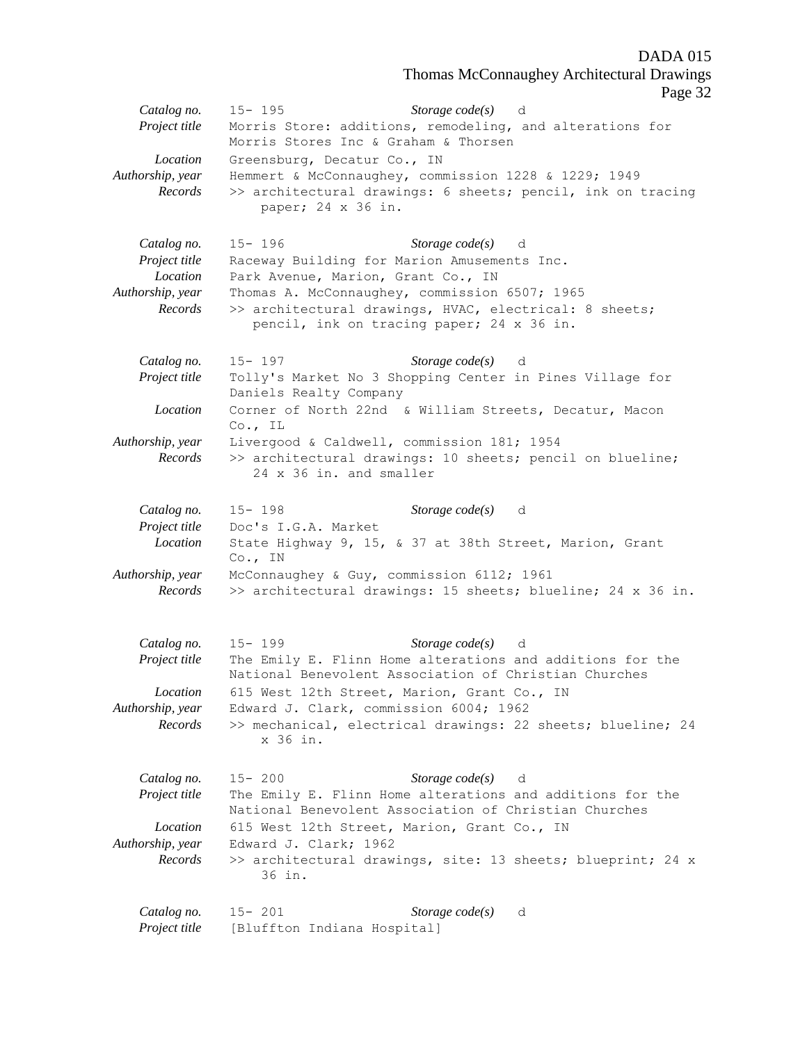*Catalog no.* 15- 195 *Storage code(s)* d
*Project title* Morris Store: additions, remodeling, and alterations for Morris Stores Inc & Graham & Thorsen
*Location* Greensburg, Decatur Co., IN
*Authorship, year* Hemmert & McConnaughey, commission 1228 & 1229; 1949
*Records* >> architectural drawings: 6 sheets; pencil, ink on tracing paper; 24 x 36 in.

*Catalog no.* 15- 196 *Storage code(s)* d
*Project title* Raceway Building for Marion Amusements Inc.
*Location* Park Avenue, Marion, Grant Co., IN
*Authorship, year* Thomas A. McConnaughey, commission 6507; 1965
*Records* >> architectural drawings, HVAC, electrical: 8 sheets; pencil, ink on tracing paper; 24 x 36 in.

*Catalog no.* 15- 197 *Storage code(s)* d
*Project title* Tolly's Market No 3 Shopping Center in Pines Village for Daniels Realty Company
*Location* Corner of North 22nd & William Streets, Decatur, Macon Co., IL
*Authorship, year* Livergood & Caldwell, commission 181; 1954
*Records* >> architectural drawings: 10 sheets; pencil on blueline; 24 x 36 in. and smaller

*Catalog no.* 15- 198 *Storage code(s)* d
*Project title* Doc's I.G.A. Market
*Location* State Highway 9, 15, & 37 at 38th Street, Marion, Grant Co., IN
*Authorship, year* McConnaughey & Guy, commission 6112; 1961
*Records* >> architectural drawings: 15 sheets; blueline; 24 x 36 in.

*Catalog no.* 15- 199 *Storage code(s)* d
*Project title* The Emily E. Flinn Home alterations and additions for the National Benevolent Association of Christian Churches
*Location* 615 West 12th Street, Marion, Grant Co., IN
*Authorship, year* Edward J. Clark, commission 6004; 1962
*Records* >> mechanical, electrical drawings: 22 sheets; blueline; 24 x 36 in.

*Catalog no.* 15- 200 *Storage code(s)* d
*Project title* The Emily E. Flinn Home alterations and additions for the National Benevolent Association of Christian Churches
*Location* 615 West 12th Street, Marion, Grant Co., IN
*Authorship, year* Edward J. Clark; 1962
*Records* >> architectural drawings, site: 13 sheets; blueprint; 24 x 36 in.

*Catalog no.* 15- 201 *Storage code(s)* d
*Project title* [Bluffton Indiana Hospital]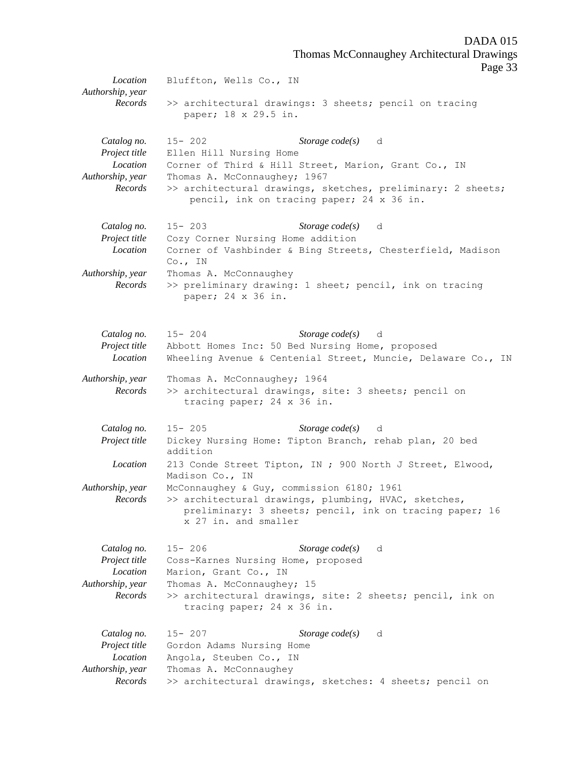*Location* Bluffton, Wells Co., IN
*Authorship, year*
*Records* >> architectural drawings: 3 sheets; pencil on tracing paper; 18 x 29.5 in.

*Catalog no.* 15- 202 *Storage code(s)* d
*Project title* Ellen Hill Nursing Home
*Location* Corner of Third & Hill Street, Marion, Grant Co., IN
*Authorship, year* Thomas A. McConnaughey; 1967
*Records* >> architectural drawings, sketches, preliminary: 2 sheets; pencil, ink on tracing paper; 24 x 36 in.

*Catalog no.* 15- 203 *Storage code(s)* d
*Project title* Cozy Corner Nursing Home addition
*Location* Corner of Vashbinder & Bing Streets, Chesterfield, Madison Co., IN
*Authorship, year* Thomas A. McConnaughey
*Records* >> preliminary drawing: 1 sheet; pencil, ink on tracing paper; 24 x 36 in.

*Catalog no.* 15- 204 *Storage code(s)* d
*Project title* Abbott Homes Inc: 50 Bed Nursing Home, proposed
*Location* Wheeling Avenue & Centenial Street, Muncie, Delaware Co., IN
*Authorship, year* Thomas A. McConnaughey; 1964
*Records* >> architectural drawings, site: 3 sheets; pencil on tracing paper; 24 x 36 in.

*Catalog no.* 15- 205 *Storage code(s)* d
*Project title* Dickey Nursing Home: Tipton Branch, rehab plan, 20 bed addition
*Location* 213 Conde Street Tipton, IN ; 900 North J Street, Elwood, Madison Co., IN
*Authorship, year* McConnaughey & Guy, commission 6180; 1961
*Records* >> architectural drawings, plumbing, HVAC, sketches, preliminary: 3 sheets; pencil, ink on tracing paper; 16 x 27 in. and smaller

*Catalog no.* 15- 206 *Storage code(s)* d
*Project title* Coss-Karnes Nursing Home, proposed
*Location* Marion, Grant Co., IN
*Authorship, year* Thomas A. McConnaughey; 15
*Records* >> architectural drawings, site: 2 sheets; pencil, ink on tracing paper; 24 x 36 in.

*Catalog no.* 15- 207 *Storage code(s)* d
*Project title* Gordon Adams Nursing Home
*Location* Angola, Steuben Co., IN
*Authorship, year* Thomas A. McConnaughey
*Records* >> architectural drawings, sketches: 4 sheets; pencil on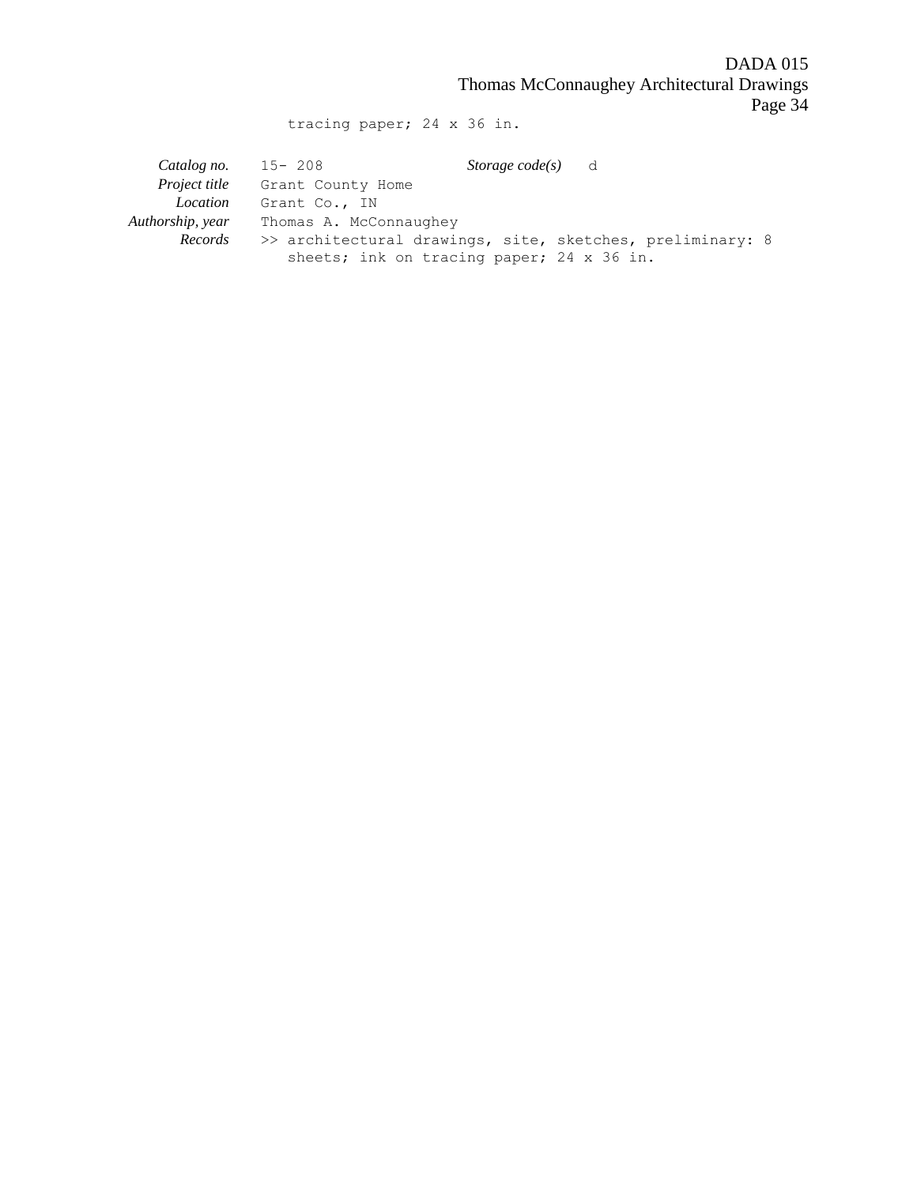tracing paper; 24 x 36 in.

| | | | |
|---|---|---|---|
| *Catalog no.* | 15- 208 | *Storage code(s)* | d |
| *Project title* | Grant County Home | | |
| *Location* | Grant Co., IN | | |
| *Authorship, year* | Thomas A. McConnaughey | | |
| *Records* | >> architectural drawings, site, sketches, preliminary: 8 sheets; ink on tracing paper; 24 x 36 in. | | |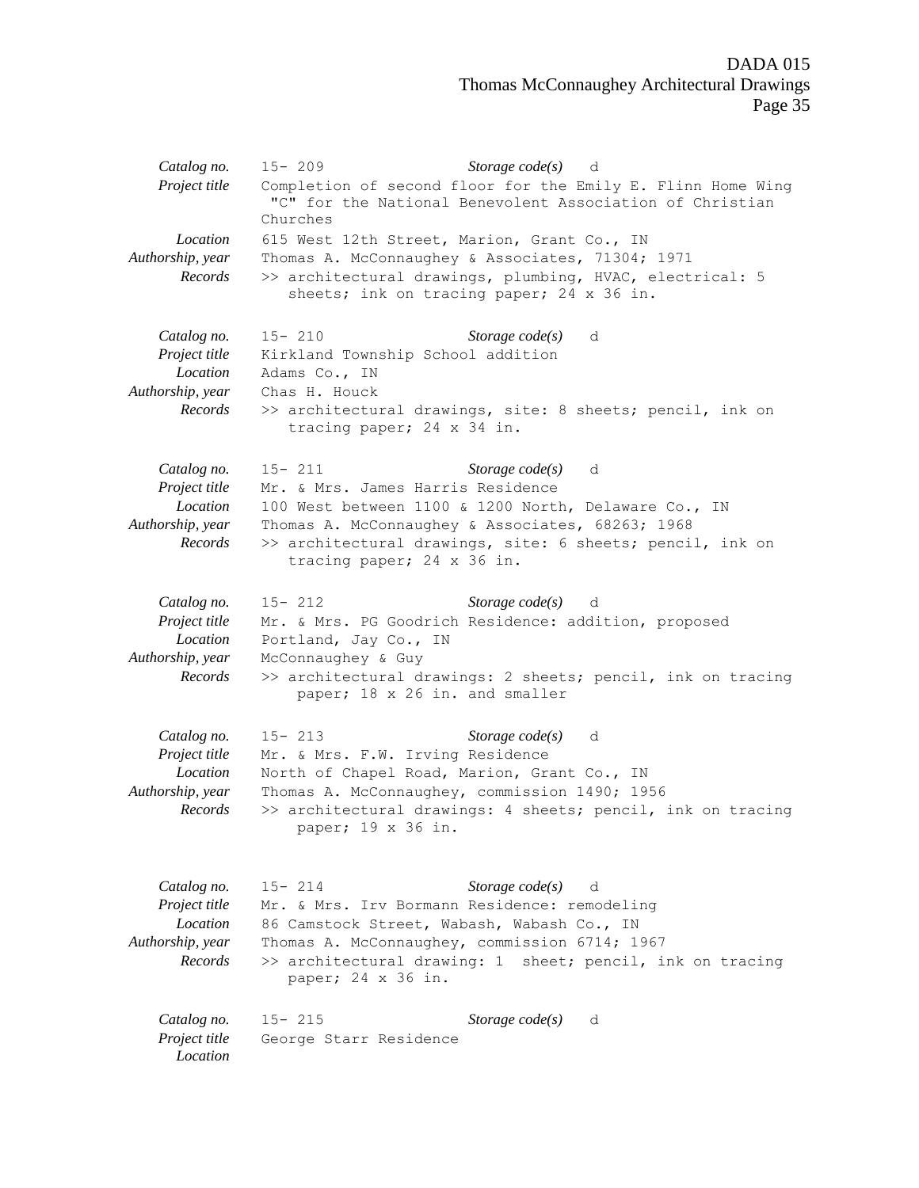*Catalog no.* 15- 209 *Storage code(s)* d
*Project title* Completion of second floor for the Emily E. Flinn Home Wing "C" for the National Benevolent Association of Christian Churches
*Location* 615 West 12th Street, Marion, Grant Co., IN
*Authorship, year* Thomas A. McConnaughey & Associates, 71304; 1971
*Records* >> architectural drawings, plumbing, HVAC, electrical: 5 sheets; ink on tracing paper; 24 x 36 in.

*Catalog no.* 15- 210 *Storage code(s)* d
*Project title* Kirkland Township School addition
*Location* Adams Co., IN
*Authorship, year* Chas H. Houck
*Records* >> architectural drawings, site: 8 sheets; pencil, ink on tracing paper; 24 x 34 in.

*Catalog no.* 15- 211 *Storage code(s)* d
*Project title* Mr. & Mrs. James Harris Residence
*Location* 100 West between 1100 & 1200 North, Delaware Co., IN
*Authorship, year* Thomas A. McConnaughey & Associates, 68263; 1968
*Records* >> architectural drawings, site: 6 sheets; pencil, ink on tracing paper; 24 x 36 in.

*Catalog no.* 15- 212 *Storage code(s)* d
*Project title* Mr. & Mrs. PG Goodrich Residence: addition, proposed
*Location* Portland, Jay Co., IN
*Authorship, year* McConnaughey & Guy
*Records* >> architectural drawings: 2 sheets; pencil, ink on tracing paper; 18 x 26 in. and smaller

*Catalog no.* 15- 213 *Storage code(s)* d
*Project title* Mr. & Mrs. F.W. Irving Residence
*Location* North of Chapel Road, Marion, Grant Co., IN
*Authorship, year* Thomas A. McConnaughey, commission 1490; 1956
*Records* >> architectural drawings: 4 sheets; pencil, ink on tracing paper; 19 x 36 in.

*Catalog no.* 15- 214 *Storage code(s)* d
*Project title* Mr. & Mrs. Irv Bormann Residence: remodeling
*Location* 86 Camstock Street, Wabash, Wabash Co., IN
*Authorship, year* Thomas A. McConnaughey, commission 6714; 1967
*Records* >> architectural drawing: 1 sheet; pencil, ink on tracing paper; 24 x 36 in.

*Catalog no.* 15- 215 *Storage code(s)* d
*Project title* George Starr Residence
*Location*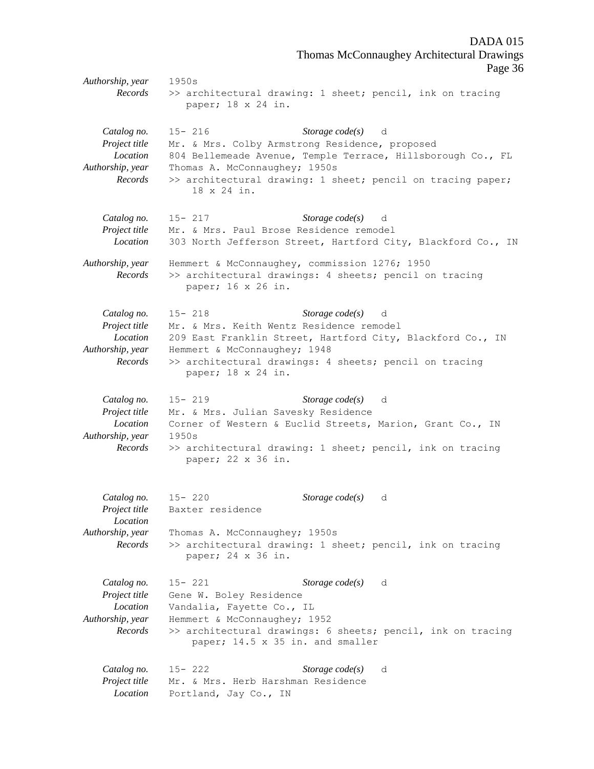*Authorship, year* 1950s
*Records* >> architectural drawing: 1 sheet; pencil, ink on tracing paper; 18 x 24 in.

*Catalog no.* 15- 216 *Storage code(s)* d
*Project title* Mr. & Mrs. Colby Armstrong Residence, proposed
*Location* 804 Bellemeade Avenue, Temple Terrace, Hillsborough Co., FL
*Authorship, year* Thomas A. McConnaughey; 1950s
*Records* >> architectural drawing: 1 sheet; pencil on tracing paper; 18 x 24 in.

*Catalog no.* 15- 217 *Storage code(s)* d
*Project title* Mr. & Mrs. Paul Brose Residence remodel
*Location* 303 North Jefferson Street, Hartford City, Blackford Co., IN
*Authorship, year* Hemmert & McConnaughey, commission 1276; 1950
*Records* >> architectural drawings: 4 sheets; pencil on tracing paper; 16 x 26 in.

*Catalog no.* 15- 218 *Storage code(s)* d
*Project title* Mr. & Mrs. Keith Wentz Residence remodel
*Location* 209 East Franklin Street, Hartford City, Blackford Co., IN
*Authorship, year* Hemmert & McConnaughey; 1948
*Records* >> architectural drawings: 4 sheets; pencil on tracing paper; 18 x 24 in.

*Catalog no.* 15- 219 *Storage code(s)* d
*Project title* Mr. & Mrs. Julian Savesky Residence
*Location* Corner of Western & Euclid Streets, Marion, Grant Co., IN
*Authorship, year* 1950s
*Records* >> architectural drawing: 1 sheet; pencil, ink on tracing paper; 22 x 36 in.

*Catalog no.* 15- 220 *Storage code(s)* d
*Project title* Baxter residence
*Location*
*Authorship, year* Thomas A. McConnaughey; 1950s
*Records* >> architectural drawing: 1 sheet; pencil, ink on tracing paper; 24 x 36 in.

*Catalog no.* 15- 221 *Storage code(s)* d
*Project title* Gene W. Boley Residence
*Location* Vandalia, Fayette Co., IL
*Authorship, year* Hemmert & McConnaughey; 1952
*Records* >> architectural drawings: 6 sheets; pencil, ink on tracing paper; 14.5 x 35 in. and smaller

*Catalog no.* 15- 222 *Storage code(s)* d
*Project title* Mr. & Mrs. Herb Harshman Residence
*Location* Portland, Jay Co., IN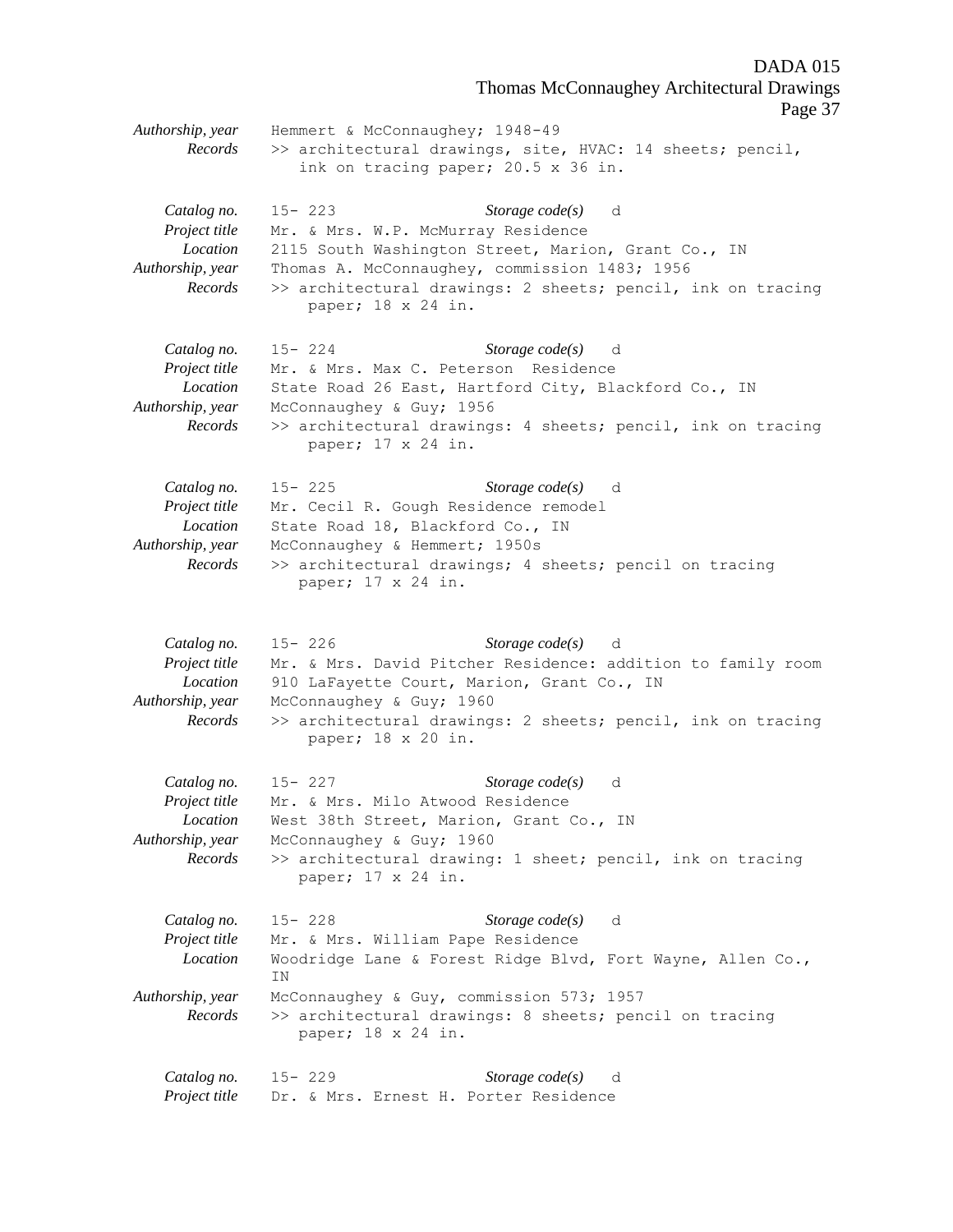*Authorship, year* Hemmert & McConnaughey; 1948-49
*Records* >> architectural drawings, site, HVAC: 14 sheets; pencil, ink on tracing paper; 20.5 x 36 in.

*Catalog no.* 15- 223 *Storage code(s)* d
*Project title* Mr. & Mrs. W.P. McMurray Residence
*Location* 2115 South Washington Street, Marion, Grant Co., IN
*Authorship, year* Thomas A. McConnaughey, commission 1483; 1956
*Records* >> architectural drawings: 2 sheets; pencil, ink on tracing paper; 18 x 24 in.

*Catalog no.* 15- 224 *Storage code(s)* d
*Project title* Mr. & Mrs. Max C. Peterson Residence
*Location* State Road 26 East, Hartford City, Blackford Co., IN
*Authorship, year* McConnaughey & Guy; 1956
*Records* >> architectural drawings: 4 sheets; pencil, ink on tracing paper; 17 x 24 in.

*Catalog no.* 15- 225 *Storage code(s)* d
*Project title* Mr. Cecil R. Gough Residence remodel
*Location* State Road 18, Blackford Co., IN
*Authorship, year* McConnaughey & Hemmert; 1950s
*Records* >> architectural drawings; 4 sheets; pencil on tracing paper; 17 x 24 in.

*Catalog no.* 15- 226 *Storage code(s)* d
*Project title* Mr. & Mrs. David Pitcher Residence: addition to family room
*Location* 910 LaFayette Court, Marion, Grant Co., IN
*Authorship, year* McConnaughey & Guy; 1960
*Records* >> architectural drawings: 2 sheets; pencil, ink on tracing paper; 18 x 20 in.

*Catalog no.* 15- 227 *Storage code(s)* d
*Project title* Mr. & Mrs. Milo Atwood Residence
*Location* West 38th Street, Marion, Grant Co., IN
*Authorship, year* McConnaughey & Guy; 1960
*Records* >> architectural drawing: 1 sheet; pencil, ink on tracing paper; 17 x 24 in.

*Catalog no.* 15- 228 *Storage code(s)* d
*Project title* Mr. & Mrs. William Pape Residence
*Location* Woodridge Lane & Forest Ridge Blvd, Fort Wayne, Allen Co., IN
*Authorship, year* McConnaughey & Guy, commission 573; 1957
*Records* >> architectural drawings: 8 sheets; pencil on tracing paper; 18 x 24 in.

*Catalog no.* 15- 229 *Storage code(s)* d
*Project title* Dr. & Mrs. Ernest H. Porter Residence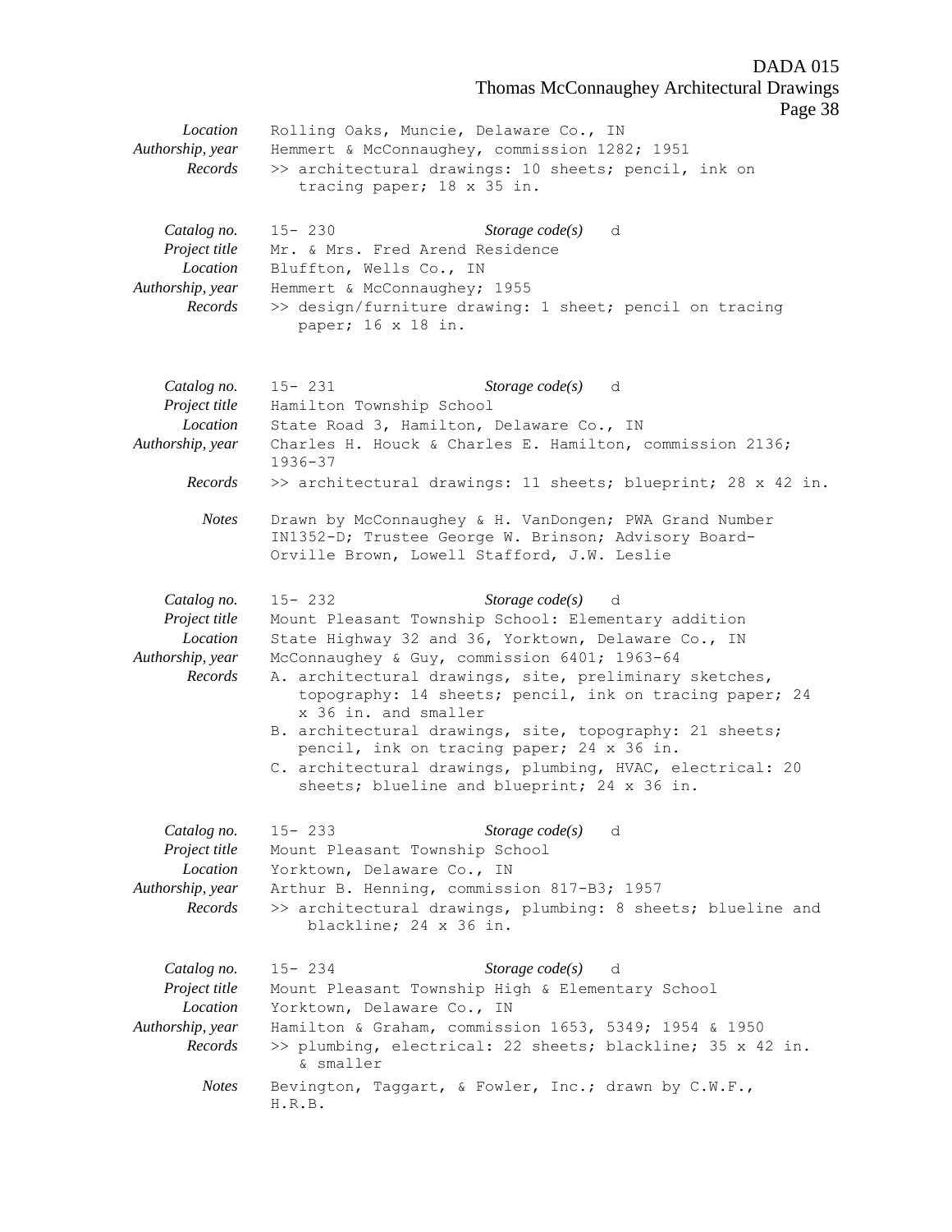*Location* Rolling Oaks, Muncie, Delaware Co., IN
*Authorship, year* Hemmert & McConnaughey, commission 1282; 1951
*Records* >> architectural drawings: 10 sheets; pencil, ink on tracing paper; 18 x 35 in.

*Catalog no.* 15- 230 *Storage code(s)* d
*Project title* Mr. & Mrs. Fred Arend Residence
*Location* Bluffton, Wells Co., IN
*Authorship, year* Hemmert & McConnaughey; 1955
*Records* >> design/furniture drawing: 1 sheet; pencil on tracing paper; 16 x 18 in.

*Catalog no.* 15- 231 *Storage code(s)* d
*Project title* Hamilton Township School
*Location* State Road 3, Hamilton, Delaware Co., IN
*Authorship, year* Charles H. Houck & Charles E. Hamilton, commission 2136; 1936-37
*Records* >> architectural drawings: 11 sheets; blueprint; 28 x 42 in.
*Notes* Drawn by McConnaughey & H. VanDongen; PWA Grand Number IN1352-D; Trustee George W. Brinson; Advisory Board-Orville Brown, Lowell Stafford, J.W. Leslie

*Catalog no.* 15- 232 *Storage code(s)* d
*Project title* Mount Pleasant Township School: Elementary addition
*Location* State Highway 32 and 36, Yorktown, Delaware Co., IN
*Authorship, year* McConnaughey & Guy, commission 6401; 1963-64
*Records*
A. architectural drawings, site, preliminary sketches, topography: 14 sheets; pencil, ink on tracing paper; 24 x 36 in. and smaller
B. architectural drawings, site, topography: 21 sheets; pencil, ink on tracing paper; 24 x 36 in.
C. architectural drawings, plumbing, HVAC, electrical: 20 sheets; blueline and blueprint; 24 x 36 in.

*Catalog no.* 15- 233 *Storage code(s)* d
*Project title* Mount Pleasant Township School
*Location* Yorktown, Delaware Co., IN
*Authorship, year* Arthur B. Henning, commission 817-B3; 1957
*Records* >> architectural drawings, plumbing: 8 sheets; blueline and blackline; 24 x 36 in.

*Catalog no.* 15- 234 *Storage code(s)* d
*Project title* Mount Pleasant Township High & Elementary School
*Location* Yorktown, Delaware Co., IN
*Authorship, year* Hamilton & Graham, commission 1653, 5349; 1954 & 1950
*Records* >> plumbing, electrical: 22 sheets; blackline; 35 x 42 in. & smaller
*Notes* Bevington, Taggart, & Fowler, Inc.; drawn by C.W.F., H.R.B.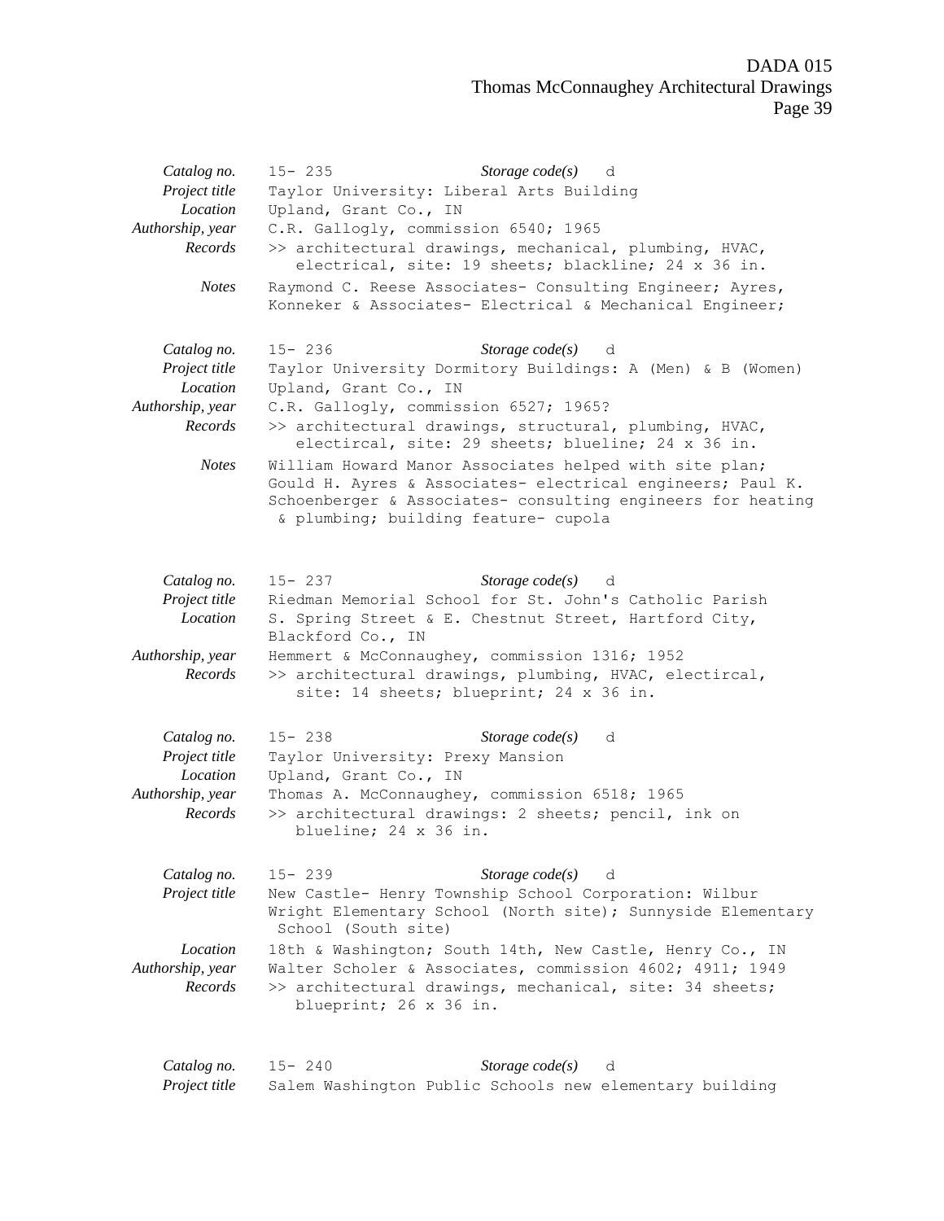| | |
|---|---|
| *Catalog no.* | 15- 235 *Storage code(s)* d |
| *Project title* | Taylor University: Liberal Arts Building |
| *Location* | Upland, Grant Co., IN |
| *Authorship, year* | C.R. Gallogly, commission 6540; 1965 |
| *Records* | >> architectural drawings, mechanical, plumbing, HVAC, electrical, site: 19 sheets; blackline; 24 x 36 in. |
| *Notes* | Raymond C. Reese Associates- Consulting Engineer; Ayres, Konneker & Associates- Electrical & Mechanical Engineer; |

| | |
|---|---|
| *Catalog no.* | 15- 236 *Storage code(s)* d |
| *Project title* | Taylor University Dormitory Buildings: A (Men) & B (Women) |
| *Location* | Upland, Grant Co., IN |
| *Authorship, year* | C.R. Gallogly, commission 6527; 1965? |
| *Records* | >> architectural drawings, structural, plumbing, HVAC, electircal, site: 29 sheets; blueline; 24 x 36 in. |
| *Notes* | William Howard Manor Associates helped with site plan; Gould H. Ayres & Associates- electrical engineers; Paul K. Schoenberger & Associates- consulting engineers for heating & plumbing; building feature- cupola |

| | |
|---|---|
| *Catalog no.* | 15- 237 *Storage code(s)* d |
| *Project title* | Riedman Memorial School for St. John's Catholic Parish |
| *Location* | S. Spring Street & E. Chestnut Street, Hartford City, Blackford Co., IN |
| *Authorship, year* | Hemmert & McConnaughey, commission 1316; 1952 |
| *Records* | >> architectural drawings, plumbing, HVAC, electircal, site: 14 sheets; blueprint; 24 x 36 in. |

| | |
|---|---|
| *Catalog no.* | 15- 238 *Storage code(s)* d |
| *Project title* | Taylor University: Prexy Mansion |
| *Location* | Upland, Grant Co., IN |
| *Authorship, year* | Thomas A. McConnaughey, commission 6518; 1965 |
| *Records* | >> architectural drawings: 2 sheets; pencil, ink on blueline; 24 x 36 in. |

| | |
|---|---|
| *Catalog no.* | 15- 239 *Storage code(s)* d |
| *Project title* | New Castle- Henry Township School Corporation: Wilbur Wright Elementary School (North site); Sunnyside Elementary School (South site) |
| *Location* | 18th & Washington; South 14th, New Castle, Henry Co., IN |
| *Authorship, year* | Walter Scholer & Associates, commission 4602; 4911; 1949 |
| *Records* | >> architectural drawings, mechanical, site: 34 sheets; blueprint; 26 x 36 in. |

| | |
|---|---|
| *Catalog no.* | 15- 240 *Storage code(s)* d |
| *Project title* | Salem Washington Public Schools new elementary building |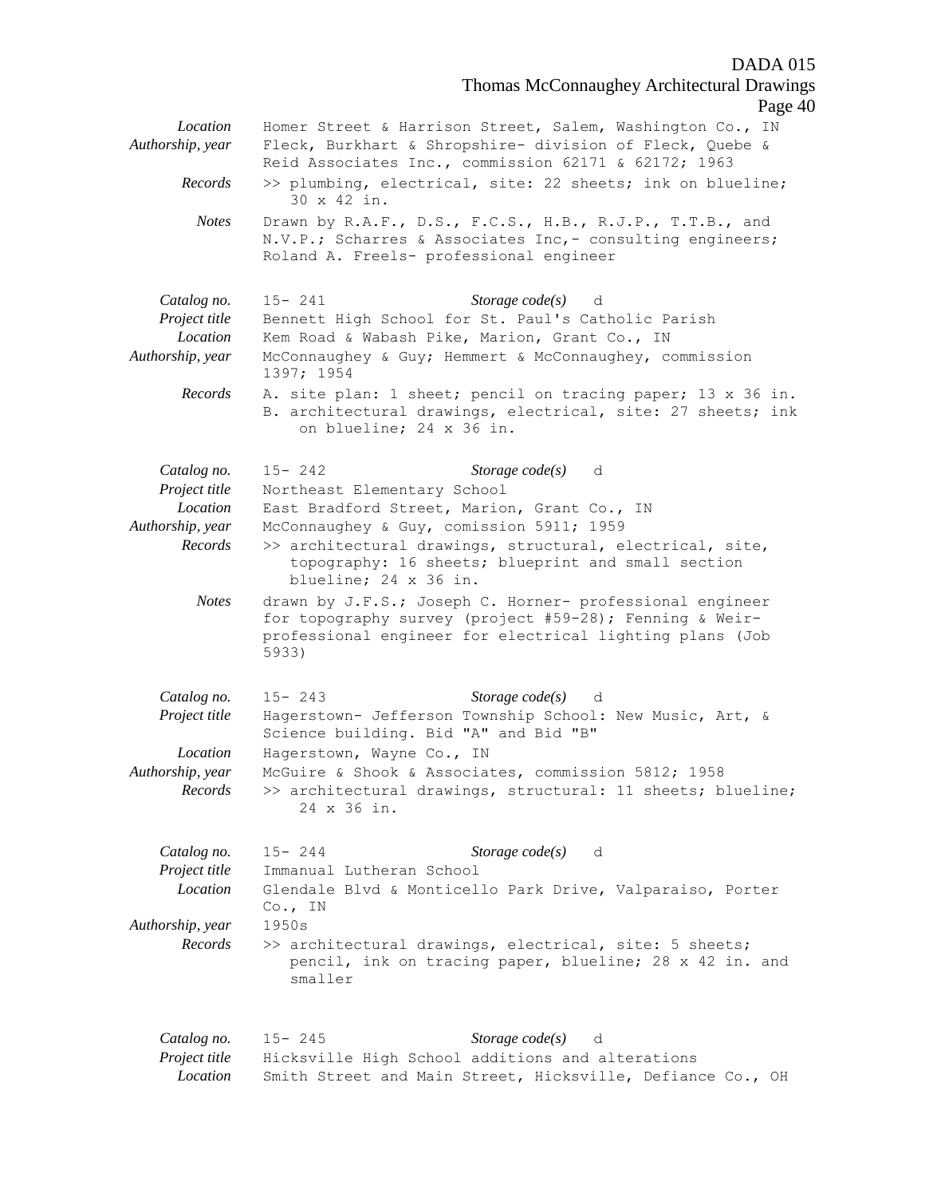*Location* Homer Street & Harrison Street, Salem, Washington Co., IN
*Authorship, year* Fleck, Burkhart & Shropshire- division of Fleck, Quebe & Reid Associates Inc., commission 62171 & 62172; 1963
*Records* >> plumbing, electrical, site: 22 sheets; ink on blueline; 30 x 42 in.
*Notes* Drawn by R.A.F., D.S., F.C.S., H.B., R.J.P., T.T.B., and N.V.P.; Scharres & Associates Inc,- consulting engineers; Roland A. Freels- professional engineer

*Catalog no.* 15- 241 *Storage code(s)* d
*Project title* Bennett High School for St. Paul's Catholic Parish
*Location* Kem Road & Wabash Pike, Marion, Grant Co., IN
*Authorship, year* McConnaughey & Guy; Hemmert & McConnaughey, commission 1397; 1954
*Records* A. site plan: 1 sheet; pencil on tracing paper; 13 x 36 in.
B. architectural drawings, electrical, site: 27 sheets; ink on blueline; 24 x 36 in.

*Catalog no.* 15- 242 *Storage code(s)* d
*Project title* Northeast Elementary School
*Location* East Bradford Street, Marion, Grant Co., IN
*Authorship, year* McConnaughey & Guy, comission 5911; 1959
*Records* >> architectural drawings, structural, electrical, site, topography: 16 sheets; blueprint and small section blueline; 24 x 36 in.
*Notes* drawn by J.F.S.; Joseph C. Horner- professional engineer for topography survey (project #59-28); Fenning & Weir- professional engineer for electrical lighting plans (Job 5933)

*Catalog no.* 15- 243 *Storage code(s)* d
*Project title* Hagerstown- Jefferson Township School: New Music, Art, & Science building. Bid "A" and Bid "B"
*Location* Hagerstown, Wayne Co., IN
*Authorship, year* McGuire & Shook & Associates, commission 5812; 1958
*Records* >> architectural drawings, structural: 11 sheets; blueline; 24 x 36 in.

*Catalog no.* 15- 244 *Storage code(s)* d
*Project title* Immanual Lutheran School
*Location* Glendale Blvd & Monticello Park Drive, Valparaiso, Porter Co., IN
*Authorship, year* 1950s
*Records* >> architectural drawings, electrical, site: 5 sheets; pencil, ink on tracing paper, blueline; 28 x 42 in. and smaller

*Catalog no.* 15- 245 *Storage code(s)* d
*Project title* Hicksville High School additions and alterations
*Location* Smith Street and Main Street, Hicksville, Defiance Co., OH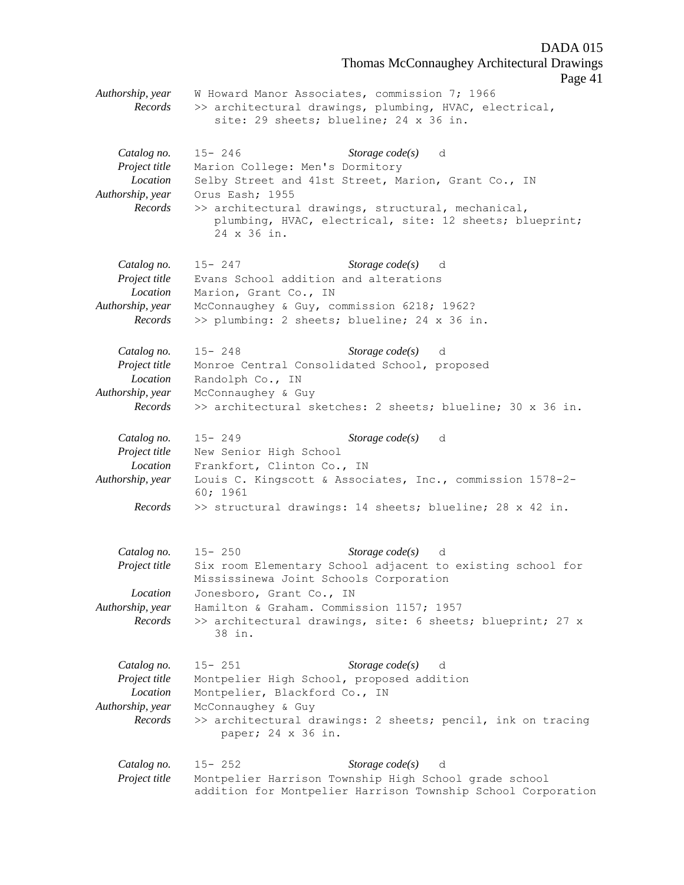*Authorship, year* W Howard Manor Associates, commission 7; 1966
*Records* >> architectural drawings, plumbing, HVAC, electrical, site: 29 sheets; blueline; 24 x 36 in.

*Catalog no.* 15- 246 *Storage code(s)* d
*Project title* Marion College: Men's Dormitory
*Location* Selby Street and 41st Street, Marion, Grant Co., IN
*Authorship, year* Orus Eash; 1955
*Records* >> architectural drawings, structural, mechanical, plumbing, HVAC, electrical, site: 12 sheets; blueprint; 24 x 36 in.

*Catalog no.* 15- 247 *Storage code(s)* d
*Project title* Evans School addition and alterations
*Location* Marion, Grant Co., IN
*Authorship, year* McConnaughey & Guy, commission 6218; 1962?
*Records* >> plumbing: 2 sheets; blueline; 24 x 36 in.

*Catalog no.* 15- 248 *Storage code(s)* d
*Project title* Monroe Central Consolidated School, proposed
*Location* Randolph Co., IN
*Authorship, year* McConnaughey & Guy
*Records* >> architectural sketches: 2 sheets; blueline; 30 x 36 in.

*Catalog no.* 15- 249 *Storage code(s)* d
*Project title* New Senior High School
*Location* Frankfort, Clinton Co., IN
*Authorship, year* Louis C. Kingscott & Associates, Inc., commission 1578-2-60; 1961
*Records* >> structural drawings: 14 sheets; blueline; 28 x 42 in.

*Catalog no.* 15- 250 *Storage code(s)* d
*Project title* Six room Elementary School adjacent to existing school for Mississinewa Joint Schools Corporation
*Location* Jonesboro, Grant Co., IN
*Authorship, year* Hamilton & Graham. Commission 1157; 1957
*Records* >> architectural drawings, site: 6 sheets; blueprint; 27 x 38 in.

*Catalog no.* 15- 251 *Storage code(s)* d
*Project title* Montpelier High School, proposed addition
*Location* Montpelier, Blackford Co., IN
*Authorship, year* McConnaughey & Guy
*Records* >> architectural drawings: 2 sheets; pencil, ink on tracing paper; 24 x 36 in.

*Catalog no.* 15- 252 *Storage code(s)* d
*Project title* Montpelier Harrison Township High School grade school addition for Montpelier Harrison Township School Corporation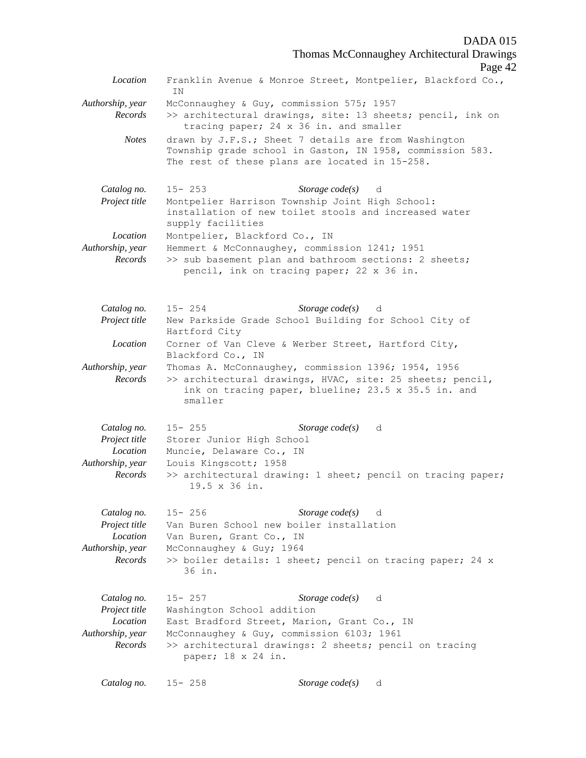| | |
|---|---|
| *Location* | Franklin Avenue & Monroe Street, Montpelier, Blackford Co., IN |
| *Authorship, year* | McConnaughey & Guy, commission 575; 1957 |
| *Records* | >> architectural drawings, site: 13 sheets; pencil, ink on tracing paper; 24 x 36 in. and smaller |
| *Notes* | drawn by J.F.S.; Sheet 7 details are from Washington Township grade school in Gaston, IN 1958, commission 583. The rest of these plans are located in 15-258. |

| | |
|---|---|
| *Catalog no.* | 15- 253 *Storage code(s)* d |
| *Project title* | Montpelier Harrison Township Joint High School: installation of new toilet stools and increased water supply facilities |
| *Location* | Montpelier, Blackford Co., IN |
| *Authorship, year* | Hemmert & McConnaughey, commission 1241; 1951 |
| *Records* | >> sub basement plan and bathroom sections: 2 sheets; pencil, ink on tracing paper; 22 x 36 in. |

| | |
|---|---|
| *Catalog no.* | 15- 254 *Storage code(s)* d |
| *Project title* | New Parkside Grade School Building for School City of Hartford City |
| *Location* | Corner of Van Cleve & Werber Street, Hartford City, Blackford Co., IN |
| *Authorship, year* | Thomas A. McConnaughey, commission 1396; 1954, 1956 |
| *Records* | >> architectural drawings, HVAC, site: 25 sheets; pencil, ink on tracing paper, blueline; 23.5 x 35.5 in. and smaller |

| | |
|---|---|
| *Catalog no.* | 15- 255 *Storage code(s)* d |
| *Project title* | Storer Junior High School |
| *Location* | Muncie, Delaware Co., IN |
| *Authorship, year* | Louis Kingscott; 1958 |
| *Records* | >> architectural drawing: 1 sheet; pencil on tracing paper; 19.5 x 36 in. |

| | |
|---|---|
| *Catalog no.* | 15- 256 *Storage code(s)* d |
| *Project title* | Van Buren School new boiler installation |
| *Location* | Van Buren, Grant Co., IN |
| *Authorship, year* | McConnaughey & Guy; 1964 |
| *Records* | >> boiler details: 1 sheet; pencil on tracing paper; 24 x 36 in. |

| | |
|---|---|
| *Catalog no.* | 15- 257 *Storage code(s)* d |
| *Project title* | Washington School addition |
| *Location* | East Bradford Street, Marion, Grant Co., IN |
| *Authorship, year* | McConnaughey & Guy, commission 6103; 1961 |
| *Records* | >> architectural drawings: 2 sheets; pencil on tracing paper; 18 x 24 in. |

| | |
|---|---|
| *Catalog no.* | 15- 258 *Storage code(s)* d |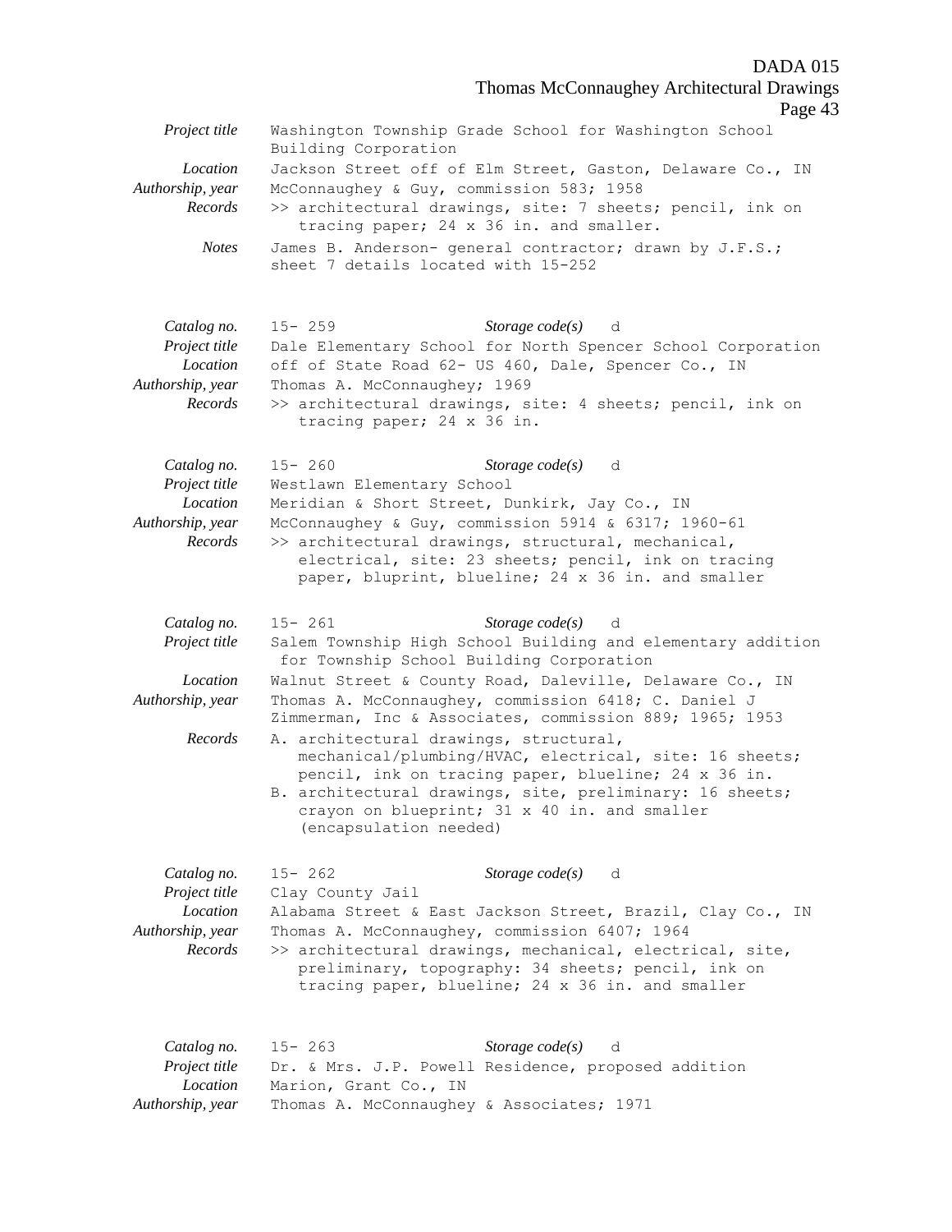*Project title* Washington Township Grade School for Washington School Building Corporation
*Location* Jackson Street off of Elm Street, Gaston, Delaware Co., IN
*Authorship, year* McConnaughey & Guy, commission 583; 1958
*Records* >> architectural drawings, site: 7 sheets; pencil, ink on tracing paper; 24 x 36 in. and smaller.
*Notes* James B. Anderson- general contractor; drawn by J.F.S.; sheet 7 details located with 15-252

*Catalog no.* 15- 259 *Storage code(s)* d
*Project title* Dale Elementary School for North Spencer School Corporation
*Location* off of State Road 62- US 460, Dale, Spencer Co., IN
*Authorship, year* Thomas A. McConnaughey; 1969
*Records* >> architectural drawings, site: 4 sheets; pencil, ink on tracing paper; 24 x 36 in.

*Catalog no.* 15- 260 *Storage code(s)* d
*Project title* Westlawn Elementary School
*Location* Meridian & Short Street, Dunkirk, Jay Co., IN
*Authorship, year* McConnaughey & Guy, commission 5914 & 6317; 1960-61
*Records* >> architectural drawings, structural, mechanical, electrical, site: 23 sheets; pencil, ink on tracing paper, bluprint, blueline; 24 x 36 in. and smaller

*Catalog no.* 15- 261 *Storage code(s)* d
*Project title* Salem Township High School Building and elementary addition for Township School Building Corporation
*Location* Walnut Street & County Road, Daleville, Delaware Co., IN
*Authorship, year* Thomas A. McConnaughey, commission 6418; C. Daniel J Zimmerman, Inc & Associates, commission 889; 1965; 1953
*Records* A. architectural drawings, structural, mechanical/plumbing/HVAC, electrical, site: 16 sheets; pencil, ink on tracing paper, blueline; 24 x 36 in.
B. architectural drawings, site, preliminary: 16 sheets; crayon on blueprint; 31 x 40 in. and smaller (encapsulation needed)

*Catalog no.* 15- 262 *Storage code(s)* d
*Project title* Clay County Jail
*Location* Alabama Street & East Jackson Street, Brazil, Clay Co., IN
*Authorship, year* Thomas A. McConnaughey, commission 6407; 1964
*Records* >> architectural drawings, mechanical, electrical, site, preliminary, topography: 34 sheets; pencil, ink on tracing paper, blueline; 24 x 36 in. and smaller

*Catalog no.* 15- 263 *Storage code(s)* d
*Project title* Dr. & Mrs. J.P. Powell Residence, proposed addition
*Location* Marion, Grant Co., IN
*Authorship, year* Thomas A. McConnaughey & Associates; 1971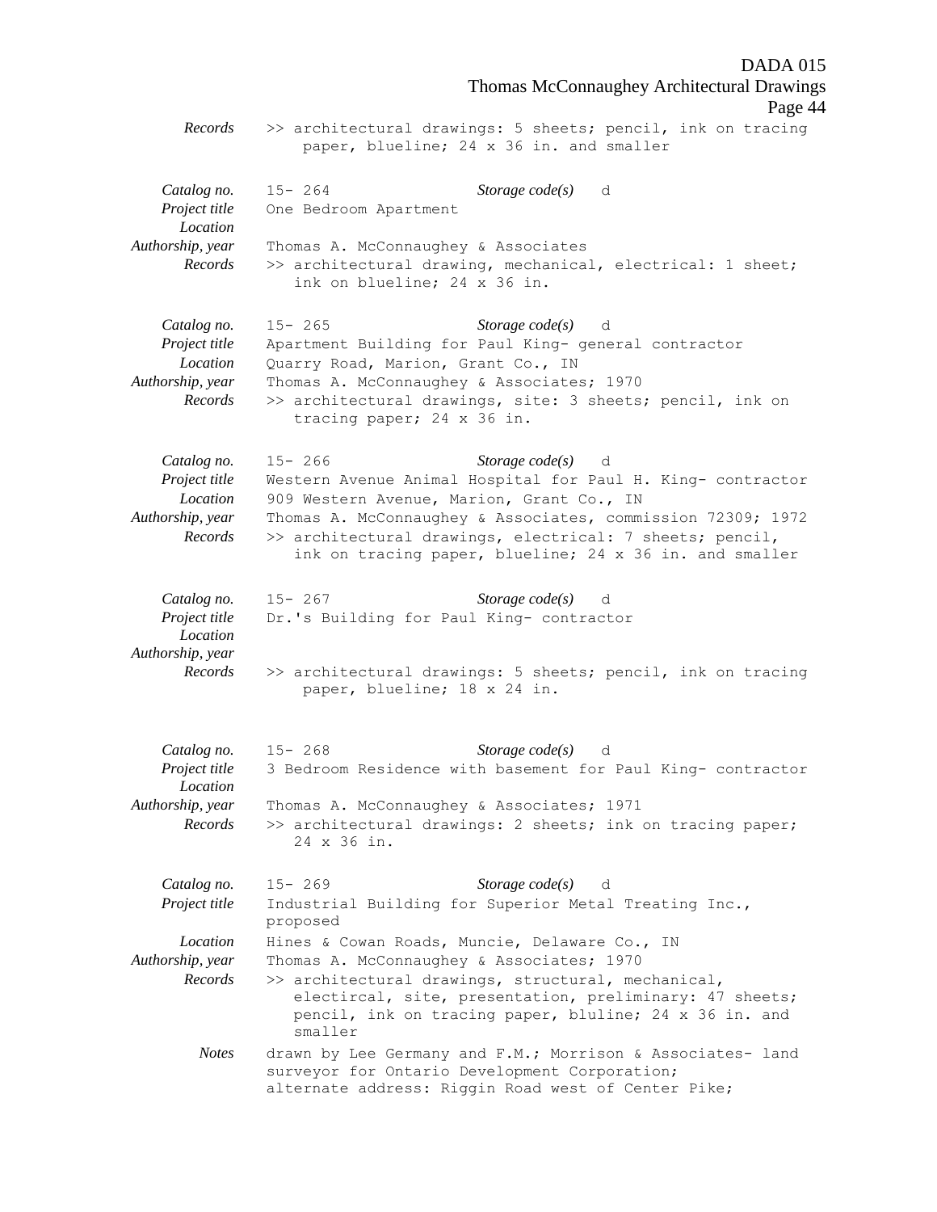*Records* >> architectural drawings: 5 sheets; pencil, ink on tracing paper, blueline; 24 x 36 in. and smaller

| | |
|---|---|
| *Catalog no.* | 15- 264 *Storage code(s)* d |
| *Project title* | One Bedroom Apartment |
| *Location* | |
| *Authorship, year* | Thomas A. McConnaughey & Associates |
| *Records* | >> architectural drawing, mechanical, electrical: 1 sheet; ink on blueline; 24 x 36 in. |

| | |
|---|---|
| *Catalog no.* | 15- 265 *Storage code(s)* d |
| *Project title* | Apartment Building for Paul King- general contractor |
| *Location* | Quarry Road, Marion, Grant Co., IN |
| *Authorship, year* | Thomas A. McConnaughey & Associates; 1970 |
| *Records* | >> architectural drawings, site: 3 sheets; pencil, ink on tracing paper; 24 x 36 in. |

| | |
|---|---|
| *Catalog no.* | 15- 266 *Storage code(s)* d |
| *Project title* | Western Avenue Animal Hospital for Paul H. King- contractor |
| *Location* | 909 Western Avenue, Marion, Grant Co., IN |
| *Authorship, year* | Thomas A. McConnaughey & Associates, commission 72309; 1972 |
| *Records* | >> architectural drawings, electrical: 7 sheets; pencil, ink on tracing paper, blueline; 24 x 36 in. and smaller |

| | |
|---|---|
| *Catalog no.* | 15- 267 *Storage code(s)* d |
| *Project title* | Dr.'s Building for Paul King- contractor |
| *Location* | |
| *Authorship, year* | |
| *Records* | >> architectural drawings: 5 sheets; pencil, ink on tracing paper, blueline; 18 x 24 in. |

| | |
|---|---|
| *Catalog no.* | 15- 268 *Storage code(s)* d |
| *Project title* | 3 Bedroom Residence with basement for Paul King- contractor |
| *Location* | |
| *Authorship, year* | Thomas A. McConnaughey & Associates; 1971 |
| *Records* | >> architectural drawings: 2 sheets; ink on tracing paper; 24 x 36 in. |

| | |
|---|---|
| *Catalog no.* | 15- 269 *Storage code(s)* d |
| *Project title* | Industrial Building for Superior Metal Treating Inc., proposed |
| *Location* | Hines & Cowan Roads, Muncie, Delaware Co., IN |
| *Authorship, year* | Thomas A. McConnaughey & Associates; 1970 |
| *Records* | >> architectural drawings, structural, mechanical, electircal, site, presentation, preliminary: 47 sheets; pencil, ink on tracing paper, bluline; 24 x 36 in. and smaller |
| *Notes* | drawn by Lee Germany and F.M.; Morrison & Associates- land surveyor for Ontario Development Corporation; alternate address: Riggin Road west of Center Pike; |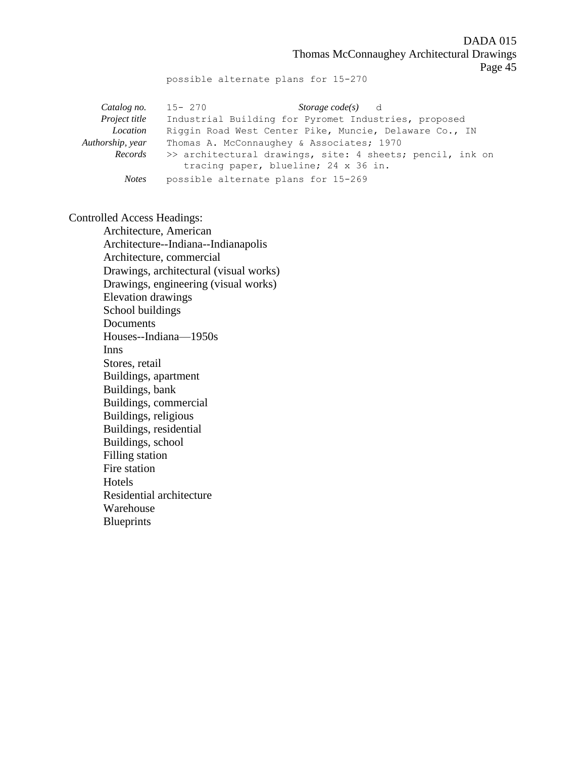possible alternate plans for 15-270

*Catalog no.* 15- 270 *Storage code(s)* d
*Project title* Industrial Building for Pyromet Industries, proposed
*Location* Riggin Road West Center Pike, Muncie, Delaware Co., IN
*Authorship, year* Thomas A. McConnaughey & Associates; 1970
*Records* >> architectural drawings, site: 4 sheets; pencil, ink on tracing paper, blueline; 24 x 36 in.
*Notes* possible alternate plans for 15-269

Controlled Access Headings:

- Architecture, American
- Architecture--Indiana--Indianapolis
- Architecture, commercial
- Drawings, architectural (visual works)
- Drawings, engineering (visual works)
- Elevation drawings
- School buildings
- Documents
- Houses--Indiana—1950s
- Inns
- Stores, retail
- Buildings, apartment
- Buildings, bank
- Buildings, commercial
- Buildings, religious
- Buildings, residential
- Buildings, school
- Filling station
- Fire station
- Hotels
- Residential architecture
- Warehouse
- Blueprints